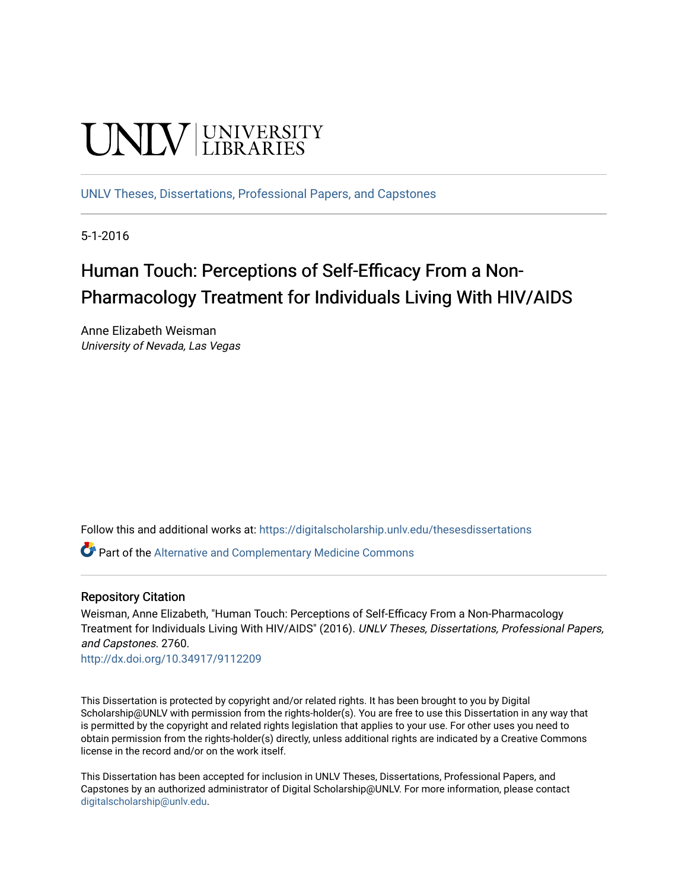UNLV | UNIVERSITY LIBRARIES

UNLV Theses, Dissertations, Professional Papers, and Capstones

5-1-2016

# Human Touch: Perceptions of Self-Efficacy From a Non-Pharmacology Treatment for Individuals Living With HIV/AIDS

Anne Elizabeth Weisman
*University of Nevada, Las Vegas*

Follow this and additional works at: https://digitalscholarship.unlv.edu/thesesdissertations

Part of the Alternative and Complementary Medicine Commons

## Repository Citation

Weisman, Anne Elizabeth, "Human Touch: Perceptions of Self-Efficacy From a Non-Pharmacology Treatment for Individuals Living With HIV/AIDS" (2016). *UNLV Theses, Dissertations, Professional Papers, and Capstones*. 2760.
http://dx.doi.org/10.34917/9112209

This Dissertation is protected by copyright and/or related rights. It has been brought to you by Digital Scholarship@UNLV with permission from the rights-holder(s). You are free to use this Dissertation in any way that is permitted by the copyright and related rights legislation that applies to your use. For other uses you need to obtain permission from the rights-holder(s) directly, unless additional rights are indicated by a Creative Commons license in the record and/or on the work itself.

This Dissertation has been accepted for inclusion in UNLV Theses, Dissertations, Professional Papers, and Capstones by an authorized administrator of Digital Scholarship@UNLV. For more information, please contact digitalscholarship@unlv.edu.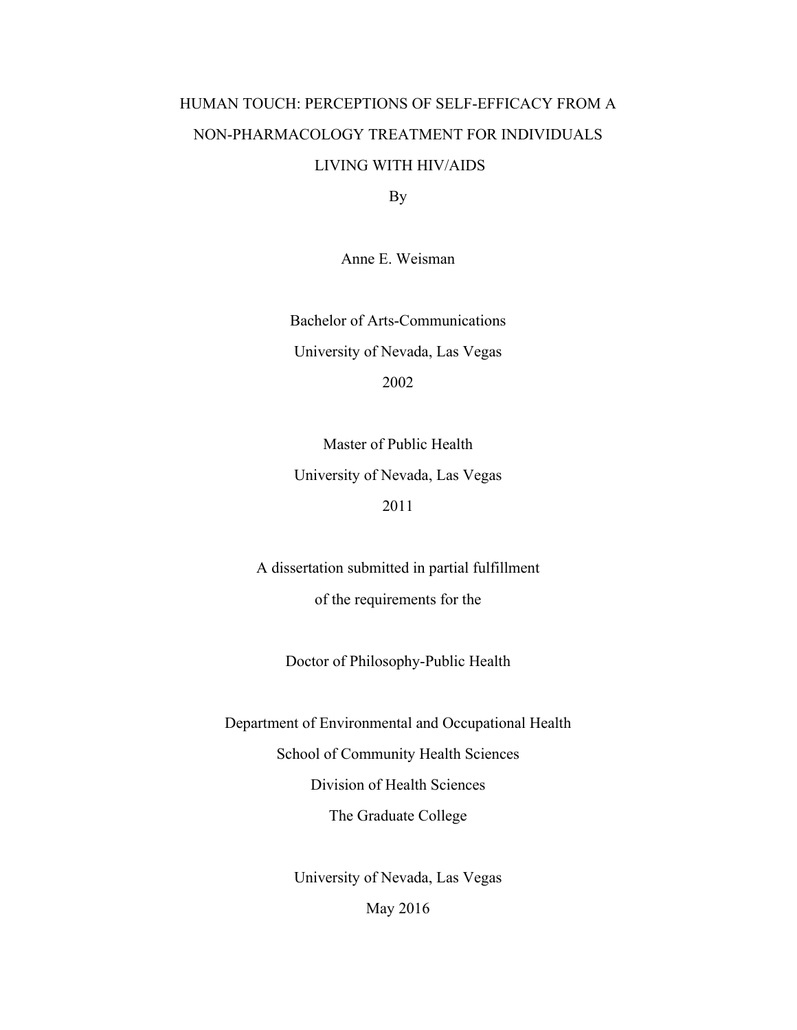# HUMAN TOUCH: PERCEPTIONS OF SELF-EFFICACY FROM A NON-PHARMACOLOGY TREATMENT FOR INDIVIDUALS LIVING WITH HIV/AIDS

By

Anne E. Weisman

Bachelor of Arts-Communications
University of Nevada, Las Vegas
2002

Master of Public Health
University of Nevada, Las Vegas
2011

A dissertation submitted in partial fulfillment
of the requirements for the

Doctor of Philosophy-Public Health

Department of Environmental and Occupational Health
School of Community Health Sciences
Division of Health Sciences
The Graduate College

University of Nevada, Las Vegas
May 2016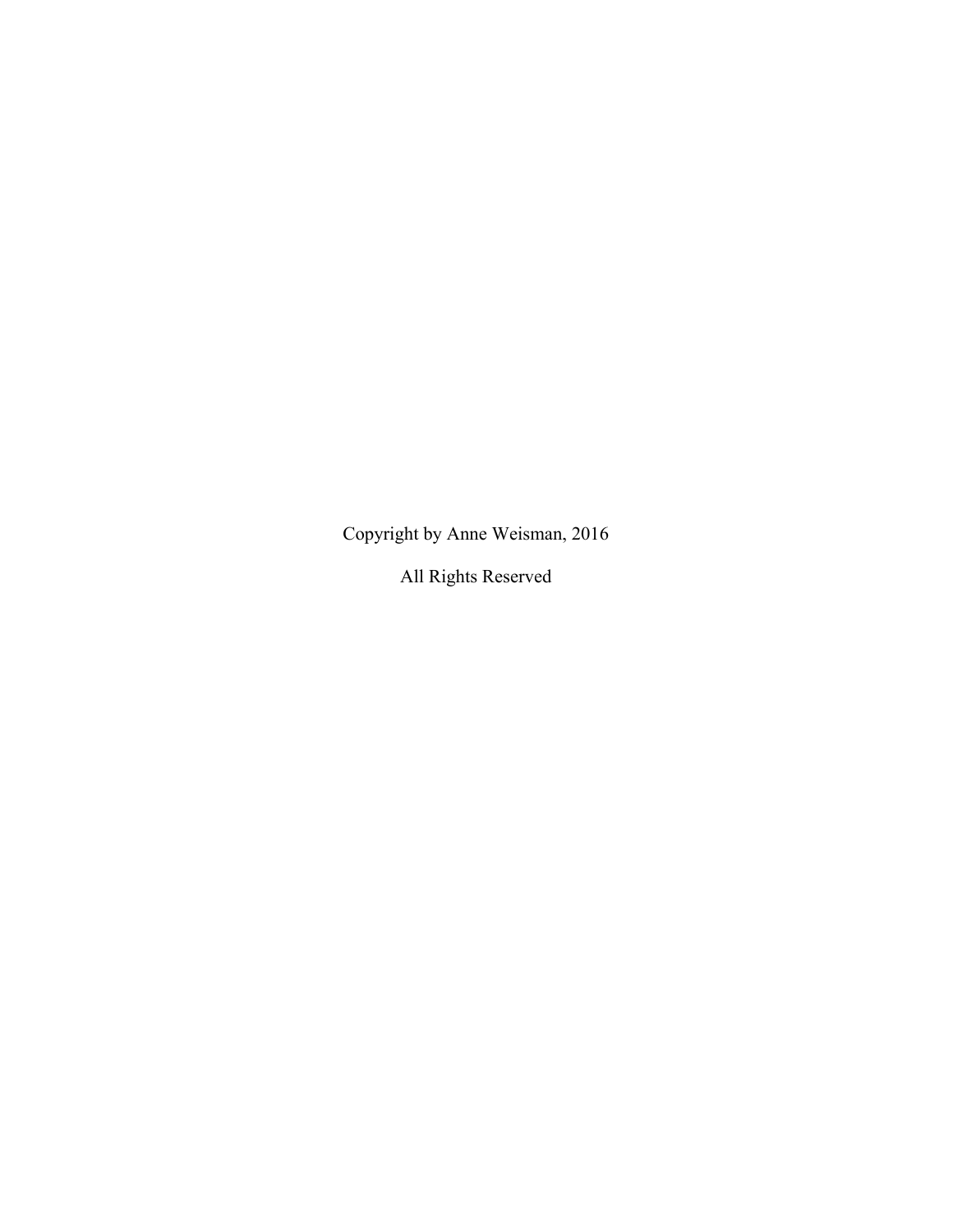Copyright by Anne Weisman, 2016

All Rights Reserved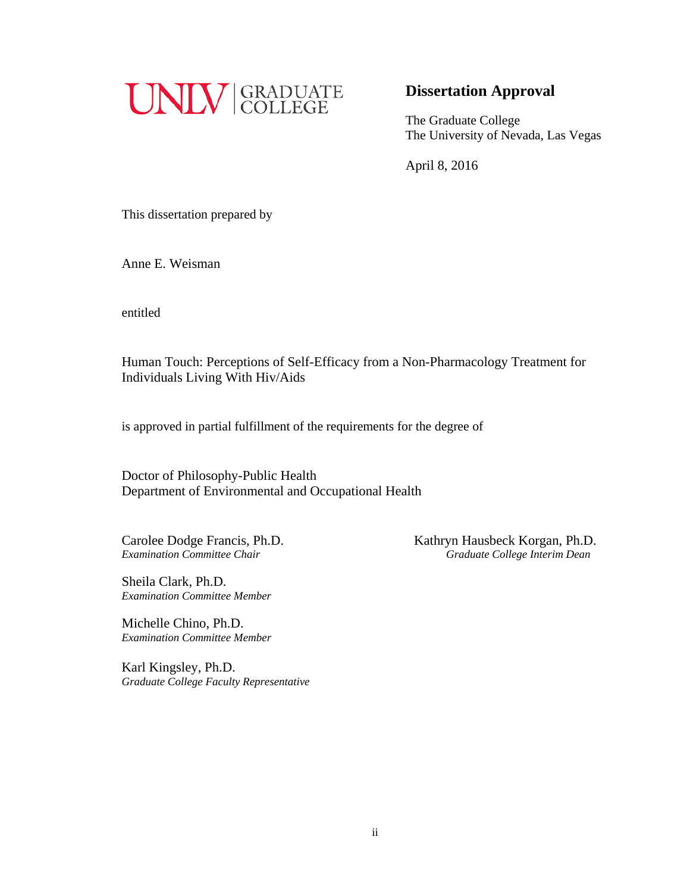UNLV | GRADUATE COLLEGE

## Dissertation Approval

The Graduate College
The University of Nevada, Las Vegas

April 8, 2016

This dissertation prepared by

Anne E. Weisman

entitled

Human Touch: Perceptions of Self-Efficacy from a Non-Pharmacology Treatment for Individuals Living With Hiv/Aids

is approved in partial fulfillment of the requirements for the degree of

Doctor of Philosophy-Public Health
Department of Environmental and Occupational Health

Carolee Dodge Francis, Ph.D.
*Examination Committee Chair*

Sheila Clark, Ph.D.
*Examination Committee Member*

Michelle Chino, Ph.D.
*Examination Committee Member*

Karl Kingsley, Ph.D.
*Graduate College Faculty Representative*

Kathryn Hausbeck Korgan, Ph.D.
*Graduate College Interim Dean*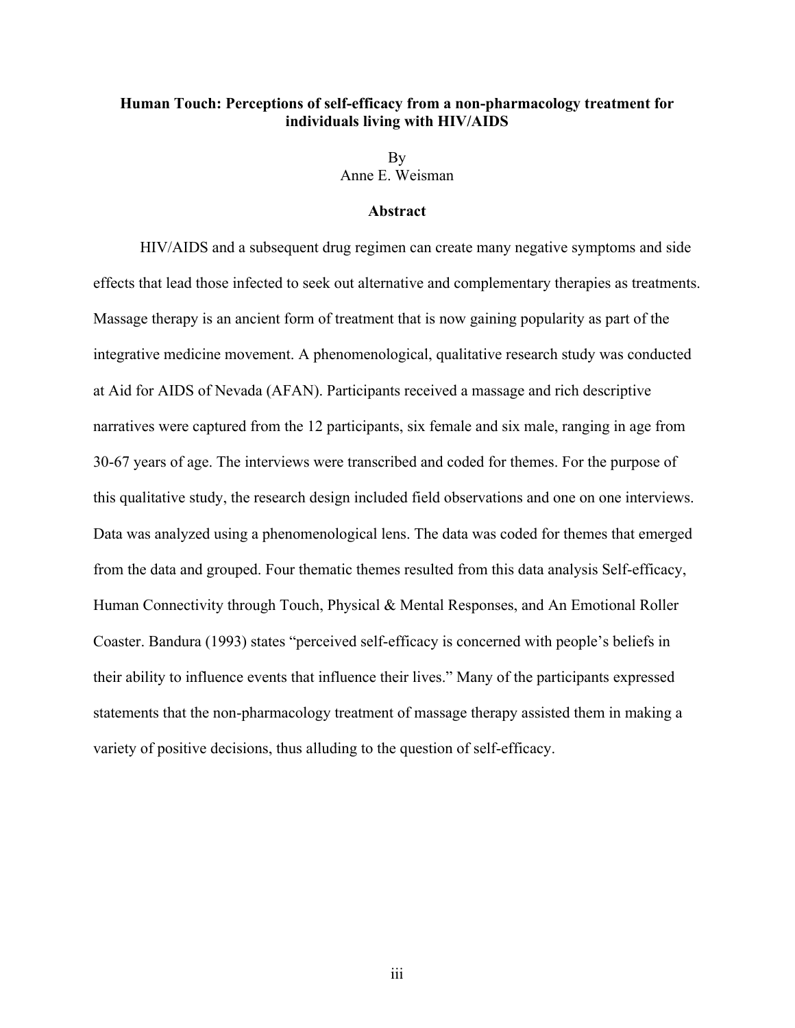**Human Touch: Perceptions of self-efficacy from a non-pharmacology treatment for individuals living with HIV/AIDS**

By
Anne E. Weisman

## Abstract

HIV/AIDS and a subsequent drug regimen can create many negative symptoms and side effects that lead those infected to seek out alternative and complementary therapies as treatments. Massage therapy is an ancient form of treatment that is now gaining popularity as part of the integrative medicine movement. A phenomenological, qualitative research study was conducted at Aid for AIDS of Nevada (AFAN). Participants received a massage and rich descriptive narratives were captured from the 12 participants, six female and six male, ranging in age from 30-67 years of age. The interviews were transcribed and coded for themes. For the purpose of this qualitative study, the research design included field observations and one on one interviews. Data was analyzed using a phenomenological lens. The data was coded for themes that emerged from the data and grouped. Four thematic themes resulted from this data analysis Self-efficacy, Human Connectivity through Touch, Physical & Mental Responses, and An Emotional Roller Coaster. Bandura (1993) states "perceived self-efficacy is concerned with people's beliefs in their ability to influence events that influence their lives." Many of the participants expressed statements that the non-pharmacology treatment of massage therapy assisted them in making a variety of positive decisions, thus alluding to the question of self-efficacy.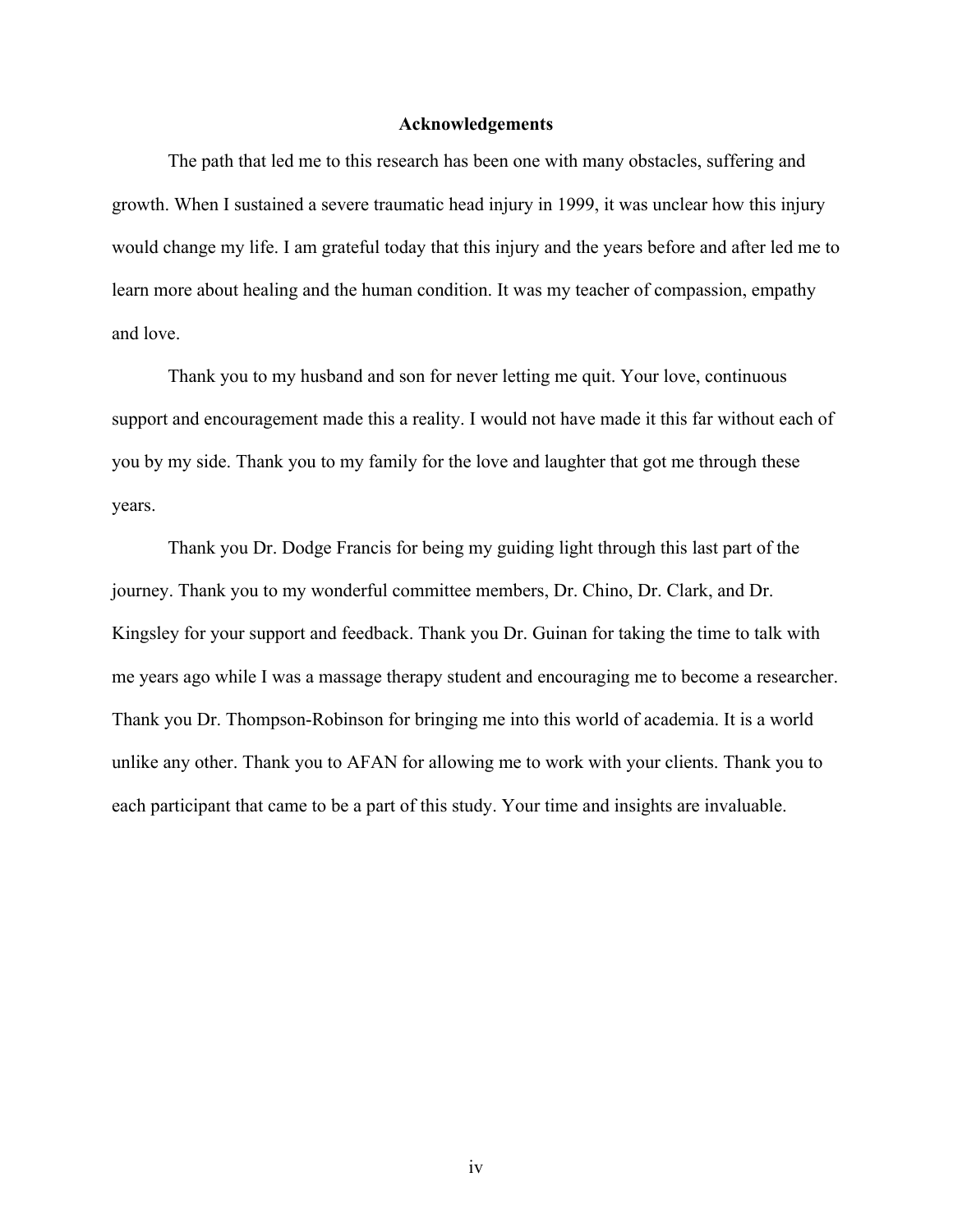## Acknowledgements

The path that led me to this research has been one with many obstacles, suffering and growth. When I sustained a severe traumatic head injury in 1999, it was unclear how this injury would change my life. I am grateful today that this injury and the years before and after led me to learn more about healing and the human condition. It was my teacher of compassion, empathy and love.

Thank you to my husband and son for never letting me quit. Your love, continuous support and encouragement made this a reality. I would not have made it this far without each of you by my side. Thank you to my family for the love and laughter that got me through these years.

Thank you Dr. Dodge Francis for being my guiding light through this last part of the journey. Thank you to my wonderful committee members, Dr. Chino, Dr. Clark, and Dr. Kingsley for your support and feedback. Thank you Dr. Guinan for taking the time to talk with me years ago while I was a massage therapy student and encouraging me to become a researcher. Thank you Dr. Thompson-Robinson for bringing me into this world of academia. It is a world unlike any other. Thank you to AFAN for allowing me to work with your clients. Thank you to each participant that came to be a part of this study. Your time and insights are invaluable.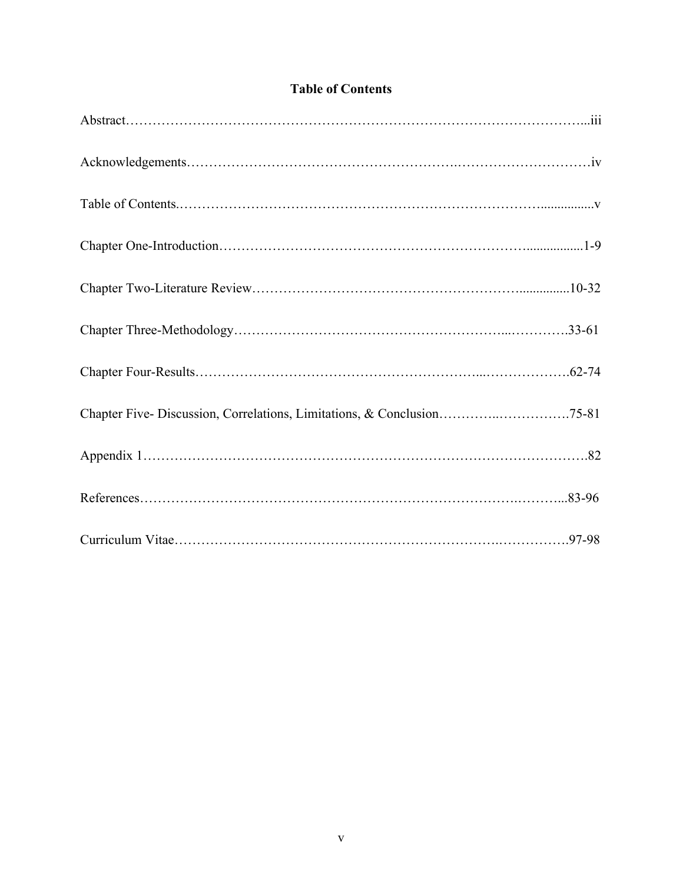# Table of Contents

Abstract……………………………………………………………………………………...iii

Acknowledgements…………………………………………………….…………….………….iv

Table of Contents.……………………………………………………………………................v

Chapter One-Introduction……………………………………………………….................1-9

Chapter Two-Literature Review…………………………………………………...............10-32

Chapter Three-Methodology…………………………………………………...………….33-61

Chapter Four-Results……………………………………………………...……………….62-74

Chapter Five- Discussion, Correlations, Limitations, & Conclusion…………..…………….75-81

Appendix 1……….………………………………………………………………………….82

References…………………………………………………………………….………...83-96

Curriculum Vitae……………………………………………………………….…………….97-98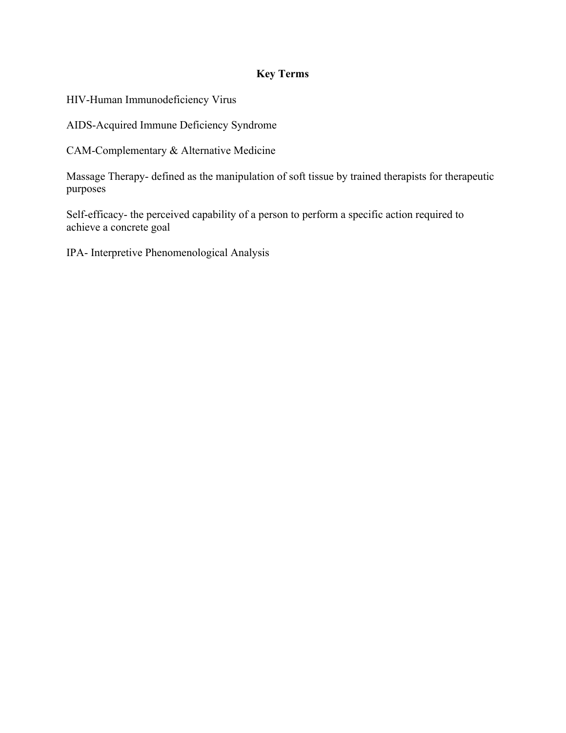## Key Terms

HIV-Human Immunodeficiency Virus

AIDS-Acquired Immune Deficiency Syndrome

CAM-Complementary & Alternative Medicine

Massage Therapy- defined as the manipulation of soft tissue by trained therapists for therapeutic purposes

Self-efficacy- the perceived capability of a person to perform a specific action required to achieve a concrete goal

IPA- Interpretive Phenomenological Analysis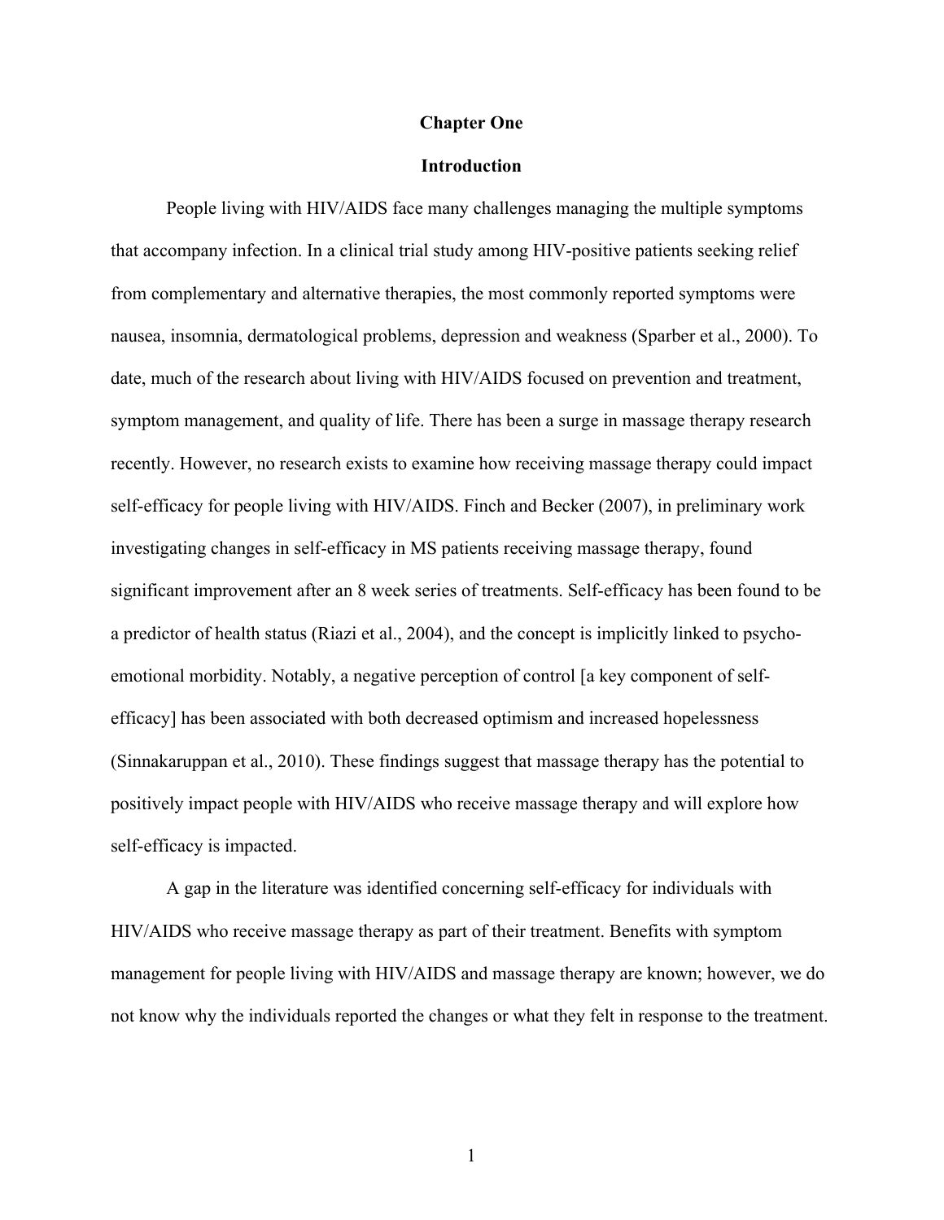# Chapter One

## Introduction

People living with HIV/AIDS face many challenges managing the multiple symptoms that accompany infection. In a clinical trial study among HIV-positive patients seeking relief from complementary and alternative therapies, the most commonly reported symptoms were nausea, insomnia, dermatological problems, depression and weakness (Sparber et al., 2000). To date, much of the research about living with HIV/AIDS focused on prevention and treatment, symptom management, and quality of life. There has been a surge in massage therapy research recently. However, no research exists to examine how receiving massage therapy could impact self-efficacy for people living with HIV/AIDS. Finch and Becker (2007), in preliminary work investigating changes in self-efficacy in MS patients receiving massage therapy, found significant improvement after an 8 week series of treatments. Self-efficacy has been found to be a predictor of health status (Riazi et al., 2004), and the concept is implicitly linked to psycho-emotional morbidity. Notably, a negative perception of control [a key component of self-efficacy] has been associated with both decreased optimism and increased hopelessness (Sinnakaruppan et al., 2010). These findings suggest that massage therapy has the potential to positively impact people with HIV/AIDS who receive massage therapy and will explore how self-efficacy is impacted.

A gap in the literature was identified concerning self-efficacy for individuals with HIV/AIDS who receive massage therapy as part of their treatment. Benefits with symptom management for people living with HIV/AIDS and massage therapy are known; however, we do not know why the individuals reported the changes or what they felt in response to the treatment.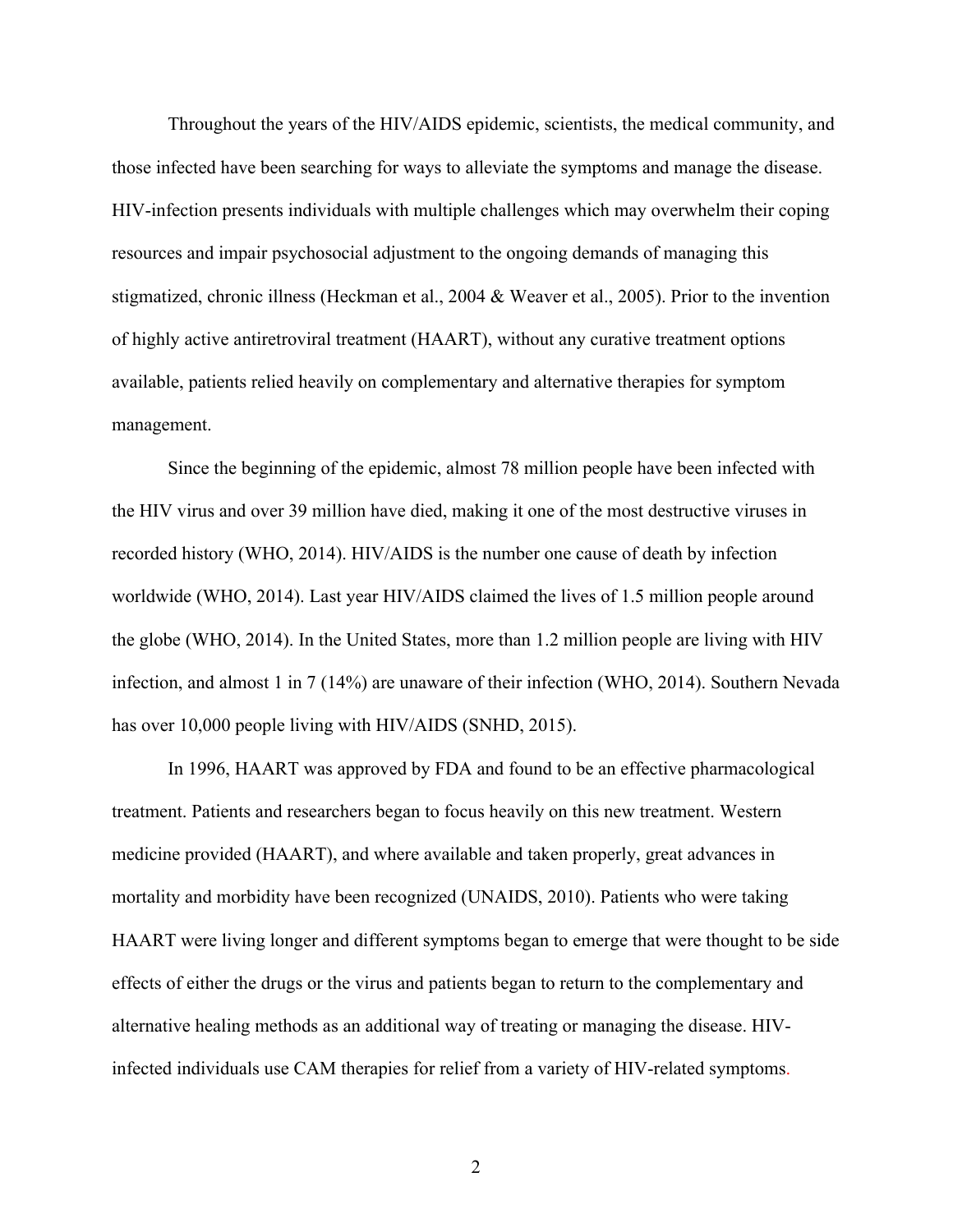Throughout the years of the HIV/AIDS epidemic, scientists, the medical community, and those infected have been searching for ways to alleviate the symptoms and manage the disease. HIV-infection presents individuals with multiple challenges which may overwhelm their coping resources and impair psychosocial adjustment to the ongoing demands of managing this stigmatized, chronic illness (Heckman et al., 2004 & Weaver et al., 2005). Prior to the invention of highly active antiretroviral treatment (HAART), without any curative treatment options available, patients relied heavily on complementary and alternative therapies for symptom management.

Since the beginning of the epidemic, almost 78 million people have been infected with the HIV virus and over 39 million have died, making it one of the most destructive viruses in recorded history (WHO, 2014). HIV/AIDS is the number one cause of death by infection worldwide (WHO, 2014). Last year HIV/AIDS claimed the lives of 1.5 million people around the globe (WHO, 2014). In the United States, more than 1.2 million people are living with HIV infection, and almost 1 in 7 (14%) are unaware of their infection (WHO, 2014). Southern Nevada has over 10,000 people living with HIV/AIDS (SNHD, 2015).

In 1996, HAART was approved by FDA and found to be an effective pharmacological treatment. Patients and researchers began to focus heavily on this new treatment. Western medicine provided (HAART), and where available and taken properly, great advances in mortality and morbidity have been recognized (UNAIDS, 2010). Patients who were taking HAART were living longer and different symptoms began to emerge that were thought to be side effects of either the drugs or the virus and patients began to return to the complementary and alternative healing methods as an additional way of treating or managing the disease. HIV-infected individuals use CAM therapies for relief from a variety of HIV-related symptoms.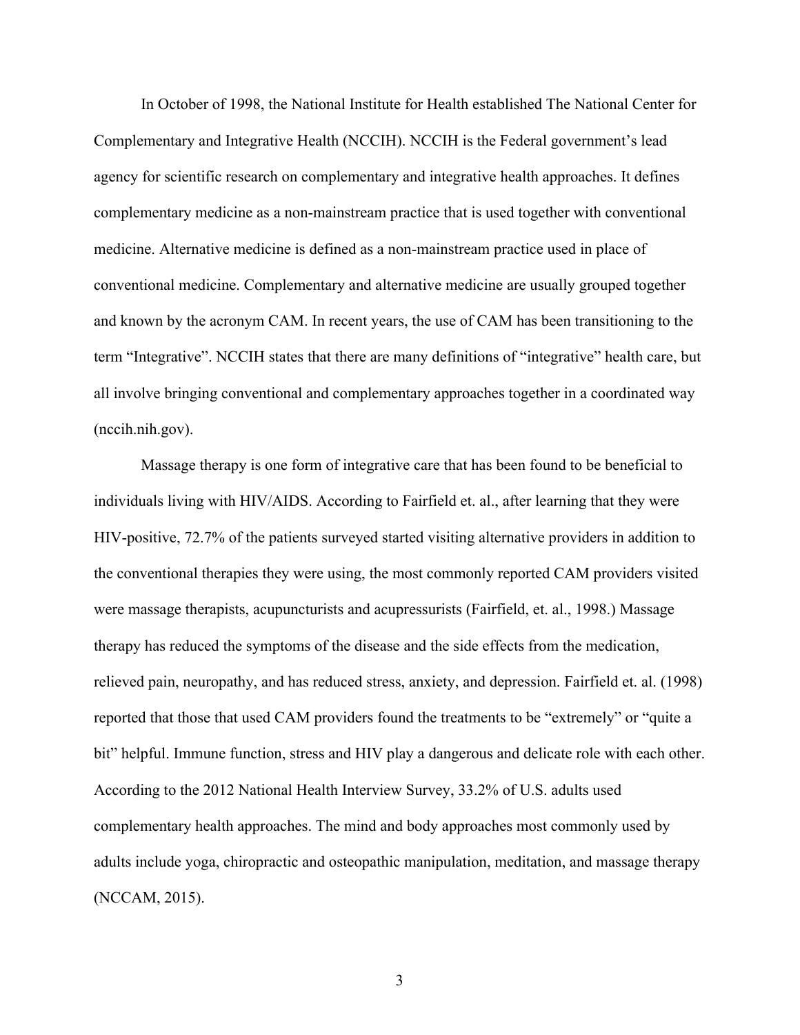In October of 1998, the National Institute for Health established The National Center for Complementary and Integrative Health (NCCIH). NCCIH is the Federal government's lead agency for scientific research on complementary and integrative health approaches. It defines complementary medicine as a non-mainstream practice that is used together with conventional medicine. Alternative medicine is defined as a non-mainstream practice used in place of conventional medicine. Complementary and alternative medicine are usually grouped together and known by the acronym CAM. In recent years, the use of CAM has been transitioning to the term "Integrative". NCCIH states that there are many definitions of "integrative" health care, but all involve bringing conventional and complementary approaches together in a coordinated way (nccih.nih.gov).

Massage therapy is one form of integrative care that has been found to be beneficial to individuals living with HIV/AIDS. According to Fairfield et. al., after learning that they were HIV-positive, 72.7% of the patients surveyed started visiting alternative providers in addition to the conventional therapies they were using, the most commonly reported CAM providers visited were massage therapists, acupuncturists and acupressurists (Fairfield, et. al., 1998.) Massage therapy has reduced the symptoms of the disease and the side effects from the medication, relieved pain, neuropathy, and has reduced stress, anxiety, and depression. Fairfield et. al. (1998) reported that those that used CAM providers found the treatments to be "extremely" or "quite a bit" helpful. Immune function, stress and HIV play a dangerous and delicate role with each other. According to the 2012 National Health Interview Survey, 33.2% of U.S. adults used complementary health approaches. The mind and body approaches most commonly used by adults include yoga, chiropractic and osteopathic manipulation, meditation, and massage therapy (NCCAM, 2015).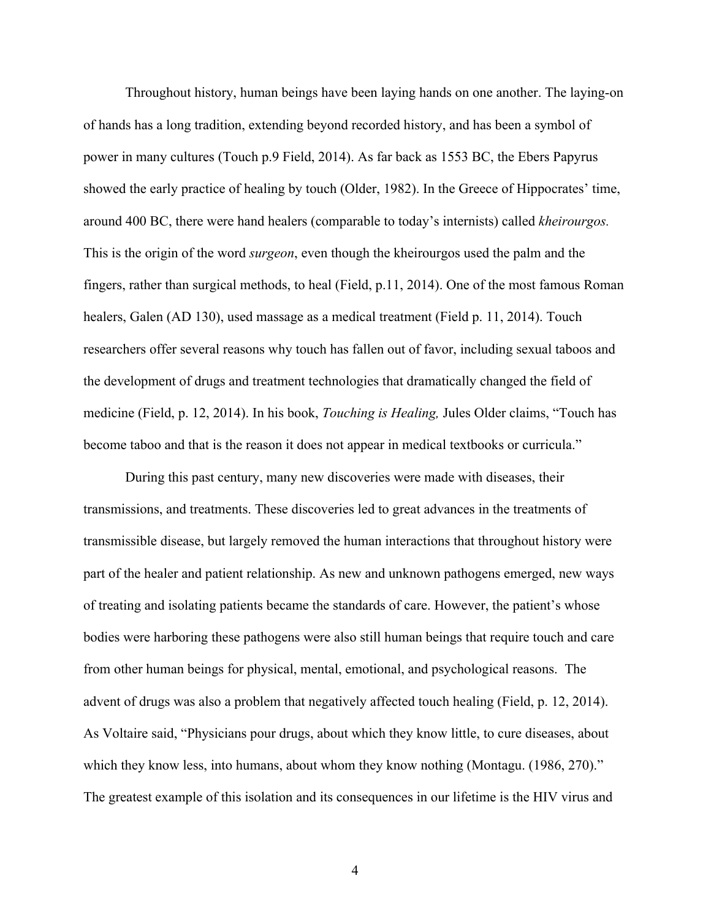Throughout history, human beings have been laying hands on one another. The laying-on of hands has a long tradition, extending beyond recorded history, and has been a symbol of power in many cultures (Touch p.9 Field, 2014). As far back as 1553 BC, the Ebers Papyrus showed the early practice of healing by touch (Older, 1982). In the Greece of Hippocrates' time, around 400 BC, there were hand healers (comparable to today's internists) called *kheirourgos.* This is the origin of the word *surgeon*, even though the kheirourgos used the palm and the fingers, rather than surgical methods, to heal (Field, p.11, 2014). One of the most famous Roman healers, Galen (AD 130), used massage as a medical treatment (Field p. 11, 2014). Touch researchers offer several reasons why touch has fallen out of favor, including sexual taboos and the development of drugs and treatment technologies that dramatically changed the field of medicine (Field, p. 12, 2014). In his book, *Touching is Healing,* Jules Older claims, "Touch has become taboo and that is the reason it does not appear in medical textbooks or curricula."

During this past century, many new discoveries were made with diseases, their transmissions, and treatments. These discoveries led to great advances in the treatments of transmissible disease, but largely removed the human interactions that throughout history were part of the healer and patient relationship. As new and unknown pathogens emerged, new ways of treating and isolating patients became the standards of care. However, the patient's whose bodies were harboring these pathogens were also still human beings that require touch and care from other human beings for physical, mental, emotional, and psychological reasons. The advent of drugs was also a problem that negatively affected touch healing (Field, p. 12, 2014). As Voltaire said, "Physicians pour drugs, about which they know little, to cure diseases, about which they know less, into humans, about whom they know nothing (Montagu. (1986, 270)." The greatest example of this isolation and its consequences in our lifetime is the HIV virus and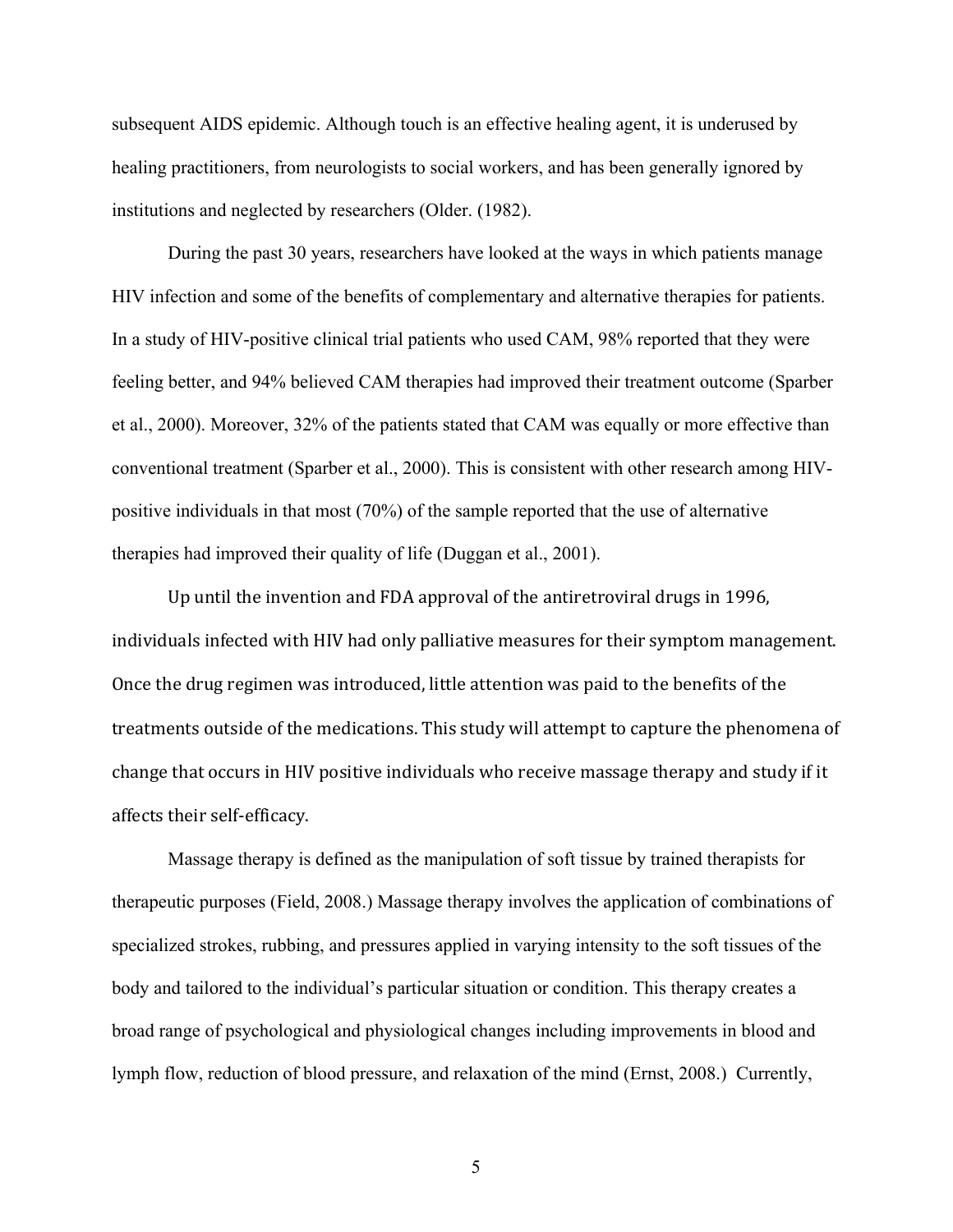subsequent AIDS epidemic. Although touch is an effective healing agent, it is underused by healing practitioners, from neurologists to social workers, and has been generally ignored by institutions and neglected by researchers (Older. (1982).

During the past 30 years, researchers have looked at the ways in which patients manage HIV infection and some of the benefits of complementary and alternative therapies for patients. In a study of HIV-positive clinical trial patients who used CAM, 98% reported that they were feeling better, and 94% believed CAM therapies had improved their treatment outcome (Sparber et al., 2000). Moreover, 32% of the patients stated that CAM was equally or more effective than conventional treatment (Sparber et al., 2000). This is consistent with other research among HIV-positive individuals in that most (70%) of the sample reported that the use of alternative therapies had improved their quality of life (Duggan et al., 2001).

Up until the invention and FDA approval of the antiretroviral drugs in 1996, individuals infected with HIV had only palliative measures for their symptom management. Once the drug regimen was introduced, little attention was paid to the benefits of the treatments outside of the medications. This study will attempt to capture the phenomena of change that occurs in HIV positive individuals who receive massage therapy and study if it affects their self-efficacy.

Massage therapy is defined as the manipulation of soft tissue by trained therapists for therapeutic purposes (Field, 2008.) Massage therapy involves the application of combinations of specialized strokes, rubbing, and pressures applied in varying intensity to the soft tissues of the body and tailored to the individual's particular situation or condition. This therapy creates a broad range of psychological and physiological changes including improvements in blood and lymph flow, reduction of blood pressure, and relaxation of the mind (Ernst, 2008.) Currently,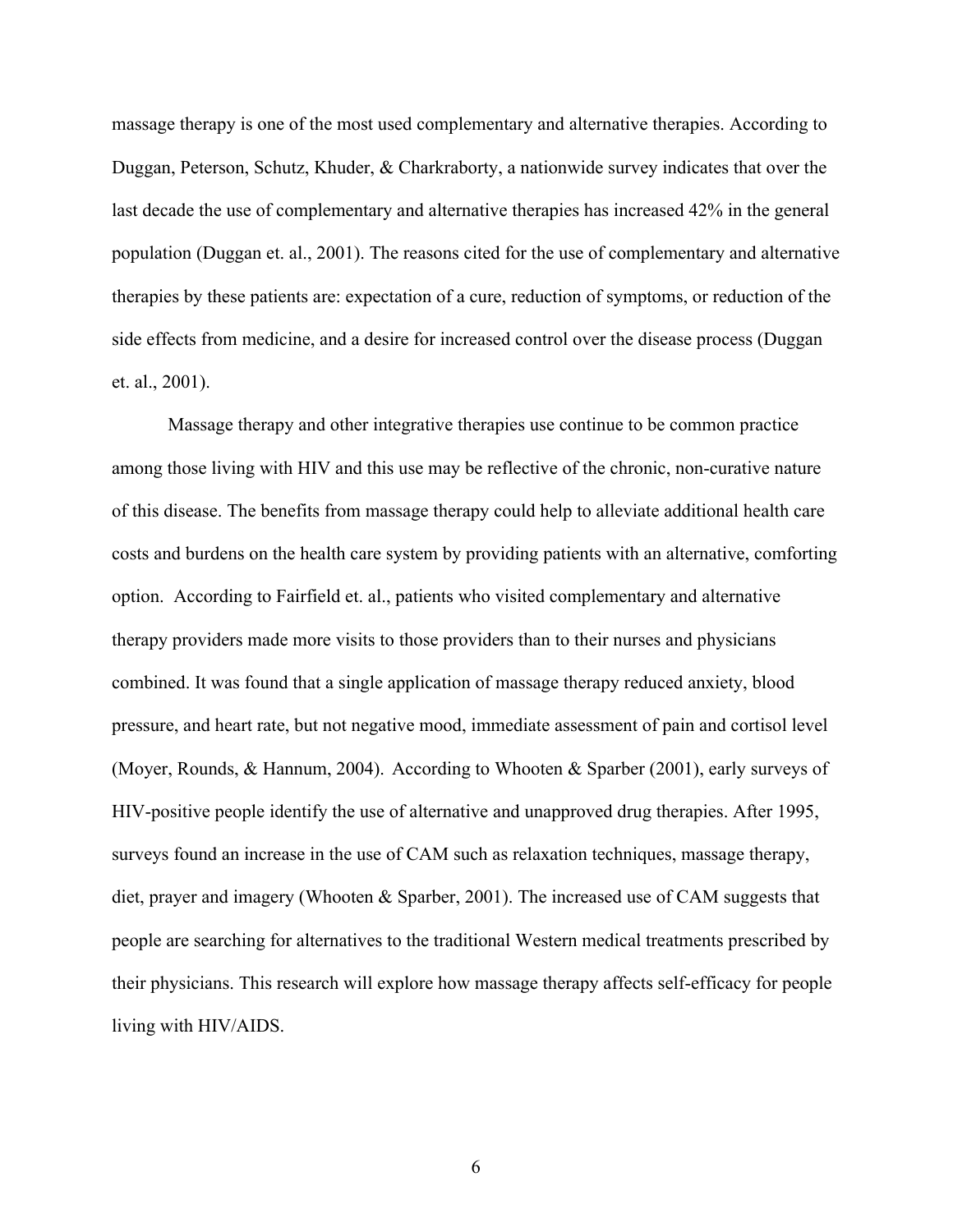massage therapy is one of the most used complementary and alternative therapies. According to Duggan, Peterson, Schutz, Khuder, & Charkraborty, a nationwide survey indicates that over the last decade the use of complementary and alternative therapies has increased 42% in the general population (Duggan et. al., 2001). The reasons cited for the use of complementary and alternative therapies by these patients are: expectation of a cure, reduction of symptoms, or reduction of the side effects from medicine, and a desire for increased control over the disease process (Duggan et. al., 2001).

Massage therapy and other integrative therapies use continue to be common practice among those living with HIV and this use may be reflective of the chronic, non-curative nature of this disease. The benefits from massage therapy could help to alleviate additional health care costs and burdens on the health care system by providing patients with an alternative, comforting option. According to Fairfield et. al., patients who visited complementary and alternative therapy providers made more visits to those providers than to their nurses and physicians combined. It was found that a single application of massage therapy reduced anxiety, blood pressure, and heart rate, but not negative mood, immediate assessment of pain and cortisol level (Moyer, Rounds, & Hannum, 2004). According to Whooten & Sparber (2001), early surveys of HIV-positive people identify the use of alternative and unapproved drug therapies. After 1995, surveys found an increase in the use of CAM such as relaxation techniques, massage therapy, diet, prayer and imagery (Whooten & Sparber, 2001). The increased use of CAM suggests that people are searching for alternatives to the traditional Western medical treatments prescribed by their physicians. This research will explore how massage therapy affects self-efficacy for people living with HIV/AIDS.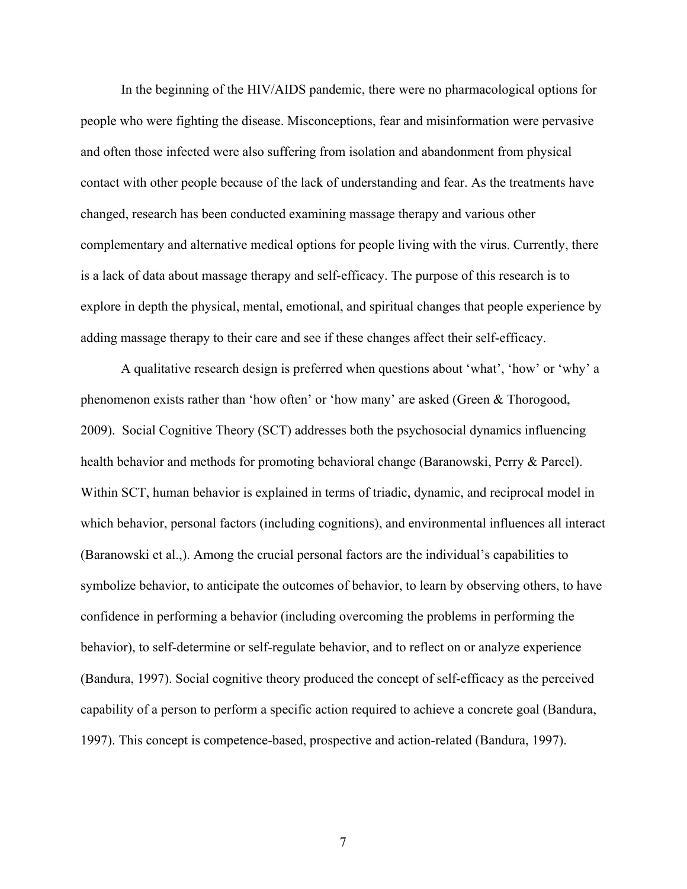In the beginning of the HIV/AIDS pandemic, there were no pharmacological options for people who were fighting the disease. Misconceptions, fear and misinformation were pervasive and often those infected were also suffering from isolation and abandonment from physical contact with other people because of the lack of understanding and fear. As the treatments have changed, research has been conducted examining massage therapy and various other complementary and alternative medical options for people living with the virus. Currently, there is a lack of data about massage therapy and self-efficacy. The purpose of this research is to explore in depth the physical, mental, emotional, and spiritual changes that people experience by adding massage therapy to their care and see if these changes affect their self-efficacy.

A qualitative research design is preferred when questions about 'what', 'how' or 'why' a phenomenon exists rather than 'how often' or 'how many' are asked (Green & Thorogood, 2009). Social Cognitive Theory (SCT) addresses both the psychosocial dynamics influencing health behavior and methods for promoting behavioral change (Baranowski, Perry & Parcel). Within SCT, human behavior is explained in terms of triadic, dynamic, and reciprocal model in which behavior, personal factors (including cognitions), and environmental influences all interact (Baranowski et al.,). Among the crucial personal factors are the individual's capabilities to symbolize behavior, to anticipate the outcomes of behavior, to learn by observing others, to have confidence in performing a behavior (including overcoming the problems in performing the behavior), to self-determine or self-regulate behavior, and to reflect on or analyze experience (Bandura, 1997). Social cognitive theory produced the concept of self-efficacy as the perceived capability of a person to perform a specific action required to achieve a concrete goal (Bandura, 1997). This concept is competence-based, prospective and action-related (Bandura, 1997).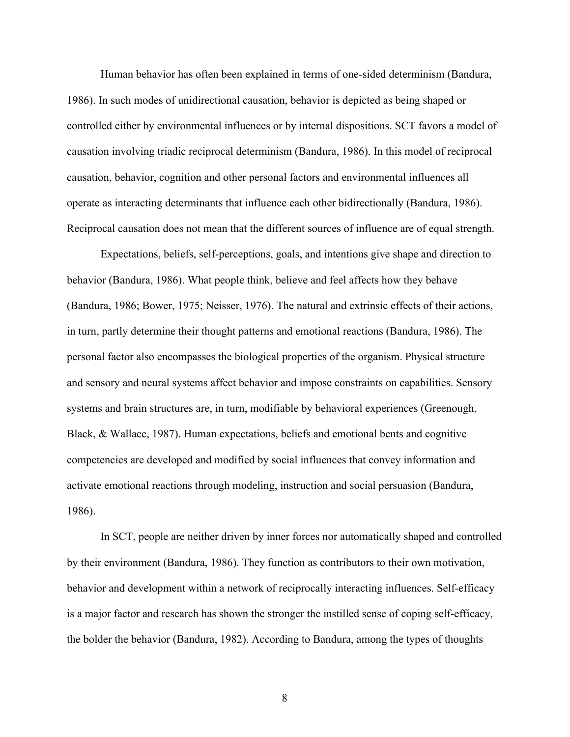Human behavior has often been explained in terms of one-sided determinism (Bandura, 1986). In such modes of unidirectional causation, behavior is depicted as being shaped or controlled either by environmental influences or by internal dispositions. SCT favors a model of causation involving triadic reciprocal determinism (Bandura, 1986). In this model of reciprocal causation, behavior, cognition and other personal factors and environmental influences all operate as interacting determinants that influence each other bidirectionally (Bandura, 1986). Reciprocal causation does not mean that the different sources of influence are of equal strength.

Expectations, beliefs, self-perceptions, goals, and intentions give shape and direction to behavior (Bandura, 1986). What people think, believe and feel affects how they behave (Bandura, 1986; Bower, 1975; Neisser, 1976). The natural and extrinsic effects of their actions, in turn, partly determine their thought patterns and emotional reactions (Bandura, 1986). The personal factor also encompasses the biological properties of the organism. Physical structure and sensory and neural systems affect behavior and impose constraints on capabilities. Sensory systems and brain structures are, in turn, modifiable by behavioral experiences (Greenough, Black, & Wallace, 1987). Human expectations, beliefs and emotional bents and cognitive competencies are developed and modified by social influences that convey information and activate emotional reactions through modeling, instruction and social persuasion (Bandura, 1986).

In SCT, people are neither driven by inner forces nor automatically shaped and controlled by their environment (Bandura, 1986). They function as contributors to their own motivation, behavior and development within a network of reciprocally interacting influences. Self-efficacy is a major factor and research has shown the stronger the instilled sense of coping self-efficacy, the bolder the behavior (Bandura, 1982). According to Bandura, among the types of thoughts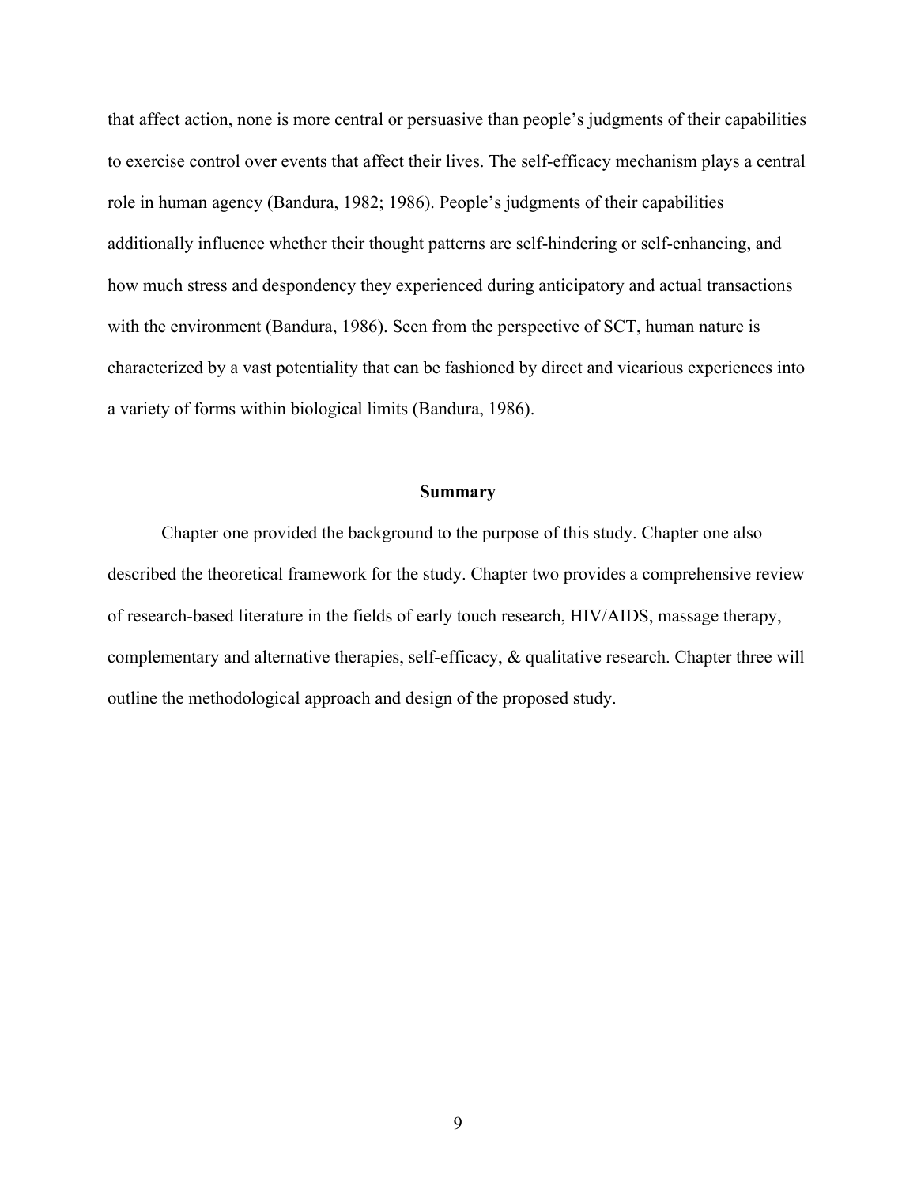that affect action, none is more central or persuasive than people's judgments of their capabilities to exercise control over events that affect their lives. The self-efficacy mechanism plays a central role in human agency (Bandura, 1982; 1986). People's judgments of their capabilities additionally influence whether their thought patterns are self-hindering or self-enhancing, and how much stress and despondency they experienced during anticipatory and actual transactions with the environment (Bandura, 1986). Seen from the perspective of SCT, human nature is characterized by a vast potentiality that can be fashioned by direct and vicarious experiences into a variety of forms within biological limits (Bandura, 1986).

## Summary

Chapter one provided the background to the purpose of this study. Chapter one also described the theoretical framework for the study. Chapter two provides a comprehensive review of research-based literature in the fields of early touch research, HIV/AIDS, massage therapy, complementary and alternative therapies, self-efficacy, & qualitative research. Chapter three will outline the methodological approach and design of the proposed study.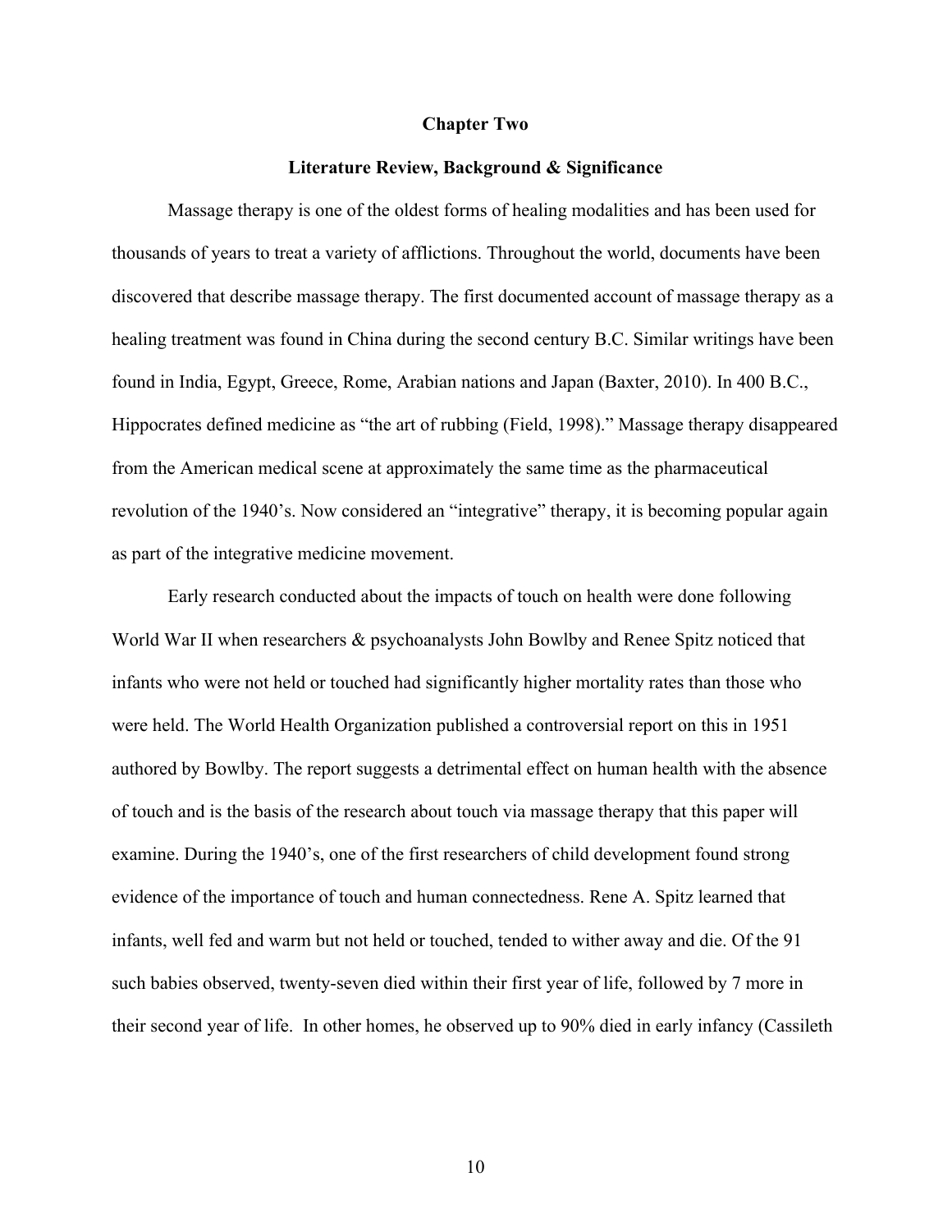# Chapter Two

## Literature Review, Background & Significance

Massage therapy is one of the oldest forms of healing modalities and has been used for thousands of years to treat a variety of afflictions. Throughout the world, documents have been discovered that describe massage therapy. The first documented account of massage therapy as a healing treatment was found in China during the second century B.C. Similar writings have been found in India, Egypt, Greece, Rome, Arabian nations and Japan (Baxter, 2010). In 400 B.C., Hippocrates defined medicine as "the art of rubbing (Field, 1998)." Massage therapy disappeared from the American medical scene at approximately the same time as the pharmaceutical revolution of the 1940's. Now considered an "integrative" therapy, it is becoming popular again as part of the integrative medicine movement.

Early research conducted about the impacts of touch on health were done following World War II when researchers & psychoanalysts John Bowlby and Renee Spitz noticed that infants who were not held or touched had significantly higher mortality rates than those who were held. The World Health Organization published a controversial report on this in 1951 authored by Bowlby. The report suggests a detrimental effect on human health with the absence of touch and is the basis of the research about touch via massage therapy that this paper will examine. During the 1940's, one of the first researchers of child development found strong evidence of the importance of touch and human connectedness. Rene A. Spitz learned that infants, well fed and warm but not held or touched, tended to wither away and die. Of the 91 such babies observed, twenty-seven died within their first year of life, followed by 7 more in their second year of life. In other homes, he observed up to 90% died in early infancy (Cassileth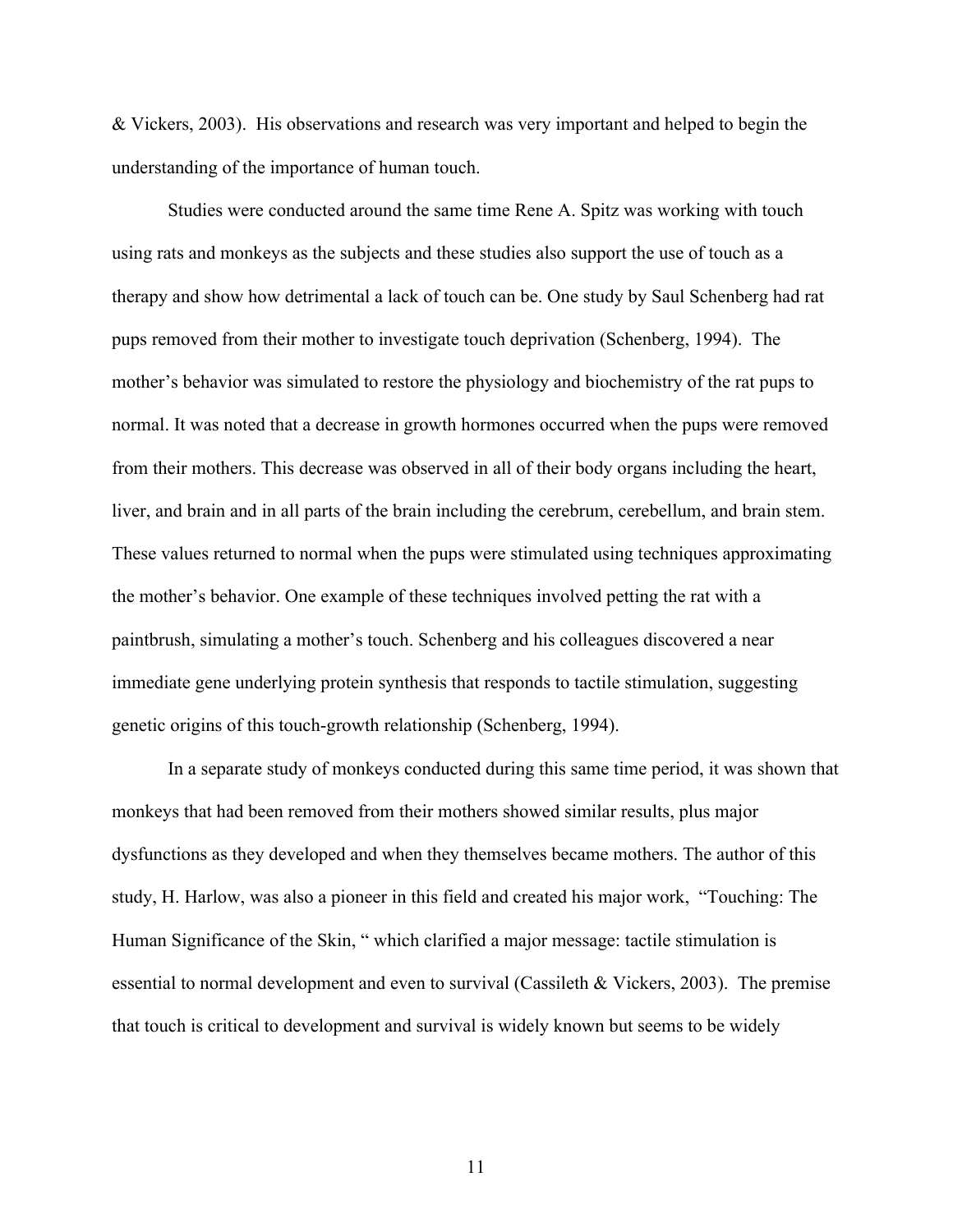& Vickers, 2003). His observations and research was very important and helped to begin the understanding of the importance of human touch.

Studies were conducted around the same time Rene A. Spitz was working with touch using rats and monkeys as the subjects and these studies also support the use of touch as a therapy and show how detrimental a lack of touch can be. One study by Saul Schenberg had rat pups removed from their mother to investigate touch deprivation (Schenberg, 1994). The mother's behavior was simulated to restore the physiology and biochemistry of the rat pups to normal. It was noted that a decrease in growth hormones occurred when the pups were removed from their mothers. This decrease was observed in all of their body organs including the heart, liver, and brain and in all parts of the brain including the cerebrum, cerebellum, and brain stem. These values returned to normal when the pups were stimulated using techniques approximating the mother's behavior. One example of these techniques involved petting the rat with a paintbrush, simulating a mother's touch. Schenberg and his colleagues discovered a near immediate gene underlying protein synthesis that responds to tactile stimulation, suggesting genetic origins of this touch-growth relationship (Schenberg, 1994).

In a separate study of monkeys conducted during this same time period, it was shown that monkeys that had been removed from their mothers showed similar results, plus major dysfunctions as they developed and when they themselves became mothers. The author of this study, H. Harlow, was also a pioneer in this field and created his major work, "Touching: The Human Significance of the Skin, " which clarified a major message: tactile stimulation is essential to normal development and even to survival (Cassileth & Vickers, 2003). The premise that touch is critical to development and survival is widely known but seems to be widely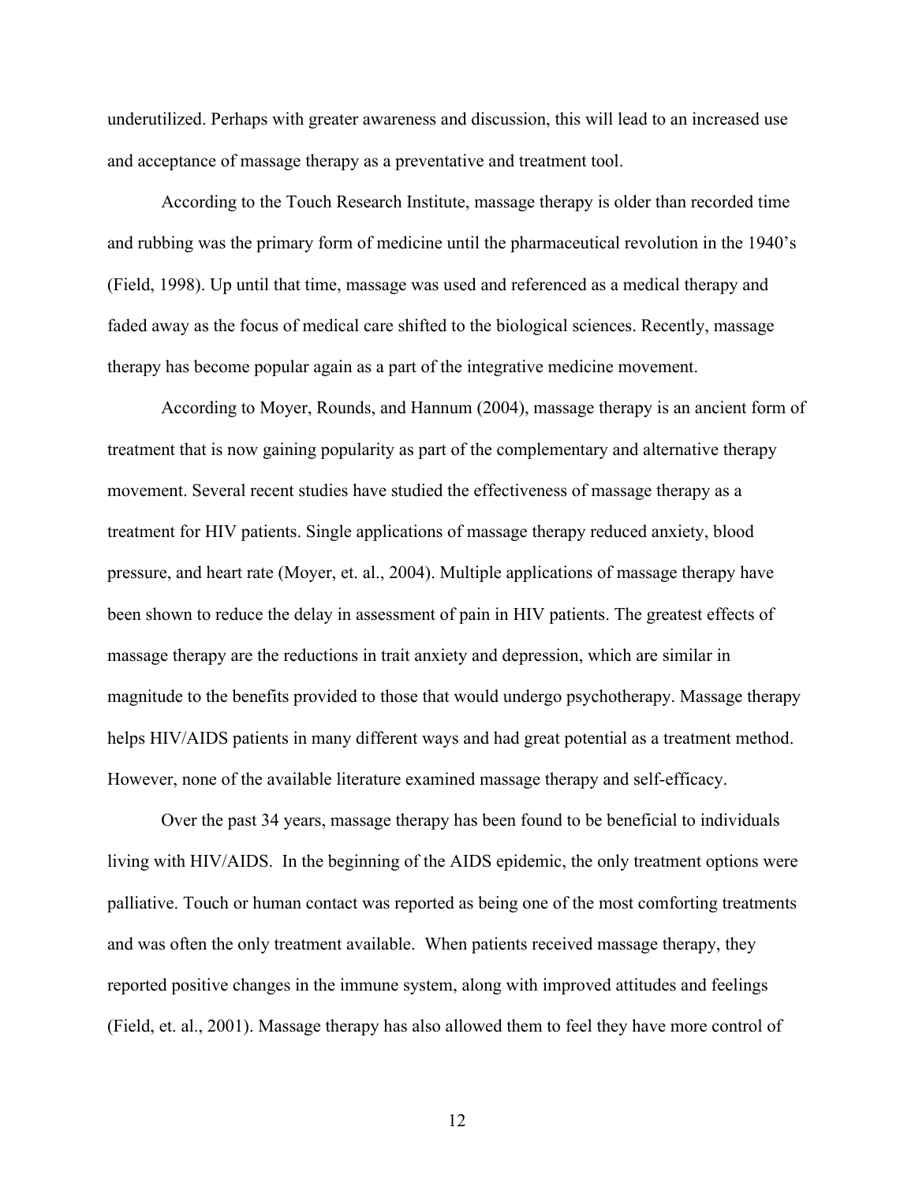underutilized. Perhaps with greater awareness and discussion, this will lead to an increased use and acceptance of massage therapy as a preventative and treatment tool.

According to the Touch Research Institute, massage therapy is older than recorded time and rubbing was the primary form of medicine until the pharmaceutical revolution in the 1940's (Field, 1998). Up until that time, massage was used and referenced as a medical therapy and faded away as the focus of medical care shifted to the biological sciences. Recently, massage therapy has become popular again as a part of the integrative medicine movement.

According to Moyer, Rounds, and Hannum (2004), massage therapy is an ancient form of treatment that is now gaining popularity as part of the complementary and alternative therapy movement. Several recent studies have studied the effectiveness of massage therapy as a treatment for HIV patients. Single applications of massage therapy reduced anxiety, blood pressure, and heart rate (Moyer, et. al., 2004). Multiple applications of massage therapy have been shown to reduce the delay in assessment of pain in HIV patients. The greatest effects of massage therapy are the reductions in trait anxiety and depression, which are similar in magnitude to the benefits provided to those that would undergo psychotherapy. Massage therapy helps HIV/AIDS patients in many different ways and had great potential as a treatment method. However, none of the available literature examined massage therapy and self-efficacy.

Over the past 34 years, massage therapy has been found to be beneficial to individuals living with HIV/AIDS. In the beginning of the AIDS epidemic, the only treatment options were palliative. Touch or human contact was reported as being one of the most comforting treatments and was often the only treatment available. When patients received massage therapy, they reported positive changes in the immune system, along with improved attitudes and feelings (Field, et. al., 2001). Massage therapy has also allowed them to feel they have more control of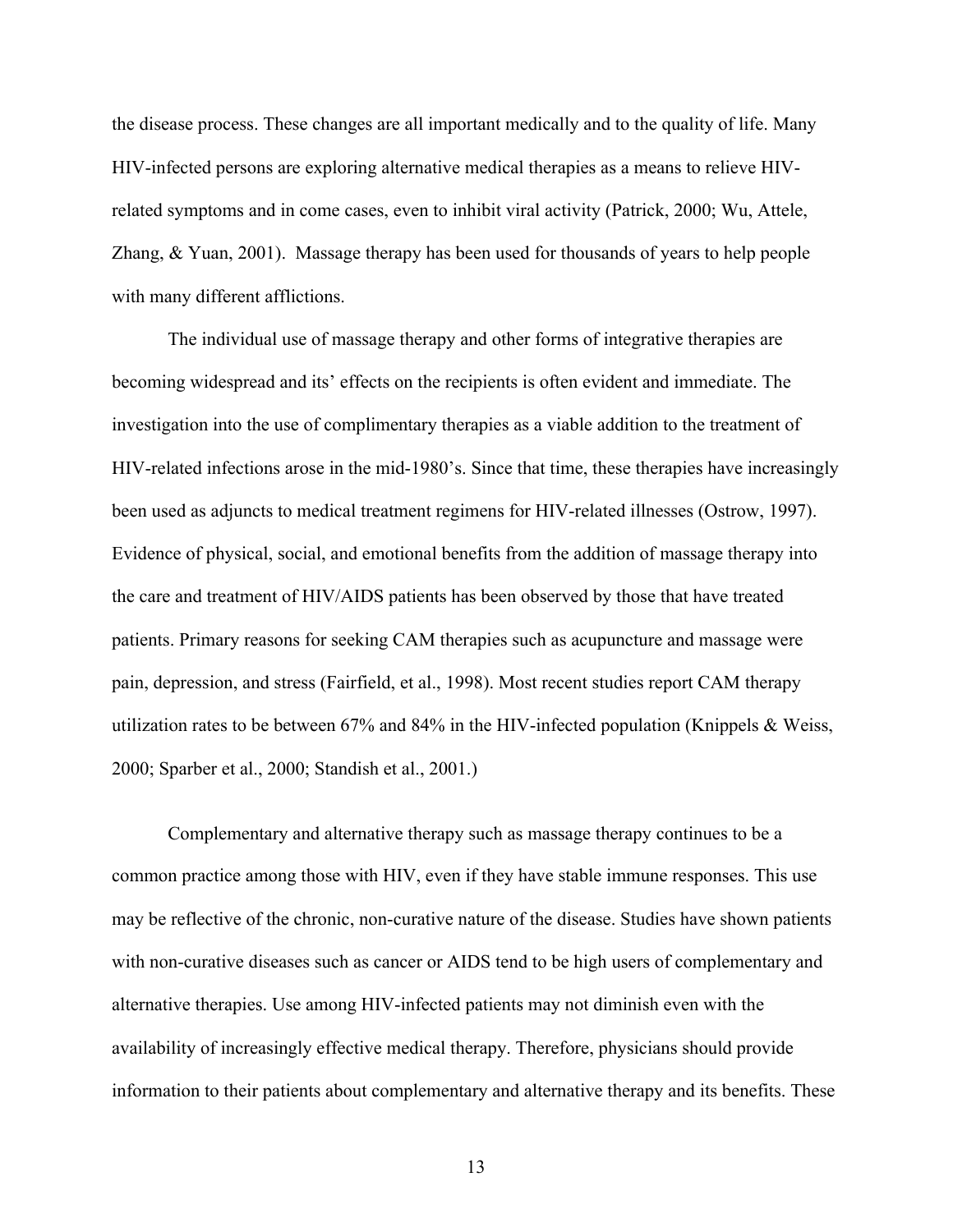the disease process. These changes are all important medically and to the quality of life. Many HIV-infected persons are exploring alternative medical therapies as a means to relieve HIV-related symptoms and in come cases, even to inhibit viral activity (Patrick, 2000; Wu, Attele, Zhang, & Yuan, 2001). Massage therapy has been used for thousands of years to help people with many different afflictions.

The individual use of massage therapy and other forms of integrative therapies are becoming widespread and its' effects on the recipients is often evident and immediate. The investigation into the use of complimentary therapies as a viable addition to the treatment of HIV-related infections arose in the mid-1980's. Since that time, these therapies have increasingly been used as adjuncts to medical treatment regimens for HIV-related illnesses (Ostrow, 1997). Evidence of physical, social, and emotional benefits from the addition of massage therapy into the care and treatment of HIV/AIDS patients has been observed by those that have treated patients. Primary reasons for seeking CAM therapies such as acupuncture and massage were pain, depression, and stress (Fairfield, et al., 1998). Most recent studies report CAM therapy utilization rates to be between 67% and 84% in the HIV-infected population (Knippels & Weiss, 2000; Sparber et al., 2000; Standish et al., 2001.)

Complementary and alternative therapy such as massage therapy continues to be a common practice among those with HIV, even if they have stable immune responses. This use may be reflective of the chronic, non-curative nature of the disease. Studies have shown patients with non-curative diseases such as cancer or AIDS tend to be high users of complementary and alternative therapies. Use among HIV-infected patients may not diminish even with the availability of increasingly effective medical therapy. Therefore, physicians should provide information to their patients about complementary and alternative therapy and its benefits. These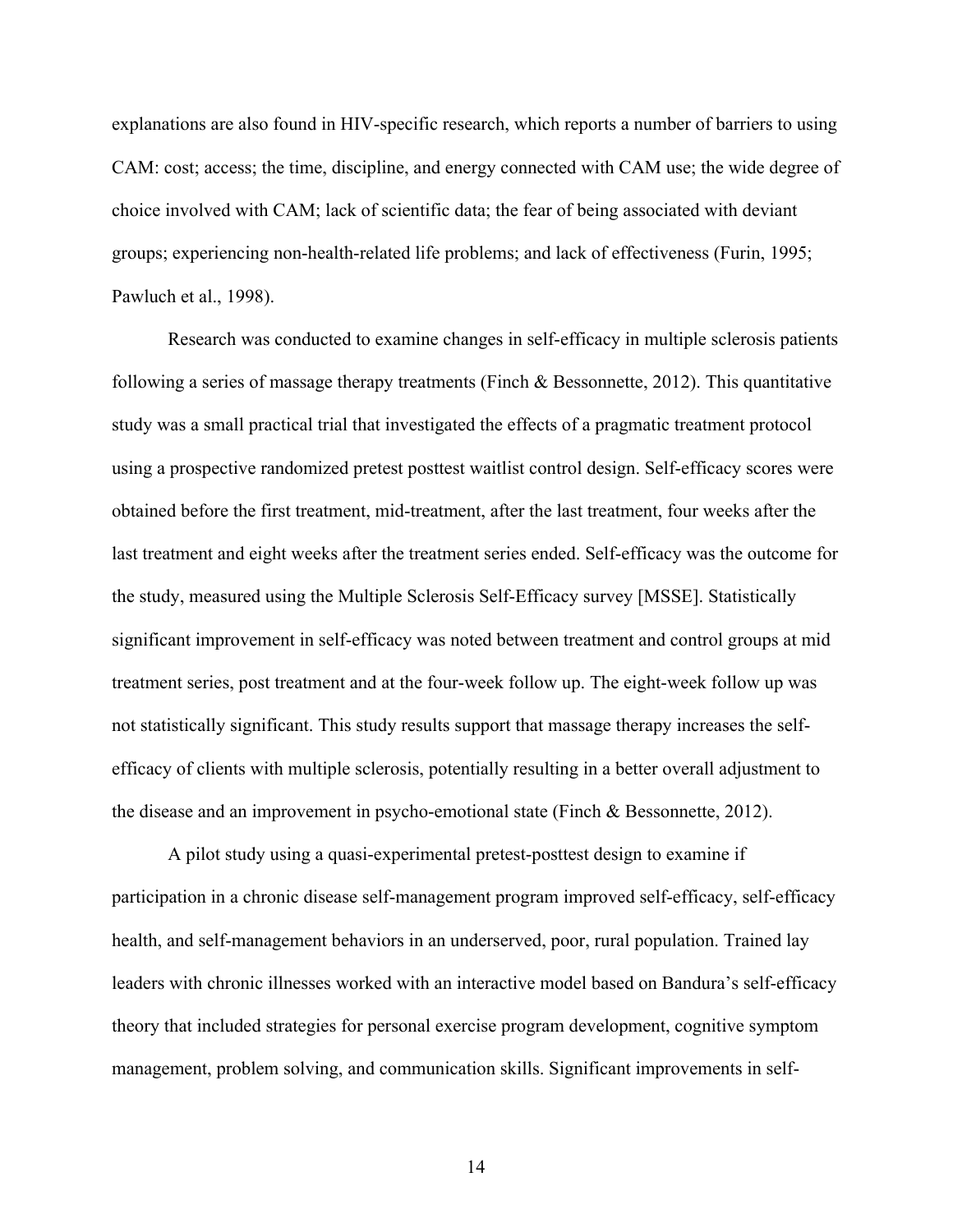explanations are also found in HIV-specific research, which reports a number of barriers to using CAM: cost; access; the time, discipline, and energy connected with CAM use; the wide degree of choice involved with CAM; lack of scientific data; the fear of being associated with deviant groups; experiencing non-health-related life problems; and lack of effectiveness (Furin, 1995; Pawluch et al., 1998).

Research was conducted to examine changes in self-efficacy in multiple sclerosis patients following a series of massage therapy treatments (Finch & Bessonnette, 2012). This quantitative study was a small practical trial that investigated the effects of a pragmatic treatment protocol using a prospective randomized pretest posttest waitlist control design. Self-efficacy scores were obtained before the first treatment, mid-treatment, after the last treatment, four weeks after the last treatment and eight weeks after the treatment series ended. Self-efficacy was the outcome for the study, measured using the Multiple Sclerosis Self-Efficacy survey [MSSE]. Statistically significant improvement in self-efficacy was noted between treatment and control groups at mid treatment series, post treatment and at the four-week follow up. The eight-week follow up was not statistically significant. This study results support that massage therapy increases the self-efficacy of clients with multiple sclerosis, potentially resulting in a better overall adjustment to the disease and an improvement in psycho-emotional state (Finch & Bessonnette, 2012).

A pilot study using a quasi-experimental pretest-posttest design to examine if participation in a chronic disease self-management program improved self-efficacy, self-efficacy health, and self-management behaviors in an underserved, poor, rural population. Trained lay leaders with chronic illnesses worked with an interactive model based on Bandura's self-efficacy theory that included strategies for personal exercise program development, cognitive symptom management, problem solving, and communication skills. Significant improvements in self-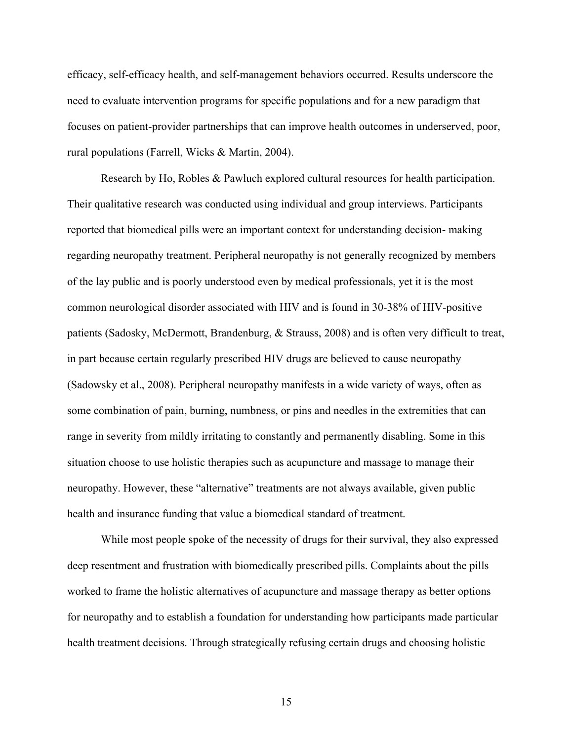efficacy, self-efficacy health, and self-management behaviors occurred. Results underscore the need to evaluate intervention programs for specific populations and for a new paradigm that focuses on patient-provider partnerships that can improve health outcomes in underserved, poor, rural populations (Farrell, Wicks & Martin, 2004).

Research by Ho, Robles & Pawluch explored cultural resources for health participation. Their qualitative research was conducted using individual and group interviews. Participants reported that biomedical pills were an important context for understanding decision- making regarding neuropathy treatment. Peripheral neuropathy is not generally recognized by members of the lay public and is poorly understood even by medical professionals, yet it is the most common neurological disorder associated with HIV and is found in 30-38% of HIV-positive patients (Sadosky, McDermott, Brandenburg, & Strauss, 2008) and is often very difficult to treat, in part because certain regularly prescribed HIV drugs are believed to cause neuropathy (Sadowsky et al., 2008). Peripheral neuropathy manifests in a wide variety of ways, often as some combination of pain, burning, numbness, or pins and needles in the extremities that can range in severity from mildly irritating to constantly and permanently disabling. Some in this situation choose to use holistic therapies such as acupuncture and massage to manage their neuropathy. However, these "alternative" treatments are not always available, given public health and insurance funding that value a biomedical standard of treatment.

While most people spoke of the necessity of drugs for their survival, they also expressed deep resentment and frustration with biomedically prescribed pills. Complaints about the pills worked to frame the holistic alternatives of acupuncture and massage therapy as better options for neuropathy and to establish a foundation for understanding how participants made particular health treatment decisions. Through strategically refusing certain drugs and choosing holistic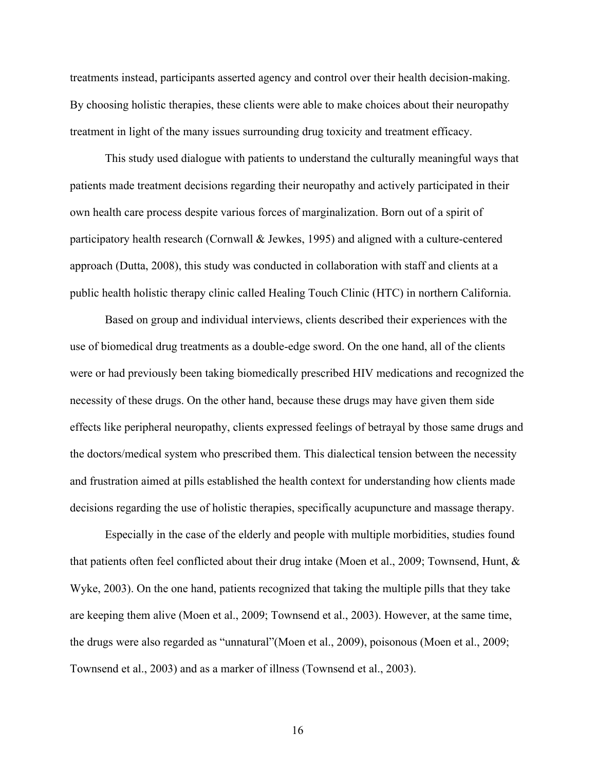treatments instead, participants asserted agency and control over their health decision-making. By choosing holistic therapies, these clients were able to make choices about their neuropathy treatment in light of the many issues surrounding drug toxicity and treatment efficacy.

This study used dialogue with patients to understand the culturally meaningful ways that patients made treatment decisions regarding their neuropathy and actively participated in their own health care process despite various forces of marginalization. Born out of a spirit of participatory health research (Cornwall & Jewkes, 1995) and aligned with a culture-centered approach (Dutta, 2008), this study was conducted in collaboration with staff and clients at a public health holistic therapy clinic called Healing Touch Clinic (HTC) in northern California.

Based on group and individual interviews, clients described their experiences with the use of biomedical drug treatments as a double-edge sword. On the one hand, all of the clients were or had previously been taking biomedically prescribed HIV medications and recognized the necessity of these drugs. On the other hand, because these drugs may have given them side effects like peripheral neuropathy, clients expressed feelings of betrayal by those same drugs and the doctors/medical system who prescribed them. This dialectical tension between the necessity and frustration aimed at pills established the health context for understanding how clients made decisions regarding the use of holistic therapies, specifically acupuncture and massage therapy.

Especially in the case of the elderly and people with multiple morbidities, studies found that patients often feel conflicted about their drug intake (Moen et al., 2009; Townsend, Hunt, & Wyke, 2003). On the one hand, patients recognized that taking the multiple pills that they take are keeping them alive (Moen et al., 2009; Townsend et al., 2003). However, at the same time, the drugs were also regarded as "unnatural"(Moen et al., 2009), poisonous (Moen et al., 2009; Townsend et al., 2003) and as a marker of illness (Townsend et al., 2003).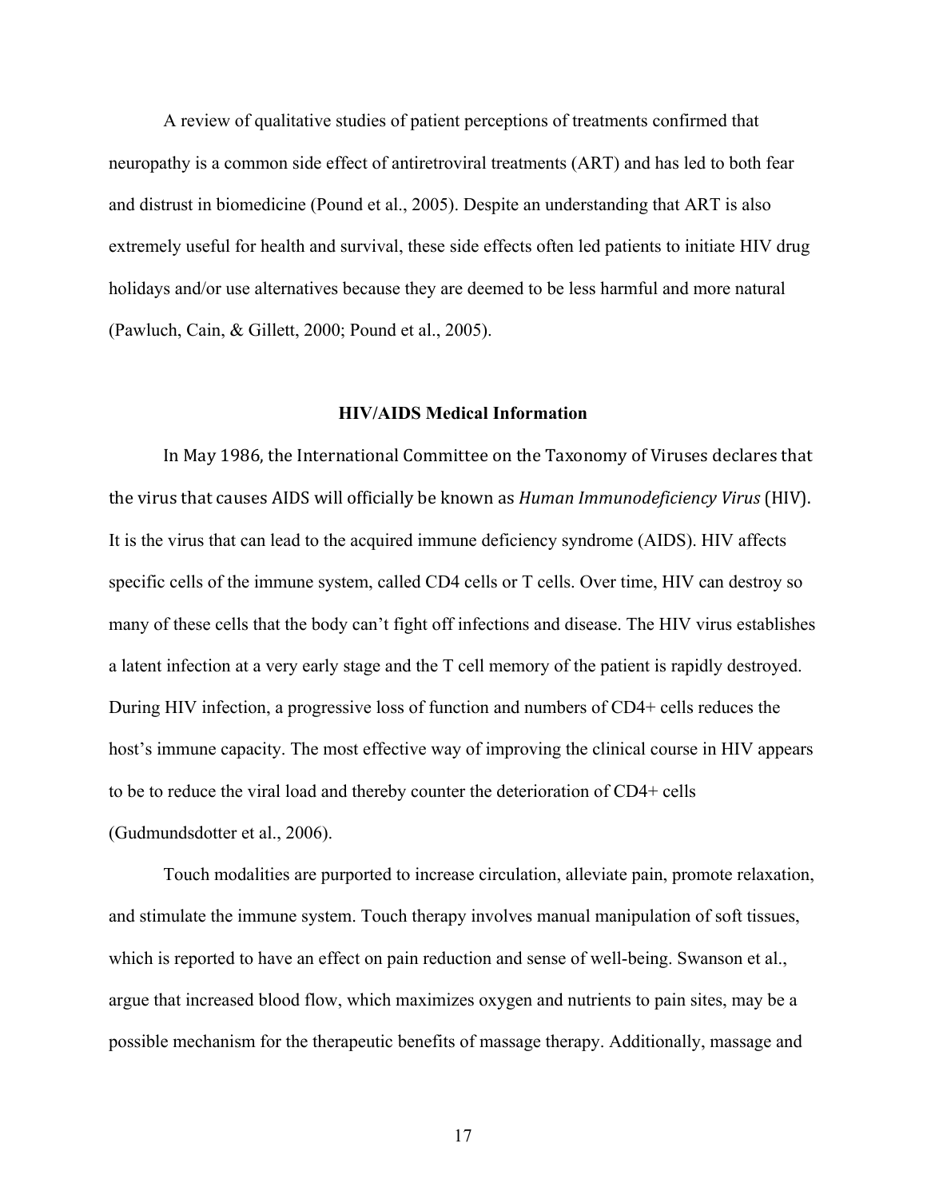A review of qualitative studies of patient perceptions of treatments confirmed that neuropathy is a common side effect of antiretroviral treatments (ART) and has led to both fear and distrust in biomedicine (Pound et al., 2005). Despite an understanding that ART is also extremely useful for health and survival, these side effects often led patients to initiate HIV drug holidays and/or use alternatives because they are deemed to be less harmful and more natural (Pawluch, Cain, & Gillett, 2000; Pound et al., 2005).

## HIV/AIDS Medical Information

In May 1986, the International Committee on the Taxonomy of Viruses declares that the virus that causes AIDS will officially be known as *Human Immunodeficiency Virus* (HIV). It is the virus that can lead to the acquired immune deficiency syndrome (AIDS). HIV affects specific cells of the immune system, called CD4 cells or T cells. Over time, HIV can destroy so many of these cells that the body can't fight off infections and disease. The HIV virus establishes a latent infection at a very early stage and the T cell memory of the patient is rapidly destroyed. During HIV infection, a progressive loss of function and numbers of CD4+ cells reduces the host's immune capacity. The most effective way of improving the clinical course in HIV appears to be to reduce the viral load and thereby counter the deterioration of CD4+ cells (Gudmundsdotter et al., 2006).

Touch modalities are purported to increase circulation, alleviate pain, promote relaxation, and stimulate the immune system. Touch therapy involves manual manipulation of soft tissues, which is reported to have an effect on pain reduction and sense of well-being. Swanson et al., argue that increased blood flow, which maximizes oxygen and nutrients to pain sites, may be a possible mechanism for the therapeutic benefits of massage therapy. Additionally, massage and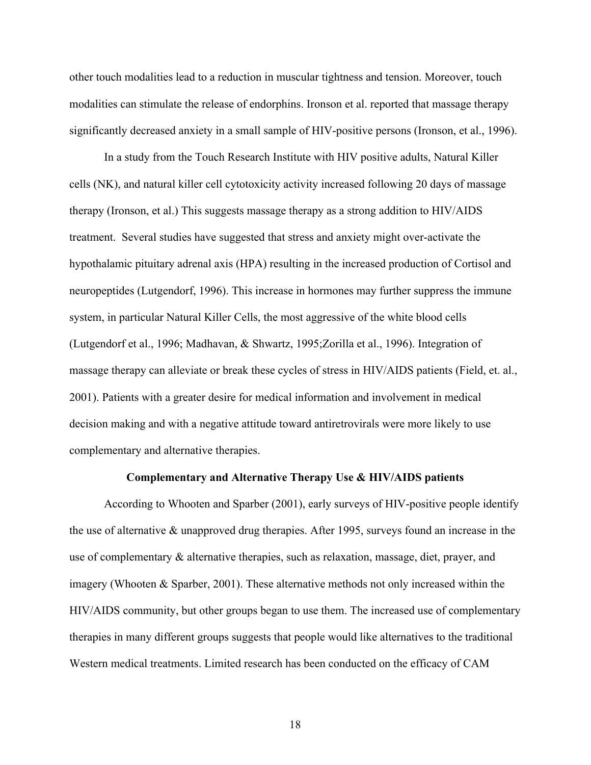other touch modalities lead to a reduction in muscular tightness and tension. Moreover, touch modalities can stimulate the release of endorphins. Ironson et al. reported that massage therapy significantly decreased anxiety in a small sample of HIV-positive persons (Ironson, et al., 1996).

In a study from the Touch Research Institute with HIV positive adults, Natural Killer cells (NK), and natural killer cell cytotoxicity activity increased following 20 days of massage therapy (Ironson, et al.) This suggests massage therapy as a strong addition to HIV/AIDS treatment. Several studies have suggested that stress and anxiety might over-activate the hypothalamic pituitary adrenal axis (HPA) resulting in the increased production of Cortisol and neuropeptides (Lutgendorf, 1996). This increase in hormones may further suppress the immune system, in particular Natural Killer Cells, the most aggressive of the white blood cells (Lutgendorf et al., 1996; Madhavan, & Shwartz, 1995;Zorilla et al., 1996). Integration of massage therapy can alleviate or break these cycles of stress in HIV/AIDS patients (Field, et. al., 2001). Patients with a greater desire for medical information and involvement in medical decision making and with a negative attitude toward antiretrovirals were more likely to use complementary and alternative therapies.

**Complementary and Alternative Therapy Use & HIV/AIDS patients**

According to Whooten and Sparber (2001), early surveys of HIV-positive people identify the use of alternative & unapproved drug therapies. After 1995, surveys found an increase in the use of complementary & alternative therapies, such as relaxation, massage, diet, prayer, and imagery (Whooten & Sparber, 2001). These alternative methods not only increased within the HIV/AIDS community, but other groups began to use them. The increased use of complementary therapies in many different groups suggests that people would like alternatives to the traditional Western medical treatments. Limited research has been conducted on the efficacy of CAM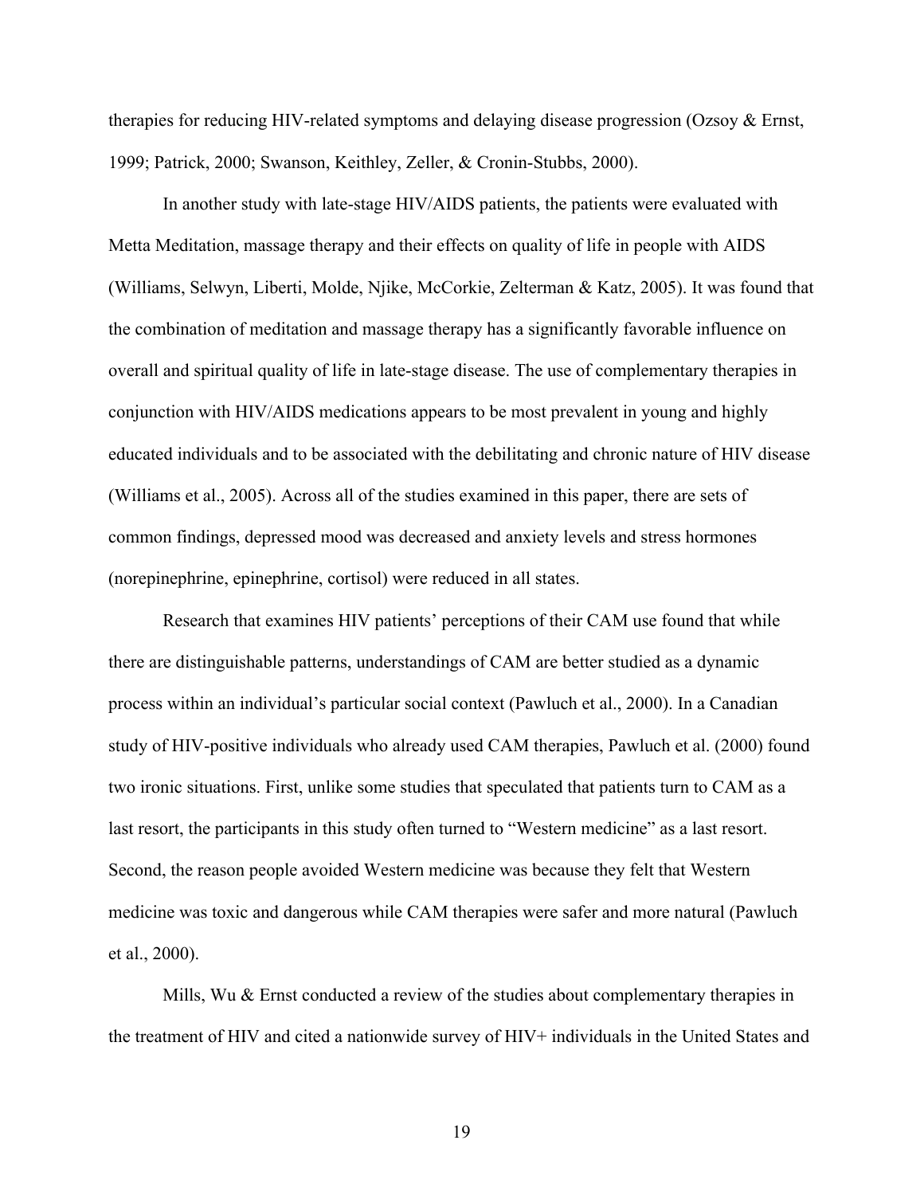therapies for reducing HIV-related symptoms and delaying disease progression (Ozsoy & Ernst, 1999; Patrick, 2000; Swanson, Keithley, Zeller, & Cronin-Stubbs, 2000).

In another study with late-stage HIV/AIDS patients, the patients were evaluated with Metta Meditation, massage therapy and their effects on quality of life in people with AIDS (Williams, Selwyn, Liberti, Molde, Njike, McCorkie, Zelterman & Katz, 2005). It was found that the combination of meditation and massage therapy has a significantly favorable influence on overall and spiritual quality of life in late-stage disease. The use of complementary therapies in conjunction with HIV/AIDS medications appears to be most prevalent in young and highly educated individuals and to be associated with the debilitating and chronic nature of HIV disease (Williams et al., 2005). Across all of the studies examined in this paper, there are sets of common findings, depressed mood was decreased and anxiety levels and stress hormones (norepinephrine, epinephrine, cortisol) were reduced in all states.

Research that examines HIV patients' perceptions of their CAM use found that while there are distinguishable patterns, understandings of CAM are better studied as a dynamic process within an individual's particular social context (Pawluch et al., 2000). In a Canadian study of HIV-positive individuals who already used CAM therapies, Pawluch et al. (2000) found two ironic situations. First, unlike some studies that speculated that patients turn to CAM as a last resort, the participants in this study often turned to "Western medicine" as a last resort. Second, the reason people avoided Western medicine was because they felt that Western medicine was toxic and dangerous while CAM therapies were safer and more natural (Pawluch et al., 2000).

Mills, Wu & Ernst conducted a review of the studies about complementary therapies in the treatment of HIV and cited a nationwide survey of HIV+ individuals in the United States and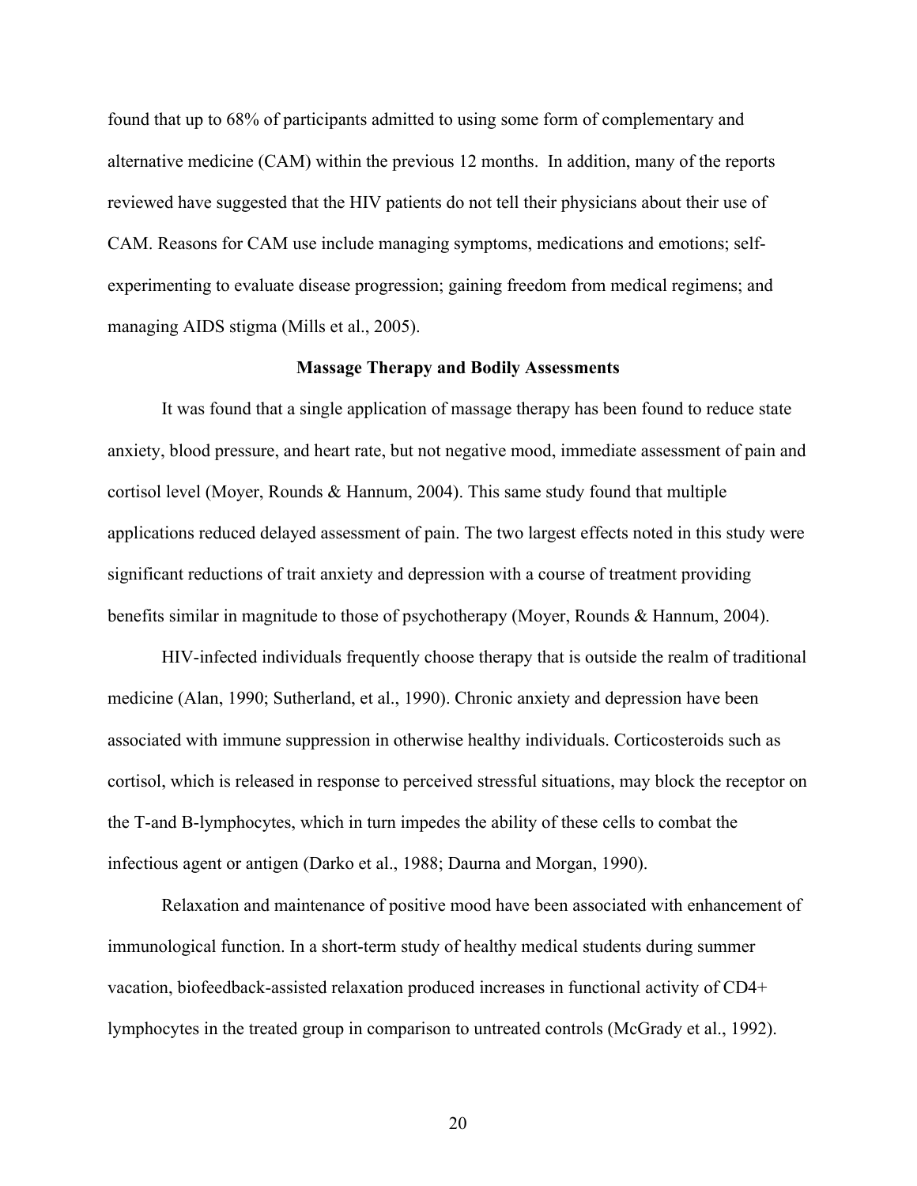found that up to 68% of participants admitted to using some form of complementary and alternative medicine (CAM) within the previous 12 months. In addition, many of the reports reviewed have suggested that the HIV patients do not tell their physicians about their use of CAM. Reasons for CAM use include managing symptoms, medications and emotions; self-experimenting to evaluate disease progression; gaining freedom from medical regimens; and managing AIDS stigma (Mills et al., 2005).

## Massage Therapy and Bodily Assessments

It was found that a single application of massage therapy has been found to reduce state anxiety, blood pressure, and heart rate, but not negative mood, immediate assessment of pain and cortisol level (Moyer, Rounds & Hannum, 2004). This same study found that multiple applications reduced delayed assessment of pain. The two largest effects noted in this study were significant reductions of trait anxiety and depression with a course of treatment providing benefits similar in magnitude to those of psychotherapy (Moyer, Rounds & Hannum, 2004).

HIV-infected individuals frequently choose therapy that is outside the realm of traditional medicine (Alan, 1990; Sutherland, et al., 1990). Chronic anxiety and depression have been associated with immune suppression in otherwise healthy individuals. Corticosteroids such as cortisol, which is released in response to perceived stressful situations, may block the receptor on the T-and B-lymphocytes, which in turn impedes the ability of these cells to combat the infectious agent or antigen (Darko et al., 1988; Daurna and Morgan, 1990).

Relaxation and maintenance of positive mood have been associated with enhancement of immunological function. In a short-term study of healthy medical students during summer vacation, biofeedback-assisted relaxation produced increases in functional activity of CD4+ lymphocytes in the treated group in comparison to untreated controls (McGrady et al., 1992).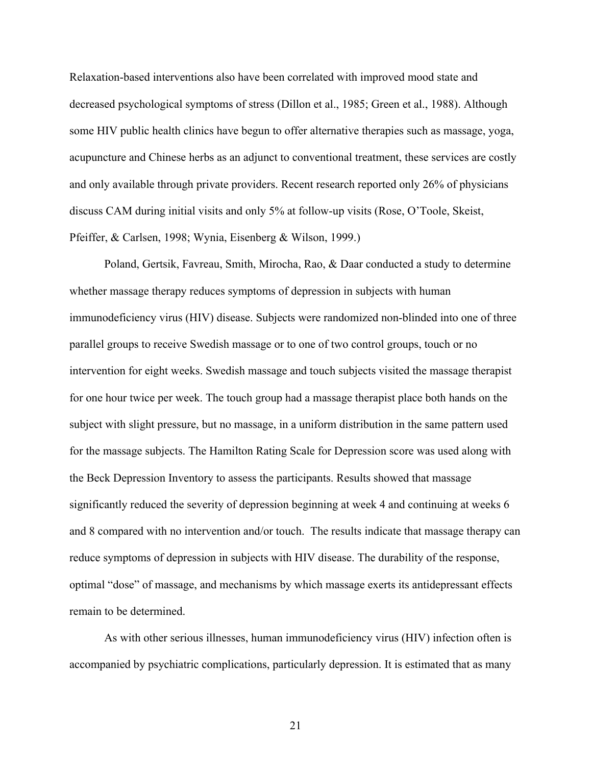Relaxation-based interventions also have been correlated with improved mood state and decreased psychological symptoms of stress (Dillon et al., 1985; Green et al., 1988). Although some HIV public health clinics have begun to offer alternative therapies such as massage, yoga, acupuncture and Chinese herbs as an adjunct to conventional treatment, these services are costly and only available through private providers. Recent research reported only 26% of physicians discuss CAM during initial visits and only 5% at follow-up visits (Rose, O'Toole, Skeist, Pfeiffer, & Carlsen, 1998; Wynia, Eisenberg & Wilson, 1999.)

Poland, Gertsik, Favreau, Smith, Mirocha, Rao, & Daar conducted a study to determine whether massage therapy reduces symptoms of depression in subjects with human immunodeficiency virus (HIV) disease. Subjects were randomized non-blinded into one of three parallel groups to receive Swedish massage or to one of two control groups, touch or no intervention for eight weeks. Swedish massage and touch subjects visited the massage therapist for one hour twice per week. The touch group had a massage therapist place both hands on the subject with slight pressure, but no massage, in a uniform distribution in the same pattern used for the massage subjects. The Hamilton Rating Scale for Depression score was used along with the Beck Depression Inventory to assess the participants. Results showed that massage significantly reduced the severity of depression beginning at week 4 and continuing at weeks 6 and 8 compared with no intervention and/or touch. The results indicate that massage therapy can reduce symptoms of depression in subjects with HIV disease. The durability of the response, optimal "dose" of massage, and mechanisms by which massage exerts its antidepressant effects remain to be determined.

As with other serious illnesses, human immunodeficiency virus (HIV) infection often is accompanied by psychiatric complications, particularly depression. It is estimated that as many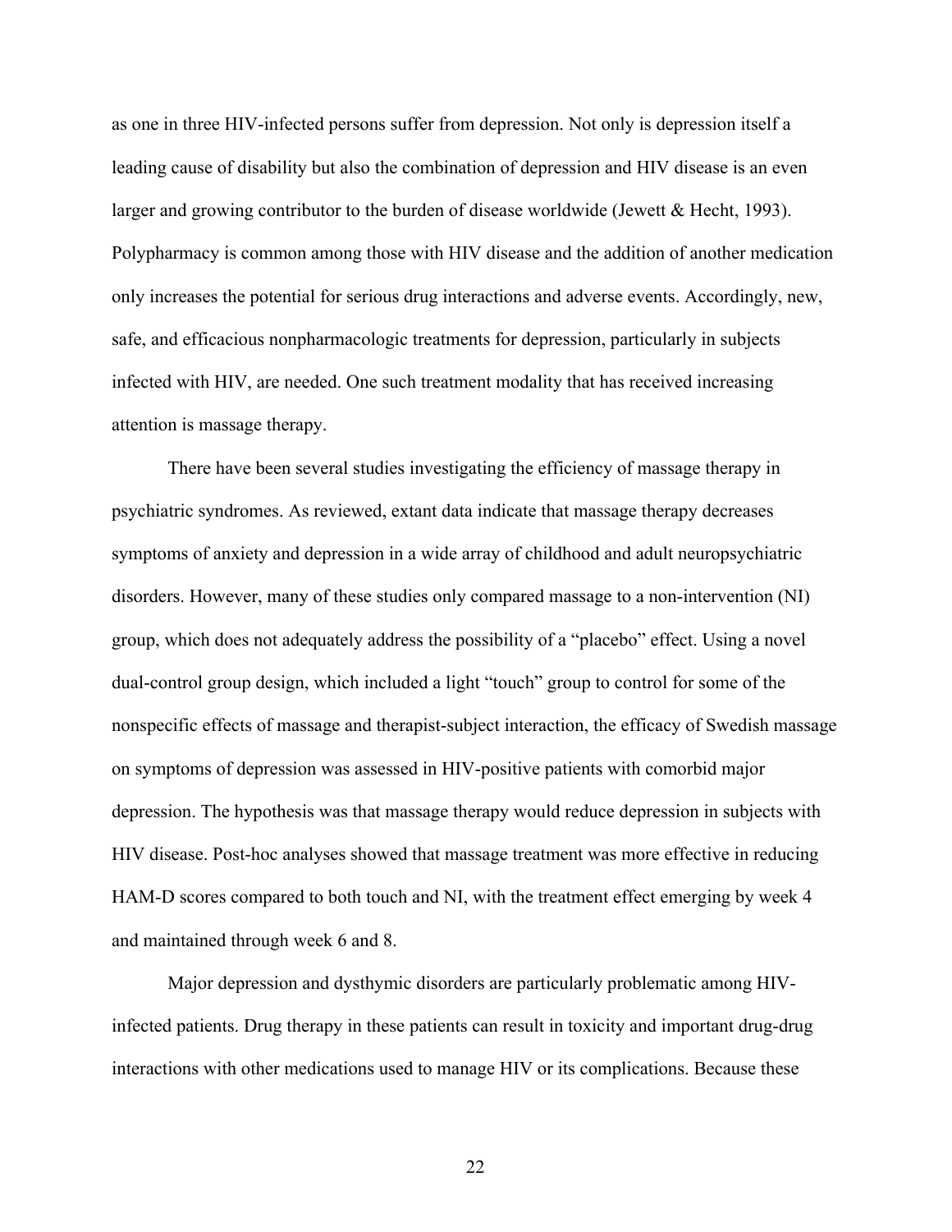as one in three HIV-infected persons suffer from depression. Not only is depression itself a leading cause of disability but also the combination of depression and HIV disease is an even larger and growing contributor to the burden of disease worldwide (Jewett & Hecht, 1993). Polypharmacy is common among those with HIV disease and the addition of another medication only increases the potential for serious drug interactions and adverse events. Accordingly, new, safe, and efficacious nonpharmacologic treatments for depression, particularly in subjects infected with HIV, are needed. One such treatment modality that has received increasing attention is massage therapy.

There have been several studies investigating the efficiency of massage therapy in psychiatric syndromes. As reviewed, extant data indicate that massage therapy decreases symptoms of anxiety and depression in a wide array of childhood and adult neuropsychiatric disorders. However, many of these studies only compared massage to a non-intervention (NI) group, which does not adequately address the possibility of a "placebo" effect. Using a novel dual-control group design, which included a light "touch" group to control for some of the nonspecific effects of massage and therapist-subject interaction, the efficacy of Swedish massage on symptoms of depression was assessed in HIV-positive patients with comorbid major depression. The hypothesis was that massage therapy would reduce depression in subjects with HIV disease. Post-hoc analyses showed that massage treatment was more effective in reducing HAM-D scores compared to both touch and NI, with the treatment effect emerging by week 4 and maintained through week 6 and 8.

Major depression and dysthymic disorders are particularly problematic among HIV-infected patients. Drug therapy in these patients can result in toxicity and important drug-drug interactions with other medications used to manage HIV or its complications. Because these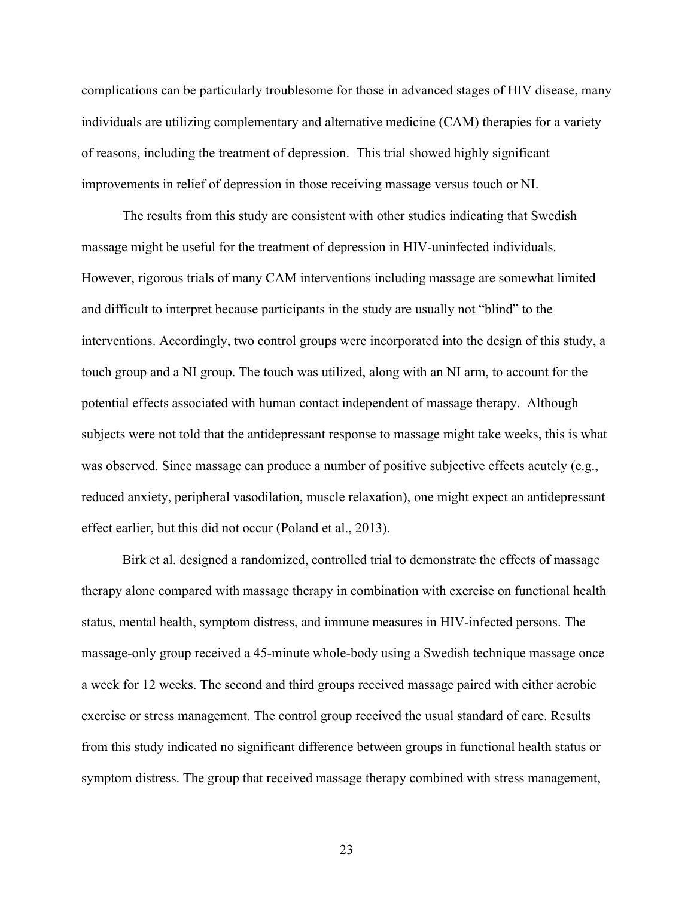complications can be particularly troublesome for those in advanced stages of HIV disease, many individuals are utilizing complementary and alternative medicine (CAM) therapies for a variety of reasons, including the treatment of depression. This trial showed highly significant improvements in relief of depression in those receiving massage versus touch or NI.

The results from this study are consistent with other studies indicating that Swedish massage might be useful for the treatment of depression in HIV-uninfected individuals. However, rigorous trials of many CAM interventions including massage are somewhat limited and difficult to interpret because participants in the study are usually not "blind" to the interventions. Accordingly, two control groups were incorporated into the design of this study, a touch group and a NI group. The touch was utilized, along with an NI arm, to account for the potential effects associated with human contact independent of massage therapy. Although subjects were not told that the antidepressant response to massage might take weeks, this is what was observed. Since massage can produce a number of positive subjective effects acutely (e.g., reduced anxiety, peripheral vasodilation, muscle relaxation), one might expect an antidepressant effect earlier, but this did not occur (Poland et al., 2013).

Birk et al. designed a randomized, controlled trial to demonstrate the effects of massage therapy alone compared with massage therapy in combination with exercise on functional health status, mental health, symptom distress, and immune measures in HIV-infected persons. The massage-only group received a 45-minute whole-body using a Swedish technique massage once a week for 12 weeks. The second and third groups received massage paired with either aerobic exercise or stress management. The control group received the usual standard of care. Results from this study indicated no significant difference between groups in functional health status or symptom distress. The group that received massage therapy combined with stress management,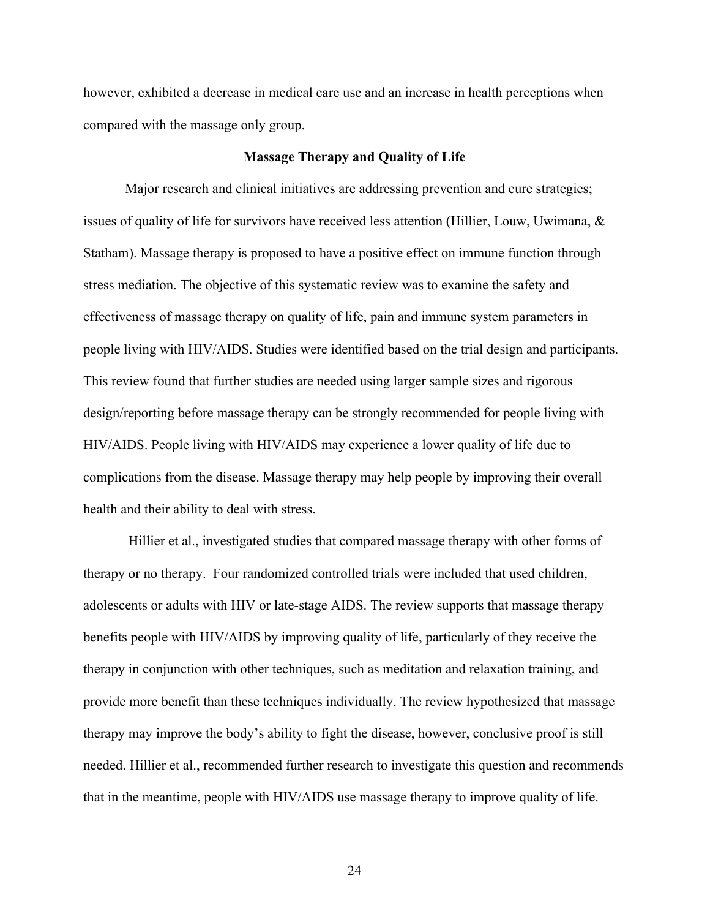however, exhibited a decrease in medical care use and an increase in health perceptions when compared with the massage only group.

## Massage Therapy and Quality of Life

Major research and clinical initiatives are addressing prevention and cure strategies; issues of quality of life for survivors have received less attention (Hillier, Louw, Uwimana, & Statham). Massage therapy is proposed to have a positive effect on immune function through stress mediation. The objective of this systematic review was to examine the safety and effectiveness of massage therapy on quality of life, pain and immune system parameters in people living with HIV/AIDS. Studies were identified based on the trial design and participants. This review found that further studies are needed using larger sample sizes and rigorous design/reporting before massage therapy can be strongly recommended for people living with HIV/AIDS. People living with HIV/AIDS may experience a lower quality of life due to complications from the disease. Massage therapy may help people by improving their overall health and their ability to deal with stress.

Hillier et al., investigated studies that compared massage therapy with other forms of therapy or no therapy. Four randomized controlled trials were included that used children, adolescents or adults with HIV or late-stage AIDS. The review supports that massage therapy benefits people with HIV/AIDS by improving quality of life, particularly of they receive the therapy in conjunction with other techniques, such as meditation and relaxation training, and provide more benefit than these techniques individually. The review hypothesized that massage therapy may improve the body's ability to fight the disease, however, conclusive proof is still needed. Hillier et al., recommended further research to investigate this question and recommends that in the meantime, people with HIV/AIDS use massage therapy to improve quality of life.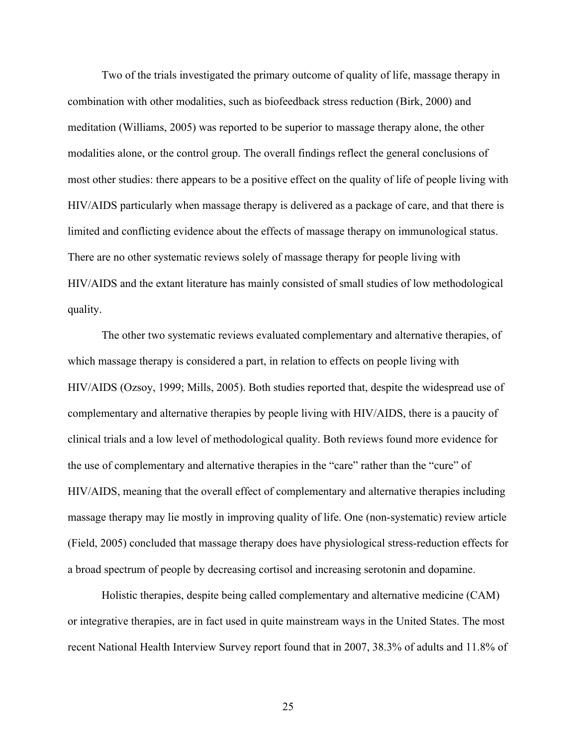Two of the trials investigated the primary outcome of quality of life, massage therapy in combination with other modalities, such as biofeedback stress reduction (Birk, 2000) and meditation (Williams, 2005) was reported to be superior to massage therapy alone, the other modalities alone, or the control group. The overall findings reflect the general conclusions of most other studies: there appears to be a positive effect on the quality of life of people living with HIV/AIDS particularly when massage therapy is delivered as a package of care, and that there is limited and conflicting evidence about the effects of massage therapy on immunological status. There are no other systematic reviews solely of massage therapy for people living with HIV/AIDS and the extant literature has mainly consisted of small studies of low methodological quality.

The other two systematic reviews evaluated complementary and alternative therapies, of which massage therapy is considered a part, in relation to effects on people living with HIV/AIDS (Ozsoy, 1999; Mills, 2005). Both studies reported that, despite the widespread use of complementary and alternative therapies by people living with HIV/AIDS, there is a paucity of clinical trials and a low level of methodological quality. Both reviews found more evidence for the use of complementary and alternative therapies in the "care" rather than the "cure" of HIV/AIDS, meaning that the overall effect of complementary and alternative therapies including massage therapy may lie mostly in improving quality of life. One (non-systematic) review article (Field, 2005) concluded that massage therapy does have physiological stress-reduction effects for a broad spectrum of people by decreasing cortisol and increasing serotonin and dopamine.

Holistic therapies, despite being called complementary and alternative medicine (CAM) or integrative therapies, are in fact used in quite mainstream ways in the United States. The most recent National Health Interview Survey report found that in 2007, 38.3% of adults and 11.8% of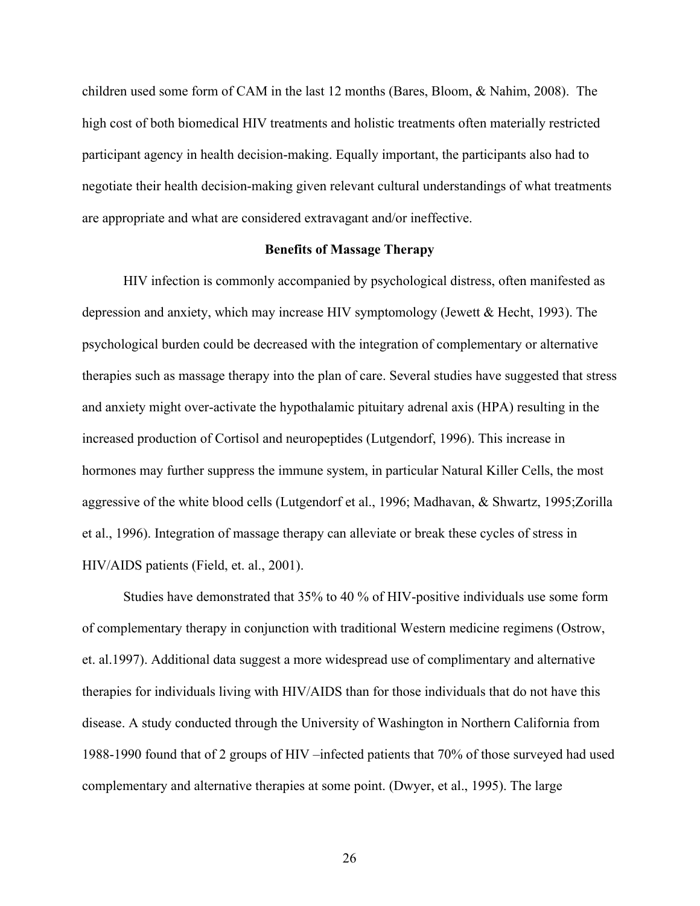children used some form of CAM in the last 12 months (Bares, Bloom, & Nahim, 2008). The high cost of both biomedical HIV treatments and holistic treatments often materially restricted participant agency in health decision-making. Equally important, the participants also had to negotiate their health decision-making given relevant cultural understandings of what treatments are appropriate and what are considered extravagant and/or ineffective.

## Benefits of Massage Therapy

HIV infection is commonly accompanied by psychological distress, often manifested as depression and anxiety, which may increase HIV symptomology (Jewett & Hecht, 1993). The psychological burden could be decreased with the integration of complementary or alternative therapies such as massage therapy into the plan of care. Several studies have suggested that stress and anxiety might over-activate the hypothalamic pituitary adrenal axis (HPA) resulting in the increased production of Cortisol and neuropeptides (Lutgendorf, 1996). This increase in hormones may further suppress the immune system, in particular Natural Killer Cells, the most aggressive of the white blood cells (Lutgendorf et al., 1996; Madhavan, & Shwartz, 1995;Zorilla et al., 1996). Integration of massage therapy can alleviate or break these cycles of stress in HIV/AIDS patients (Field, et. al., 2001).

Studies have demonstrated that 35% to 40 % of HIV-positive individuals use some form of complementary therapy in conjunction with traditional Western medicine regimens (Ostrow, et. al.1997). Additional data suggest a more widespread use of complimentary and alternative therapies for individuals living with HIV/AIDS than for those individuals that do not have this disease. A study conducted through the University of Washington in Northern California from 1988-1990 found that of 2 groups of HIV –infected patients that 70% of those surveyed had used complementary and alternative therapies at some point. (Dwyer, et al., 1995). The large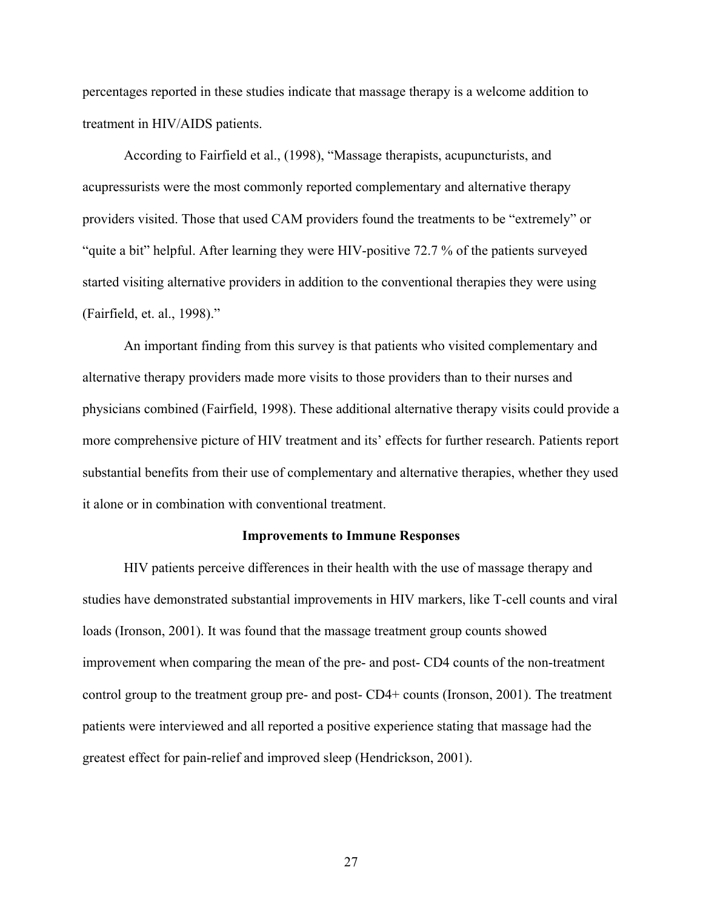percentages reported in these studies indicate that massage therapy is a welcome addition to treatment in HIV/AIDS patients.

According to Fairfield et al., (1998), "Massage therapists, acupuncturists, and acupressurists were the most commonly reported complementary and alternative therapy providers visited. Those that used CAM providers found the treatments to be "extremely" or "quite a bit" helpful. After learning they were HIV-positive 72.7 % of the patients surveyed started visiting alternative providers in addition to the conventional therapies they were using (Fairfield, et. al., 1998)."

An important finding from this survey is that patients who visited complementary and alternative therapy providers made more visits to those providers than to their nurses and physicians combined (Fairfield, 1998). These additional alternative therapy visits could provide a more comprehensive picture of HIV treatment and its' effects for further research. Patients report substantial benefits from their use of complementary and alternative therapies, whether they used it alone or in combination with conventional treatment.

## Improvements to Immune Responses

HIV patients perceive differences in their health with the use of massage therapy and studies have demonstrated substantial improvements in HIV markers, like T-cell counts and viral loads (Ironson, 2001). It was found that the massage treatment group counts showed improvement when comparing the mean of the pre- and post- CD4 counts of the non-treatment control group to the treatment group pre- and post- CD4+ counts (Ironson, 2001). The treatment patients were interviewed and all reported a positive experience stating that massage had the greatest effect for pain-relief and improved sleep (Hendrickson, 2001).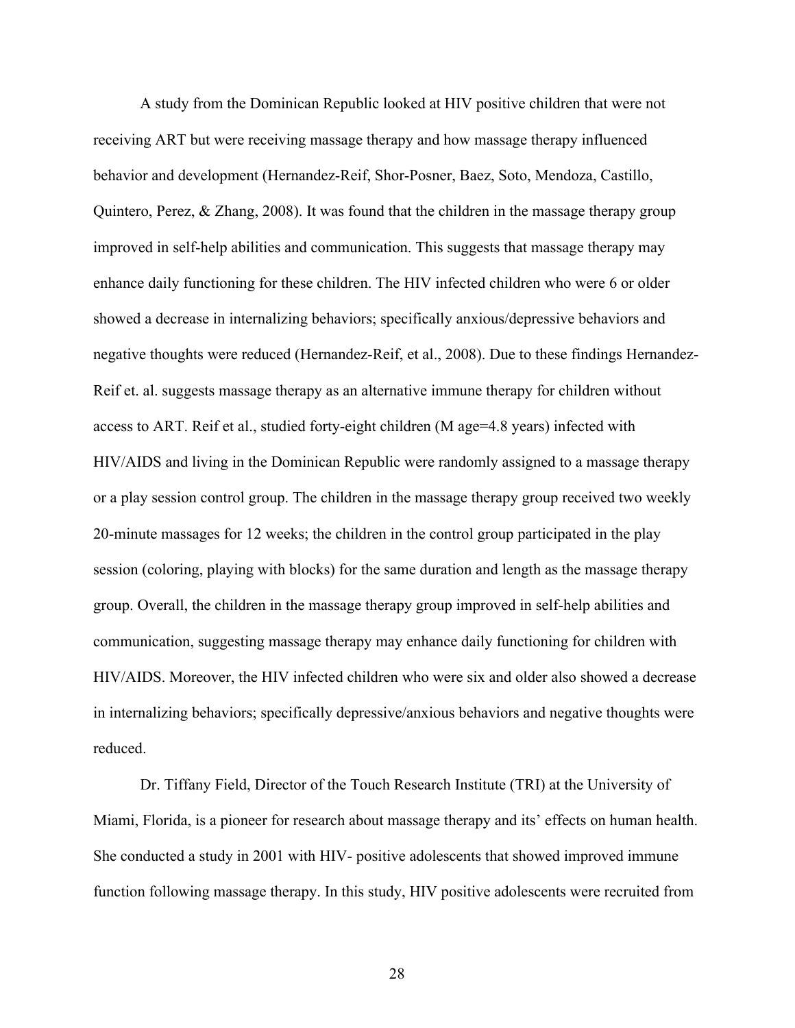A study from the Dominican Republic looked at HIV positive children that were not receiving ART but were receiving massage therapy and how massage therapy influenced behavior and development (Hernandez-Reif, Shor-Posner, Baez, Soto, Mendoza, Castillo, Quintero, Perez, & Zhang, 2008). It was found that the children in the massage therapy group improved in self-help abilities and communication. This suggests that massage therapy may enhance daily functioning for these children. The HIV infected children who were 6 or older showed a decrease in internalizing behaviors; specifically anxious/depressive behaviors and negative thoughts were reduced (Hernandez-Reif, et al., 2008). Due to these findings Hernandez-Reif et. al. suggests massage therapy as an alternative immune therapy for children without access to ART. Reif et al., studied forty-eight children (M age=4.8 years) infected with HIV/AIDS and living in the Dominican Republic were randomly assigned to a massage therapy or a play session control group. The children in the massage therapy group received two weekly 20-minute massages for 12 weeks; the children in the control group participated in the play session (coloring, playing with blocks) for the same duration and length as the massage therapy group. Overall, the children in the massage therapy group improved in self-help abilities and communication, suggesting massage therapy may enhance daily functioning for children with HIV/AIDS. Moreover, the HIV infected children who were six and older also showed a decrease in internalizing behaviors; specifically depressive/anxious behaviors and negative thoughts were reduced.

Dr. Tiffany Field, Director of the Touch Research Institute (TRI) at the University of Miami, Florida, is a pioneer for research about massage therapy and its' effects on human health. She conducted a study in 2001 with HIV- positive adolescents that showed improved immune function following massage therapy. In this study, HIV positive adolescents were recruited from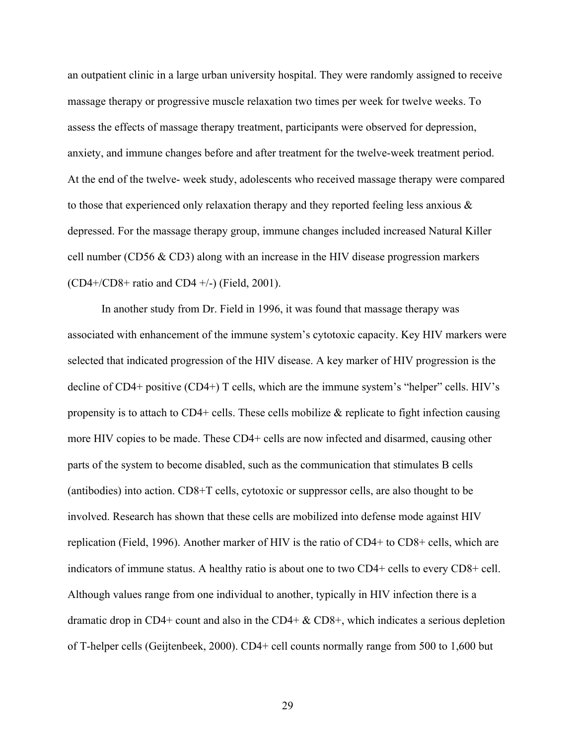an outpatient clinic in a large urban university hospital. They were randomly assigned to receive massage therapy or progressive muscle relaxation two times per week for twelve weeks. To assess the effects of massage therapy treatment, participants were observed for depression, anxiety, and immune changes before and after treatment for the twelve-week treatment period. At the end of the twelve- week study, adolescents who received massage therapy were compared to those that experienced only relaxation therapy and they reported feeling less anxious & depressed. For the massage therapy group, immune changes included increased Natural Killer cell number (CD56 & CD3) along with an increase in the HIV disease progression markers (CD4+/CD8+ ratio and CD4 +/-) (Field, 2001).

In another study from Dr. Field in 1996, it was found that massage therapy was associated with enhancement of the immune system's cytotoxic capacity. Key HIV markers were selected that indicated progression of the HIV disease. A key marker of HIV progression is the decline of CD4+ positive (CD4+) T cells, which are the immune system's "helper" cells. HIV's propensity is to attach to CD4+ cells. These cells mobilize & replicate to fight infection causing more HIV copies to be made. These CD4+ cells are now infected and disarmed, causing other parts of the system to become disabled, such as the communication that stimulates B cells (antibodies) into action. CD8+T cells, cytotoxic or suppressor cells, are also thought to be involved. Research has shown that these cells are mobilized into defense mode against HIV replication (Field, 1996). Another marker of HIV is the ratio of CD4+ to CD8+ cells, which are indicators of immune status. A healthy ratio is about one to two CD4+ cells to every CD8+ cell. Although values range from one individual to another, typically in HIV infection there is a dramatic drop in CD4+ count and also in the CD4+ & CD8+, which indicates a serious depletion of T-helper cells (Geijtenbeek, 2000). CD4+ cell counts normally range from 500 to 1,600 but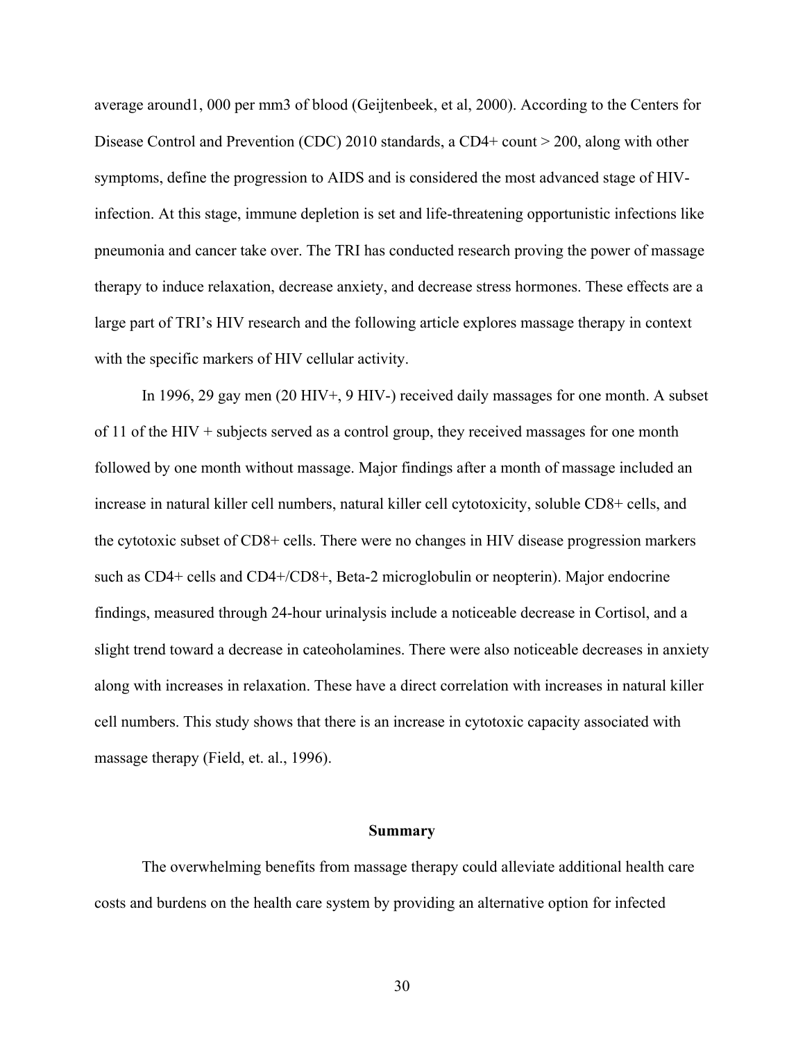average around1, 000 per mm3 of blood (Geijtenbeek, et al, 2000). According to the Centers for Disease Control and Prevention (CDC) 2010 standards, a CD4+ count > 200, along with other symptoms, define the progression to AIDS and is considered the most advanced stage of HIV-infection. At this stage, immune depletion is set and life-threatening opportunistic infections like pneumonia and cancer take over. The TRI has conducted research proving the power of massage therapy to induce relaxation, decrease anxiety, and decrease stress hormones. These effects are a large part of TRI's HIV research and the following article explores massage therapy in context with the specific markers of HIV cellular activity.

In 1996, 29 gay men (20 HIV+, 9 HIV-) received daily massages for one month. A subset of 11 of the HIV + subjects served as a control group, they received massages for one month followed by one month without massage. Major findings after a month of massage included an increase in natural killer cell numbers, natural killer cell cytotoxicity, soluble CD8+ cells, and the cytotoxic subset of CD8+ cells. There were no changes in HIV disease progression markers such as CD4+ cells and CD4+/CD8+, Beta-2 microglobulin or neopterin). Major endocrine findings, measured through 24-hour urinalysis include a noticeable decrease in Cortisol, and a slight trend toward a decrease in cateoholamines. There were also noticeable decreases in anxiety along with increases in relaxation. These have a direct correlation with increases in natural killer cell numbers. This study shows that there is an increase in cytotoxic capacity associated with massage therapy (Field, et. al., 1996).

## Summary

The overwhelming benefits from massage therapy could alleviate additional health care costs and burdens on the health care system by providing an alternative option for infected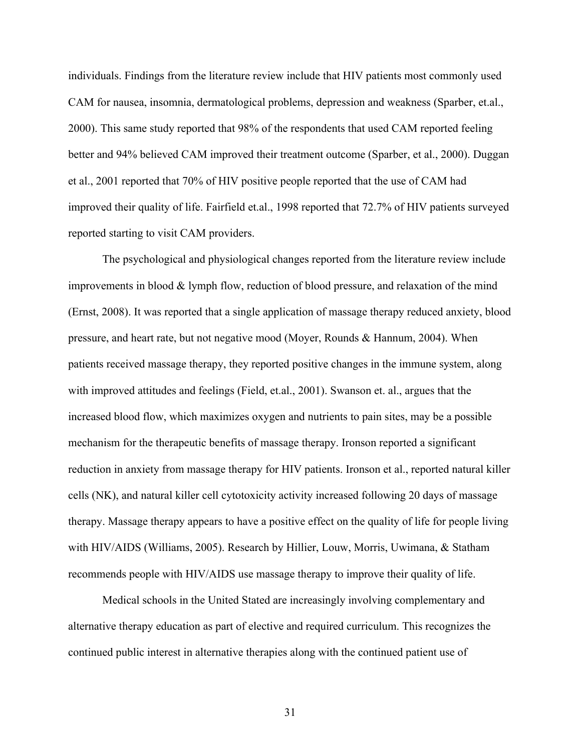individuals. Findings from the literature review include that HIV patients most commonly used CAM for nausea, insomnia, dermatological problems, depression and weakness (Sparber, et.al., 2000). This same study reported that 98% of the respondents that used CAM reported feeling better and 94% believed CAM improved their treatment outcome (Sparber, et al., 2000). Duggan et al., 2001 reported that 70% of HIV positive people reported that the use of CAM had improved their quality of life. Fairfield et.al., 1998 reported that 72.7% of HIV patients surveyed reported starting to visit CAM providers.

The psychological and physiological changes reported from the literature review include improvements in blood & lymph flow, reduction of blood pressure, and relaxation of the mind (Ernst, 2008). It was reported that a single application of massage therapy reduced anxiety, blood pressure, and heart rate, but not negative mood (Moyer, Rounds & Hannum, 2004). When patients received massage therapy, they reported positive changes in the immune system, along with improved attitudes and feelings (Field, et.al., 2001). Swanson et. al., argues that the increased blood flow, which maximizes oxygen and nutrients to pain sites, may be a possible mechanism for the therapeutic benefits of massage therapy. Ironson reported a significant reduction in anxiety from massage therapy for HIV patients. Ironson et al., reported natural killer cells (NK), and natural killer cell cytotoxicity activity increased following 20 days of massage therapy. Massage therapy appears to have a positive effect on the quality of life for people living with HIV/AIDS (Williams, 2005). Research by Hillier, Louw, Morris, Uwimana, & Statham recommends people with HIV/AIDS use massage therapy to improve their quality of life.

Medical schools in the United Stated are increasingly involving complementary and alternative therapy education as part of elective and required curriculum. This recognizes the continued public interest in alternative therapies along with the continued patient use of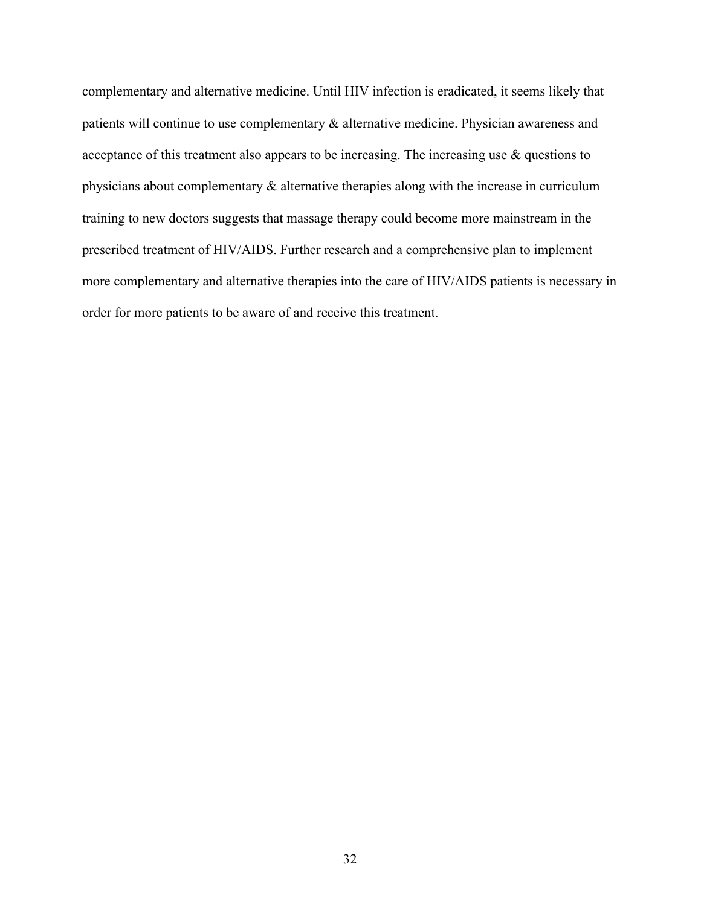complementary and alternative medicine. Until HIV infection is eradicated, it seems likely that patients will continue to use complementary & alternative medicine. Physician awareness and acceptance of this treatment also appears to be increasing. The increasing use & questions to physicians about complementary & alternative therapies along with the increase in curriculum training to new doctors suggests that massage therapy could become more mainstream in the prescribed treatment of HIV/AIDS. Further research and a comprehensive plan to implement more complementary and alternative therapies into the care of HIV/AIDS patients is necessary in order for more patients to be aware of and receive this treatment.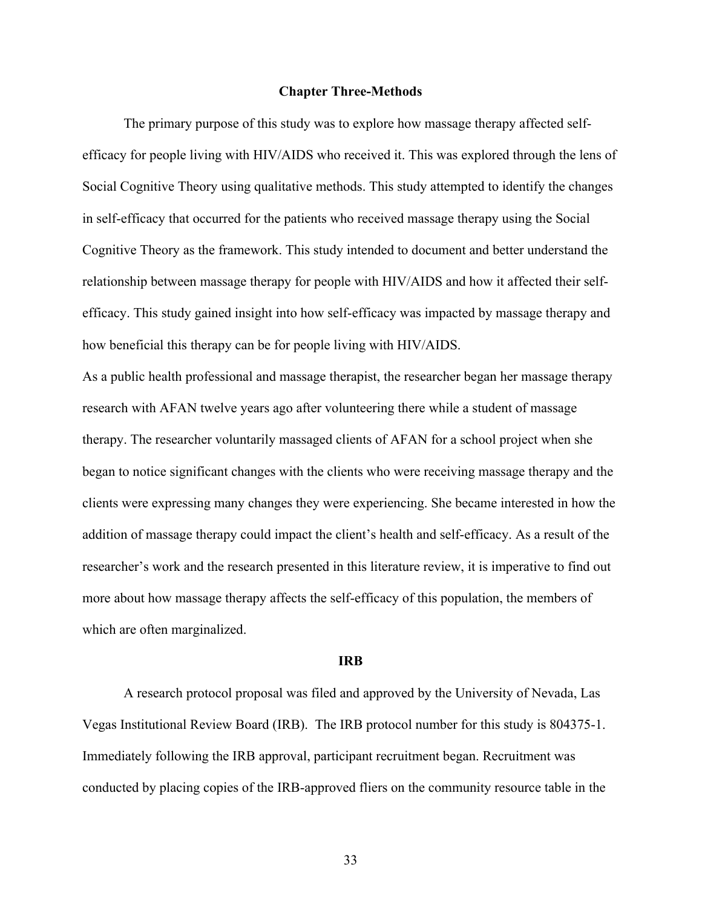# Chapter Three-Methods

The primary purpose of this study was to explore how massage therapy affected self-efficacy for people living with HIV/AIDS who received it. This was explored through the lens of Social Cognitive Theory using qualitative methods. This study attempted to identify the changes in self-efficacy that occurred for the patients who received massage therapy using the Social Cognitive Theory as the framework. This study intended to document and better understand the relationship between massage therapy for people with HIV/AIDS and how it affected their self-efficacy. This study gained insight into how self-efficacy was impacted by massage therapy and how beneficial this therapy can be for people living with HIV/AIDS.

As a public health professional and massage therapist, the researcher began her massage therapy research with AFAN twelve years ago after volunteering there while a student of massage therapy. The researcher voluntarily massaged clients of AFAN for a school project when she began to notice significant changes with the clients who were receiving massage therapy and the clients were expressing many changes they were experiencing. She became interested in how the addition of massage therapy could impact the client's health and self-efficacy. As a result of the researcher's work and the research presented in this literature review, it is imperative to find out more about how massage therapy affects the self-efficacy of this population, the members of which are often marginalized.

## IRB

A research protocol proposal was filed and approved by the University of Nevada, Las Vegas Institutional Review Board (IRB). The IRB protocol number for this study is 804375-1. Immediately following the IRB approval, participant recruitment began. Recruitment was conducted by placing copies of the IRB-approved fliers on the community resource table in the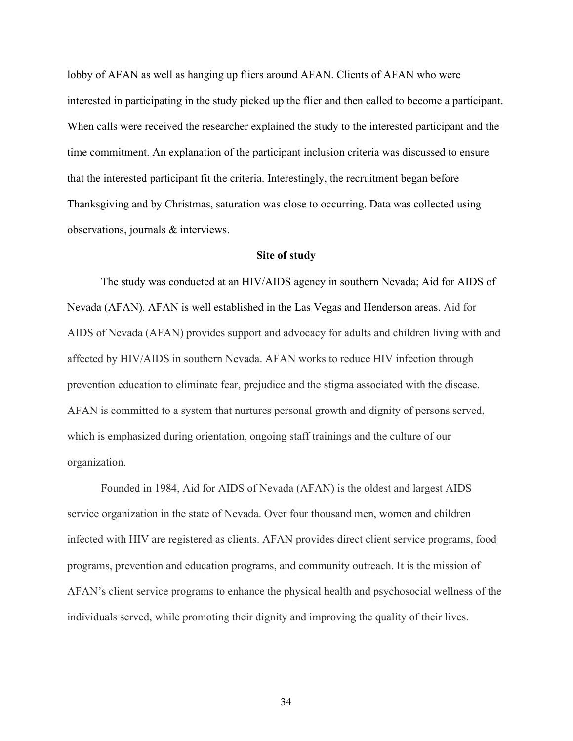lobby of AFAN as well as hanging up fliers around AFAN. Clients of AFAN who were interested in participating in the study picked up the flier and then called to become a participant. When calls were received the researcher explained the study to the interested participant and the time commitment. An explanation of the participant inclusion criteria was discussed to ensure that the interested participant fit the criteria. Interestingly, the recruitment began before Thanksgiving and by Christmas, saturation was close to occurring. Data was collected using observations, journals & interviews.

## Site of study

The study was conducted at an HIV/AIDS agency in southern Nevada; Aid for AIDS of Nevada (AFAN). AFAN is well established in the Las Vegas and Henderson areas. Aid for AIDS of Nevada (AFAN) provides support and advocacy for adults and children living with and affected by HIV/AIDS in southern Nevada. AFAN works to reduce HIV infection through prevention education to eliminate fear, prejudice and the stigma associated with the disease. AFAN is committed to a system that nurtures personal growth and dignity of persons served, which is emphasized during orientation, ongoing staff trainings and the culture of our organization.

Founded in 1984, Aid for AIDS of Nevada (AFAN) is the oldest and largest AIDS service organization in the state of Nevada. Over four thousand men, women and children infected with HIV are registered as clients. AFAN provides direct client service programs, food programs, prevention and education programs, and community outreach. It is the mission of AFAN's client service programs to enhance the physical health and psychosocial wellness of the individuals served, while promoting their dignity and improving the quality of their lives.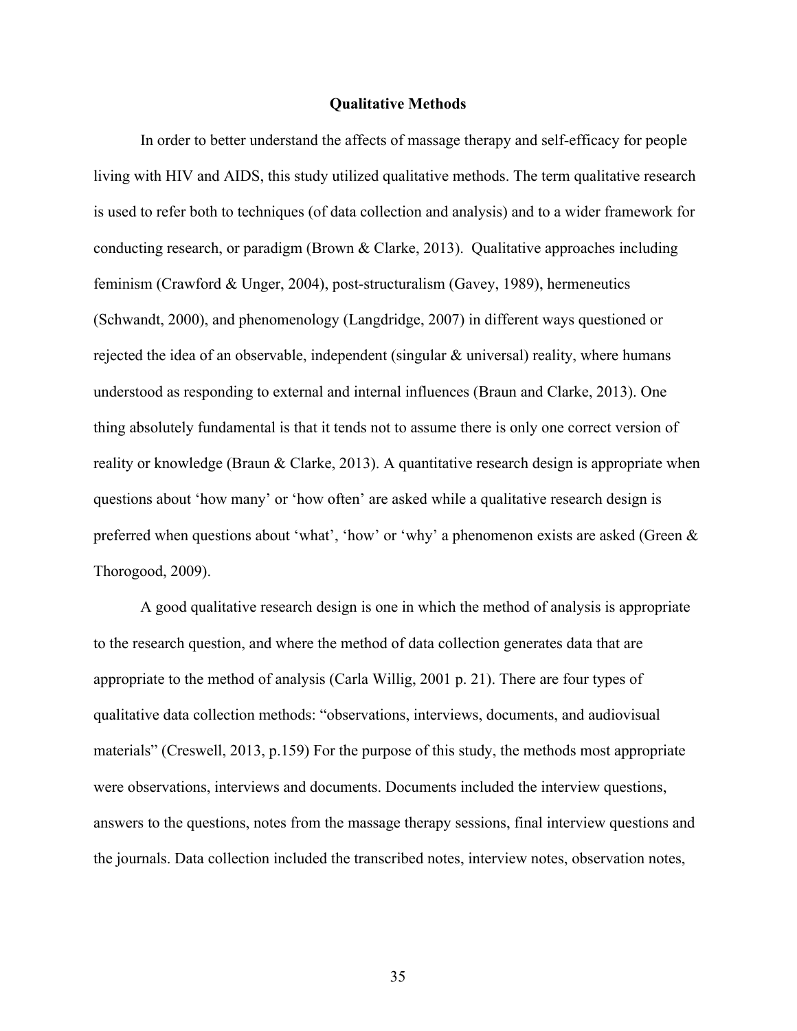## Qualitative Methods

In order to better understand the affects of massage therapy and self-efficacy for people living with HIV and AIDS, this study utilized qualitative methods. The term qualitative research is used to refer both to techniques (of data collection and analysis) and to a wider framework for conducting research, or paradigm (Brown & Clarke, 2013). Qualitative approaches including feminism (Crawford & Unger, 2004), post-structuralism (Gavey, 1989), hermeneutics (Schwandt, 2000), and phenomenology (Langdridge, 2007) in different ways questioned or rejected the idea of an observable, independent (singular & universal) reality, where humans understood as responding to external and internal influences (Braun and Clarke, 2013). One thing absolutely fundamental is that it tends not to assume there is only one correct version of reality or knowledge (Braun & Clarke, 2013). A quantitative research design is appropriate when questions about 'how many' or 'how often' are asked while a qualitative research design is preferred when questions about 'what', 'how' or 'why' a phenomenon exists are asked (Green & Thorogood, 2009).

A good qualitative research design is one in which the method of analysis is appropriate to the research question, and where the method of data collection generates data that are appropriate to the method of analysis (Carla Willig, 2001 p. 21). There are four types of qualitative data collection methods: "observations, interviews, documents, and audiovisual materials" (Creswell, 2013, p.159) For the purpose of this study, the methods most appropriate were observations, interviews and documents. Documents included the interview questions, answers to the questions, notes from the massage therapy sessions, final interview questions and the journals. Data collection included the transcribed notes, interview notes, observation notes,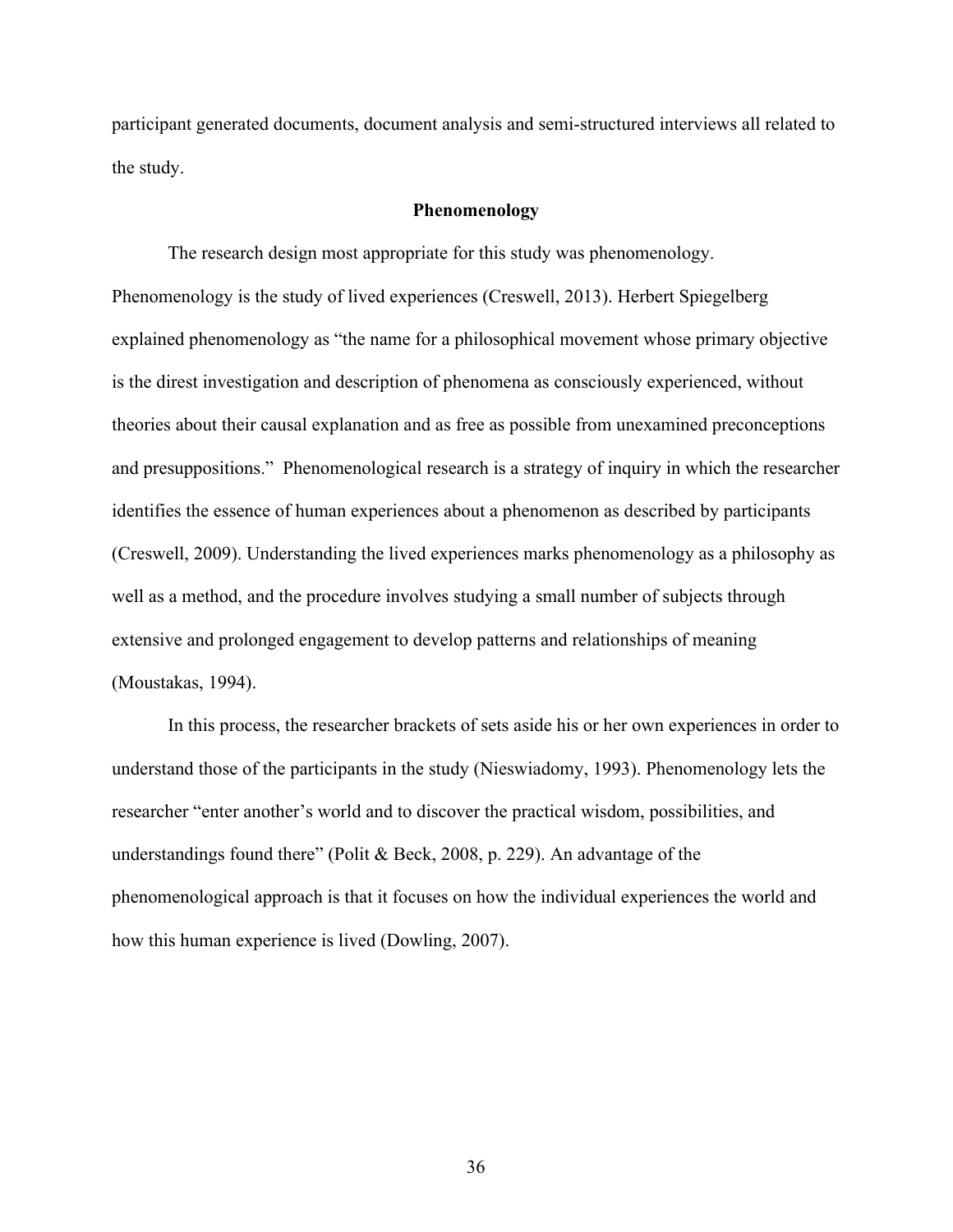participant generated documents, document analysis and semi-structured interviews all related to the study.

## Phenomenology

The research design most appropriate for this study was phenomenology. Phenomenology is the study of lived experiences (Creswell, 2013). Herbert Spiegelberg explained phenomenology as "the name for a philosophical movement whose primary objective is the direst investigation and description of phenomena as consciously experienced, without theories about their causal explanation and as free as possible from unexamined preconceptions and presuppositions." Phenomenological research is a strategy of inquiry in which the researcher identifies the essence of human experiences about a phenomenon as described by participants (Creswell, 2009). Understanding the lived experiences marks phenomenology as a philosophy as well as a method, and the procedure involves studying a small number of subjects through extensive and prolonged engagement to develop patterns and relationships of meaning (Moustakas, 1994).

In this process, the researcher brackets of sets aside his or her own experiences in order to understand those of the participants in the study (Nieswiadomy, 1993). Phenomenology lets the researcher "enter another's world and to discover the practical wisdom, possibilities, and understandings found there" (Polit & Beck, 2008, p. 229). An advantage of the phenomenological approach is that it focuses on how the individual experiences the world and how this human experience is lived (Dowling, 2007).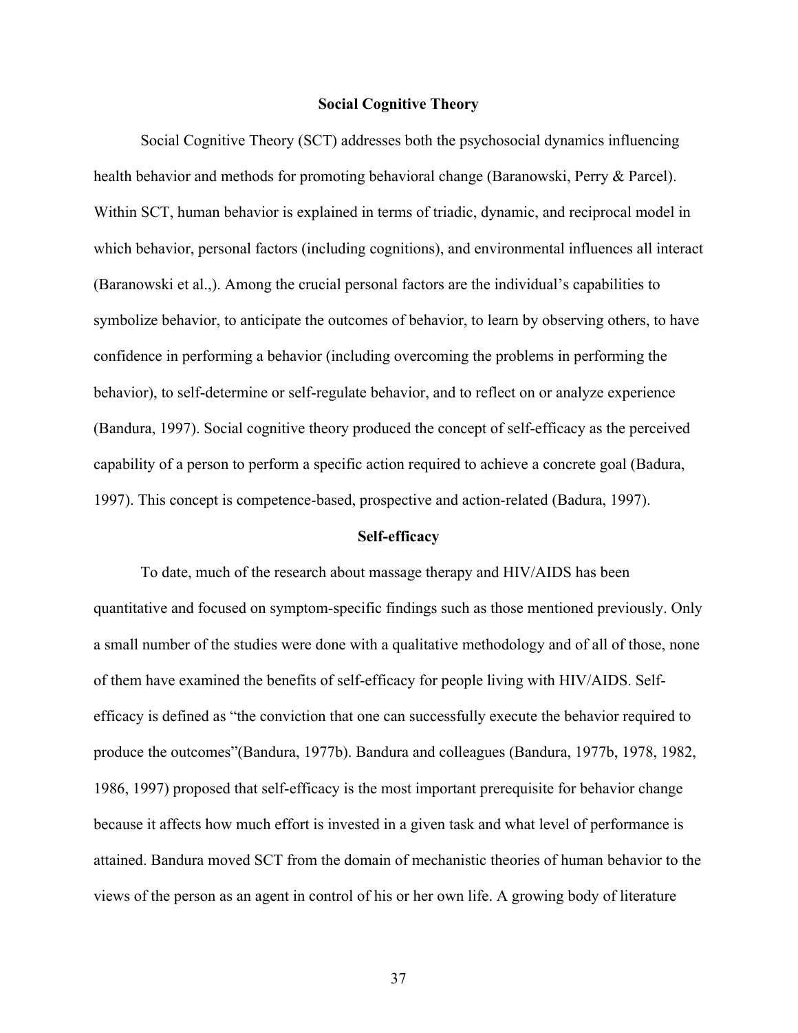## Social Cognitive Theory

Social Cognitive Theory (SCT) addresses both the psychosocial dynamics influencing health behavior and methods for promoting behavioral change (Baranowski, Perry & Parcel). Within SCT, human behavior is explained in terms of triadic, dynamic, and reciprocal model in which behavior, personal factors (including cognitions), and environmental influences all interact (Baranowski et al.,). Among the crucial personal factors are the individual's capabilities to symbolize behavior, to anticipate the outcomes of behavior, to learn by observing others, to have confidence in performing a behavior (including overcoming the problems in performing the behavior), to self-determine or self-regulate behavior, and to reflect on or analyze experience (Bandura, 1997). Social cognitive theory produced the concept of self-efficacy as the perceived capability of a person to perform a specific action required to achieve a concrete goal (Badura, 1997). This concept is competence-based, prospective and action-related (Badura, 1997).

## Self-efficacy

To date, much of the research about massage therapy and HIV/AIDS has been quantitative and focused on symptom-specific findings such as those mentioned previously. Only a small number of the studies were done with a qualitative methodology and of all of those, none of them have examined the benefits of self-efficacy for people living with HIV/AIDS. Self-efficacy is defined as "the conviction that one can successfully execute the behavior required to produce the outcomes"(Bandura, 1977b). Bandura and colleagues (Bandura, 1977b, 1978, 1982, 1986, 1997) proposed that self-efficacy is the most important prerequisite for behavior change because it affects how much effort is invested in a given task and what level of performance is attained. Bandura moved SCT from the domain of mechanistic theories of human behavior to the views of the person as an agent in control of his or her own life. A growing body of literature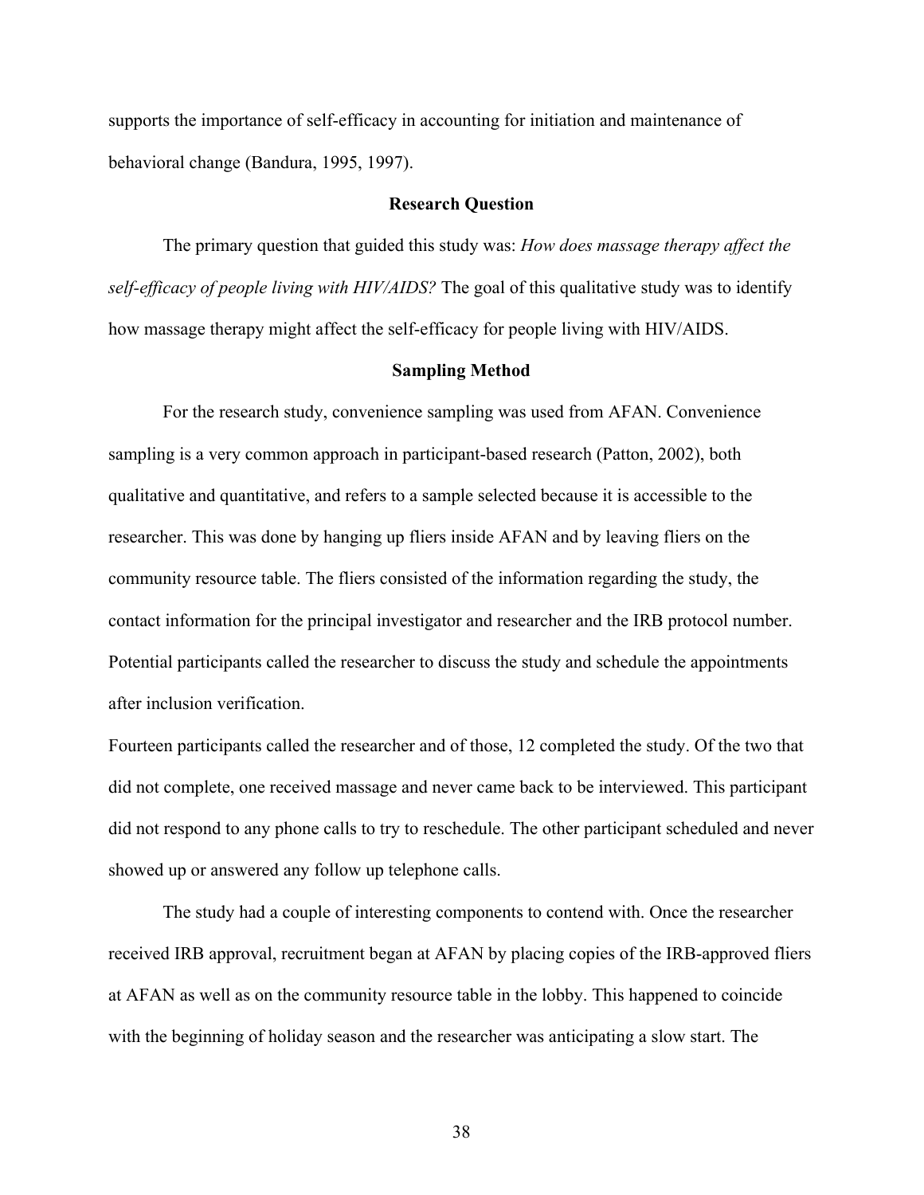supports the importance of self-efficacy in accounting for initiation and maintenance of behavioral change (Bandura, 1995, 1997).

## Research Question

The primary question that guided this study was: *How does massage therapy affect the self-efficacy of people living with HIV/AIDS?* The goal of this qualitative study was to identify how massage therapy might affect the self-efficacy for people living with HIV/AIDS.

## Sampling Method

For the research study, convenience sampling was used from AFAN. Convenience sampling is a very common approach in participant-based research (Patton, 2002), both qualitative and quantitative, and refers to a sample selected because it is accessible to the researcher. This was done by hanging up fliers inside AFAN and by leaving fliers on the community resource table. The fliers consisted of the information regarding the study, the contact information for the principal investigator and researcher and the IRB protocol number. Potential participants called the researcher to discuss the study and schedule the appointments after inclusion verification.

Fourteen participants called the researcher and of those, 12 completed the study. Of the two that did not complete, one received massage and never came back to be interviewed. This participant did not respond to any phone calls to try to reschedule. The other participant scheduled and never showed up or answered any follow up telephone calls.

The study had a couple of interesting components to contend with. Once the researcher received IRB approval, recruitment began at AFAN by placing copies of the IRB-approved fliers at AFAN as well as on the community resource table in the lobby. This happened to coincide with the beginning of holiday season and the researcher was anticipating a slow start. The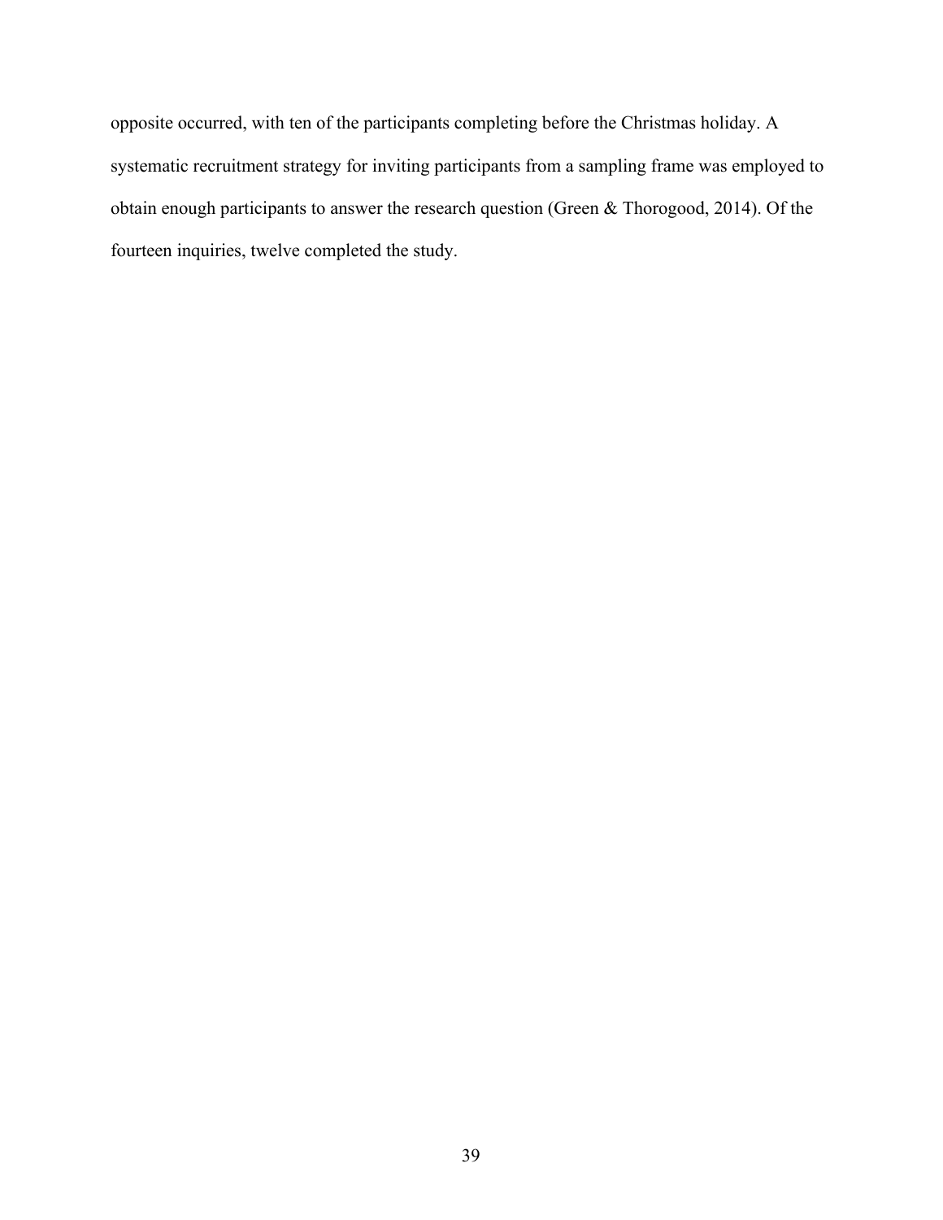opposite occurred, with ten of the participants completing before the Christmas holiday. A systematic recruitment strategy for inviting participants from a sampling frame was employed to obtain enough participants to answer the research question (Green & Thorogood, 2014). Of the fourteen inquiries, twelve completed the study.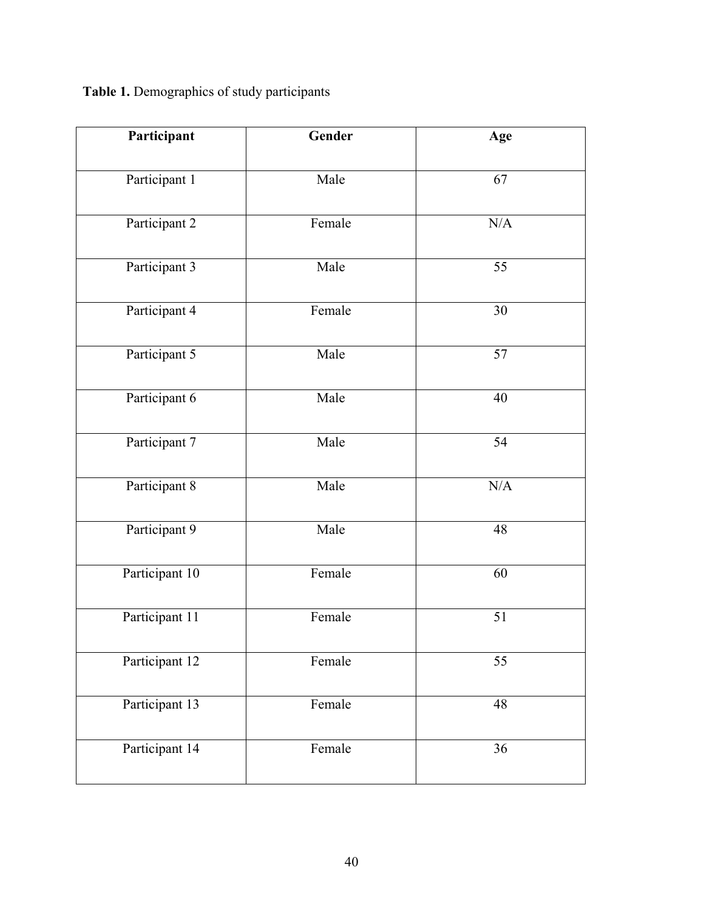**Table 1.** Demographics of study participants

| Participant | Gender | Age |
|---|---|---|
| Participant 1 | Male | 67 |
| Participant 2 | Female | N/A |
| Participant 3 | Male | 55 |
| Participant 4 | Female | 30 |
| Participant 5 | Male | 57 |
| Participant 6 | Male | 40 |
| Participant 7 | Male | 54 |
| Participant 8 | Male | N/A |
| Participant 9 | Male | 48 |
| Participant 10 | Female | 60 |
| Participant 11 | Female | 51 |
| Participant 12 | Female | 55 |
| Participant 13 | Female | 48 |
| Participant 14 | Female | 36 |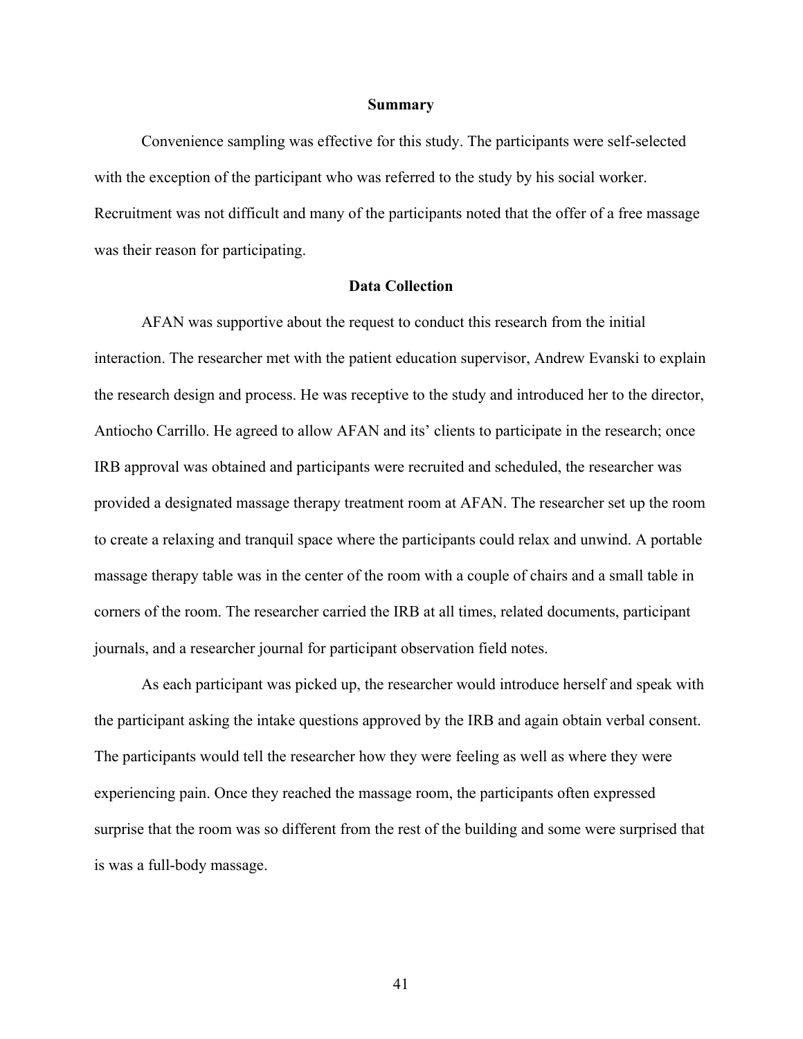### Summary

Convenience sampling was effective for this study. The participants were self-selected with the exception of the participant who was referred to the study by his social worker. Recruitment was not difficult and many of the participants noted that the offer of a free massage was their reason for participating.

### Data Collection

AFAN was supportive about the request to conduct this research from the initial interaction. The researcher met with the patient education supervisor, Andrew Evanski to explain the research design and process. He was receptive to the study and introduced her to the director, Antiocho Carrillo. He agreed to allow AFAN and its' clients to participate in the research; once IRB approval was obtained and participants were recruited and scheduled, the researcher was provided a designated massage therapy treatment room at AFAN. The researcher set up the room to create a relaxing and tranquil space where the participants could relax and unwind. A portable massage therapy table was in the center of the room with a couple of chairs and a small table in corners of the room. The researcher carried the IRB at all times, related documents, participant journals, and a researcher journal for participant observation field notes.

As each participant was picked up, the researcher would introduce herself and speak with the participant asking the intake questions approved by the IRB and again obtain verbal consent. The participants would tell the researcher how they were feeling as well as where they were experiencing pain. Once they reached the massage room, the participants often expressed surprise that the room was so different from the rest of the building and some were surprised that is was a full-body massage.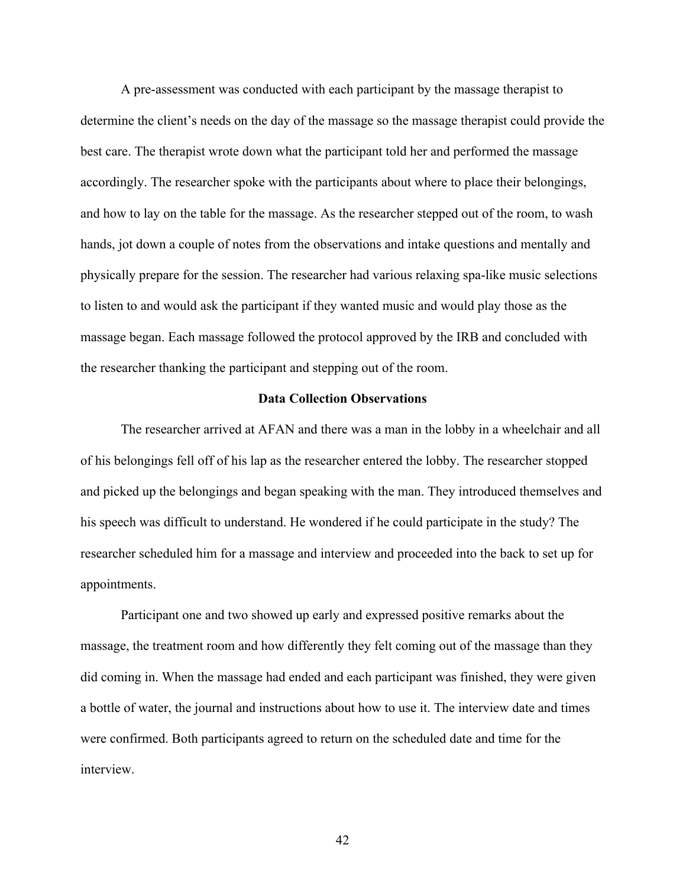A pre-assessment was conducted with each participant by the massage therapist to determine the client's needs on the day of the massage so the massage therapist could provide the best care. The therapist wrote down what the participant told her and performed the massage accordingly. The researcher spoke with the participants about where to place their belongings, and how to lay on the table for the massage. As the researcher stepped out of the room, to wash hands, jot down a couple of notes from the observations and intake questions and mentally and physically prepare for the session. The researcher had various relaxing spa-like music selections to listen to and would ask the participant if they wanted music and would play those as the massage began. Each massage followed the protocol approved by the IRB and concluded with the researcher thanking the participant and stepping out of the room.

**Data Collection Observations**

The researcher arrived at AFAN and there was a man in the lobby in a wheelchair and all of his belongings fell off of his lap as the researcher entered the lobby. The researcher stopped and picked up the belongings and began speaking with the man. They introduced themselves and his speech was difficult to understand. He wondered if he could participate in the study? The researcher scheduled him for a massage and interview and proceeded into the back to set up for appointments.

Participant one and two showed up early and expressed positive remarks about the massage, the treatment room and how differently they felt coming out of the massage than they did coming in. When the massage had ended and each participant was finished, they were given a bottle of water, the journal and instructions about how to use it. The interview date and times were confirmed. Both participants agreed to return on the scheduled date and time for the interview.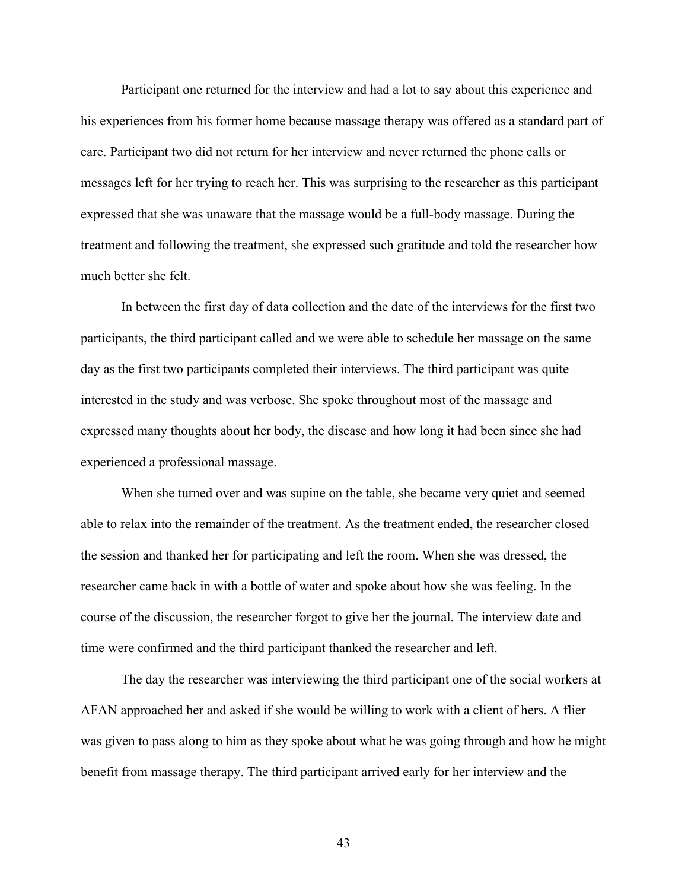Participant one returned for the interview and had a lot to say about this experience and his experiences from his former home because massage therapy was offered as a standard part of care. Participant two did not return for her interview and never returned the phone calls or messages left for her trying to reach her. This was surprising to the researcher as this participant expressed that she was unaware that the massage would be a full-body massage. During the treatment and following the treatment, she expressed such gratitude and told the researcher how much better she felt.

In between the first day of data collection and the date of the interviews for the first two participants, the third participant called and we were able to schedule her massage on the same day as the first two participants completed their interviews. The third participant was quite interested in the study and was verbose. She spoke throughout most of the massage and expressed many thoughts about her body, the disease and how long it had been since she had experienced a professional massage.

When she turned over and was supine on the table, she became very quiet and seemed able to relax into the remainder of the treatment. As the treatment ended, the researcher closed the session and thanked her for participating and left the room. When she was dressed, the researcher came back in with a bottle of water and spoke about how she was feeling. In the course of the discussion, the researcher forgot to give her the journal. The interview date and time were confirmed and the third participant thanked the researcher and left.

The day the researcher was interviewing the third participant one of the social workers at AFAN approached her and asked if she would be willing to work with a client of hers. A flier was given to pass along to him as they spoke about what he was going through and how he might benefit from massage therapy. The third participant arrived early for her interview and the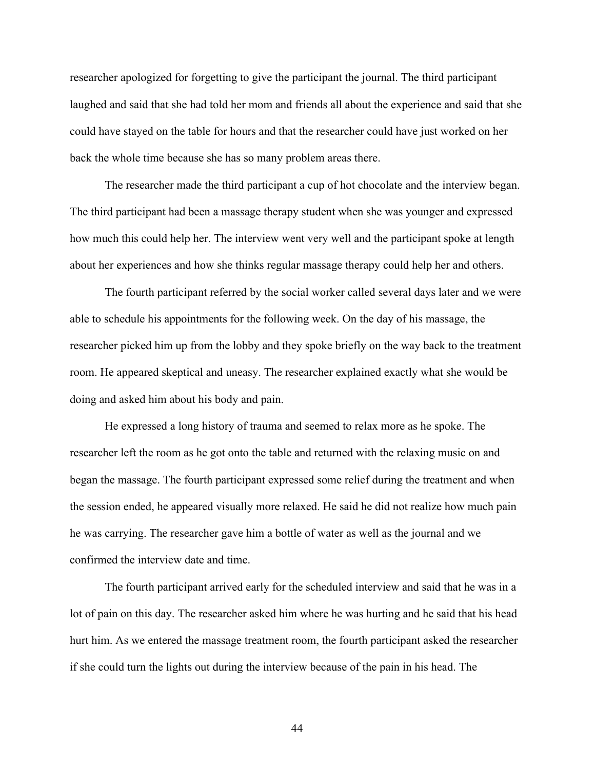researcher apologized for forgetting to give the participant the journal. The third participant laughed and said that she had told her mom and friends all about the experience and said that she could have stayed on the table for hours and that the researcher could have just worked on her back the whole time because she has so many problem areas there.

The researcher made the third participant a cup of hot chocolate and the interview began. The third participant had been a massage therapy student when she was younger and expressed how much this could help her. The interview went very well and the participant spoke at length about her experiences and how she thinks regular massage therapy could help her and others.

The fourth participant referred by the social worker called several days later and we were able to schedule his appointments for the following week. On the day of his massage, the researcher picked him up from the lobby and they spoke briefly on the way back to the treatment room. He appeared skeptical and uneasy. The researcher explained exactly what she would be doing and asked him about his body and pain.

He expressed a long history of trauma and seemed to relax more as he spoke. The researcher left the room as he got onto the table and returned with the relaxing music on and began the massage. The fourth participant expressed some relief during the treatment and when the session ended, he appeared visually more relaxed. He said he did not realize how much pain he was carrying. The researcher gave him a bottle of water as well as the journal and we confirmed the interview date and time.

The fourth participant arrived early for the scheduled interview and said that he was in a lot of pain on this day. The researcher asked him where he was hurting and he said that his head hurt him. As we entered the massage treatment room, the fourth participant asked the researcher if she could turn the lights out during the interview because of the pain in his head. The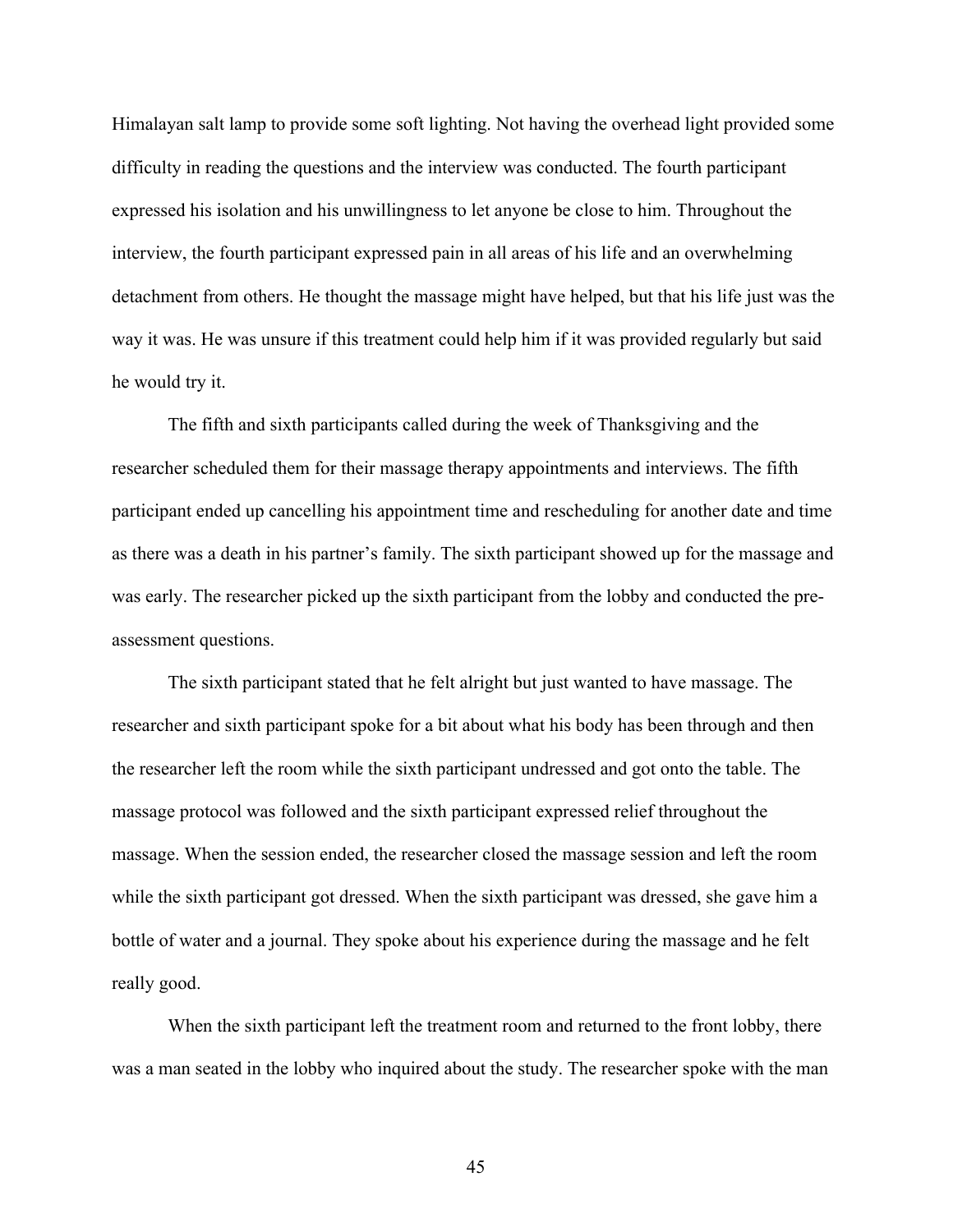Himalayan salt lamp to provide some soft lighting. Not having the overhead light provided some difficulty in reading the questions and the interview was conducted. The fourth participant expressed his isolation and his unwillingness to let anyone be close to him. Throughout the interview, the fourth participant expressed pain in all areas of his life and an overwhelming detachment from others. He thought the massage might have helped, but that his life just was the way it was. He was unsure if this treatment could help him if it was provided regularly but said he would try it.

The fifth and sixth participants called during the week of Thanksgiving and the researcher scheduled them for their massage therapy appointments and interviews. The fifth participant ended up cancelling his appointment time and rescheduling for another date and time as there was a death in his partner's family. The sixth participant showed up for the massage and was early. The researcher picked up the sixth participant from the lobby and conducted the pre-assessment questions.

The sixth participant stated that he felt alright but just wanted to have massage. The researcher and sixth participant spoke for a bit about what his body has been through and then the researcher left the room while the sixth participant undressed and got onto the table. The massage protocol was followed and the sixth participant expressed relief throughout the massage. When the session ended, the researcher closed the massage session and left the room while the sixth participant got dressed. When the sixth participant was dressed, she gave him a bottle of water and a journal. They spoke about his experience during the massage and he felt really good.

When the sixth participant left the treatment room and returned to the front lobby, there was a man seated in the lobby who inquired about the study. The researcher spoke with the man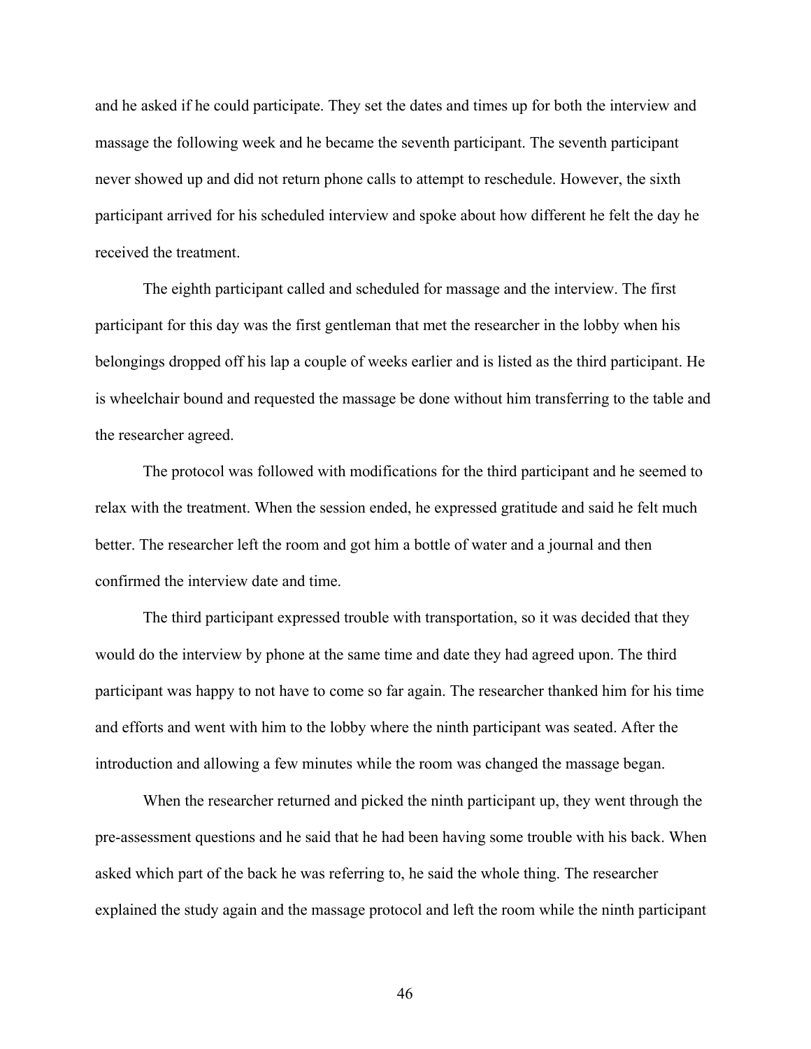and he asked if he could participate. They set the dates and times up for both the interview and massage the following week and he became the seventh participant. The seventh participant never showed up and did not return phone calls to attempt to reschedule. However, the sixth participant arrived for his scheduled interview and spoke about how different he felt the day he received the treatment.

The eighth participant called and scheduled for massage and the interview. The first participant for this day was the first gentleman that met the researcher in the lobby when his belongings dropped off his lap a couple of weeks earlier and is listed as the third participant. He is wheelchair bound and requested the massage be done without him transferring to the table and the researcher agreed.

The protocol was followed with modifications for the third participant and he seemed to relax with the treatment. When the session ended, he expressed gratitude and said he felt much better. The researcher left the room and got him a bottle of water and a journal and then confirmed the interview date and time.

The third participant expressed trouble with transportation, so it was decided that they would do the interview by phone at the same time and date they had agreed upon. The third participant was happy to not have to come so far again. The researcher thanked him for his time and efforts and went with him to the lobby where the ninth participant was seated. After the introduction and allowing a few minutes while the room was changed the massage began.

When the researcher returned and picked the ninth participant up, they went through the pre-assessment questions and he said that he had been having some trouble with his back. When asked which part of the back he was referring to, he said the whole thing. The researcher explained the study again and the massage protocol and left the room while the ninth participant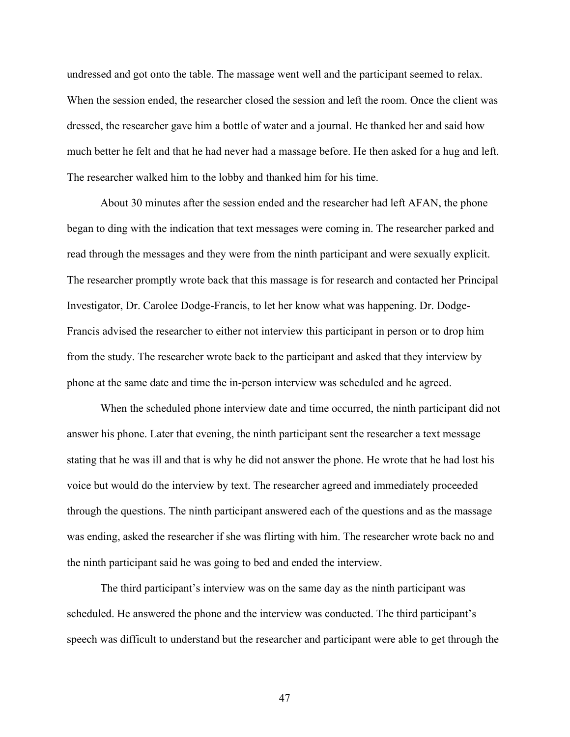undressed and got onto the table. The massage went well and the participant seemed to relax. When the session ended, the researcher closed the session and left the room. Once the client was dressed, the researcher gave him a bottle of water and a journal. He thanked her and said how much better he felt and that he had never had a massage before. He then asked for a hug and left. The researcher walked him to the lobby and thanked him for his time.

About 30 minutes after the session ended and the researcher had left AFAN, the phone began to ding with the indication that text messages were coming in. The researcher parked and read through the messages and they were from the ninth participant and were sexually explicit. The researcher promptly wrote back that this massage is for research and contacted her Principal Investigator, Dr. Carolee Dodge-Francis, to let her know what was happening. Dr. Dodge-Francis advised the researcher to either not interview this participant in person or to drop him from the study. The researcher wrote back to the participant and asked that they interview by phone at the same date and time the in-person interview was scheduled and he agreed.

When the scheduled phone interview date and time occurred, the ninth participant did not answer his phone. Later that evening, the ninth participant sent the researcher a text message stating that he was ill and that is why he did not answer the phone. He wrote that he had lost his voice but would do the interview by text. The researcher agreed and immediately proceeded through the questions. The ninth participant answered each of the questions and as the massage was ending, asked the researcher if she was flirting with him. The researcher wrote back no and the ninth participant said he was going to bed and ended the interview.

The third participant's interview was on the same day as the ninth participant was scheduled. He answered the phone and the interview was conducted. The third participant's speech was difficult to understand but the researcher and participant were able to get through the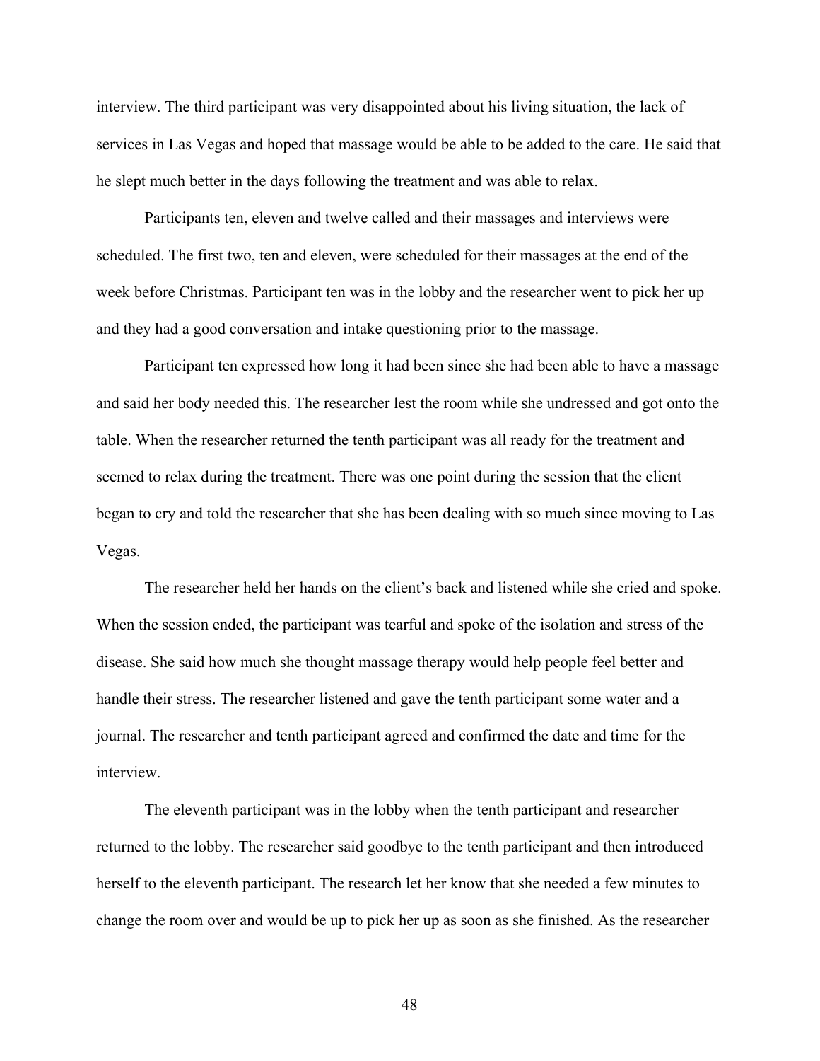interview. The third participant was very disappointed about his living situation, the lack of services in Las Vegas and hoped that massage would be able to be added to the care. He said that he slept much better in the days following the treatment and was able to relax.

Participants ten, eleven and twelve called and their massages and interviews were scheduled. The first two, ten and eleven, were scheduled for their massages at the end of the week before Christmas. Participant ten was in the lobby and the researcher went to pick her up and they had a good conversation and intake questioning prior to the massage.

Participant ten expressed how long it had been since she had been able to have a massage and said her body needed this. The researcher lest the room while she undressed and got onto the table. When the researcher returned the tenth participant was all ready for the treatment and seemed to relax during the treatment. There was one point during the session that the client began to cry and told the researcher that she has been dealing with so much since moving to Las Vegas.

The researcher held her hands on the client's back and listened while she cried and spoke. When the session ended, the participant was tearful and spoke of the isolation and stress of the disease. She said how much she thought massage therapy would help people feel better and handle their stress. The researcher listened and gave the tenth participant some water and a journal. The researcher and tenth participant agreed and confirmed the date and time for the interview.

The eleventh participant was in the lobby when the tenth participant and researcher returned to the lobby. The researcher said goodbye to the tenth participant and then introduced herself to the eleventh participant. The research let her know that she needed a few minutes to change the room over and would be up to pick her up as soon as she finished. As the researcher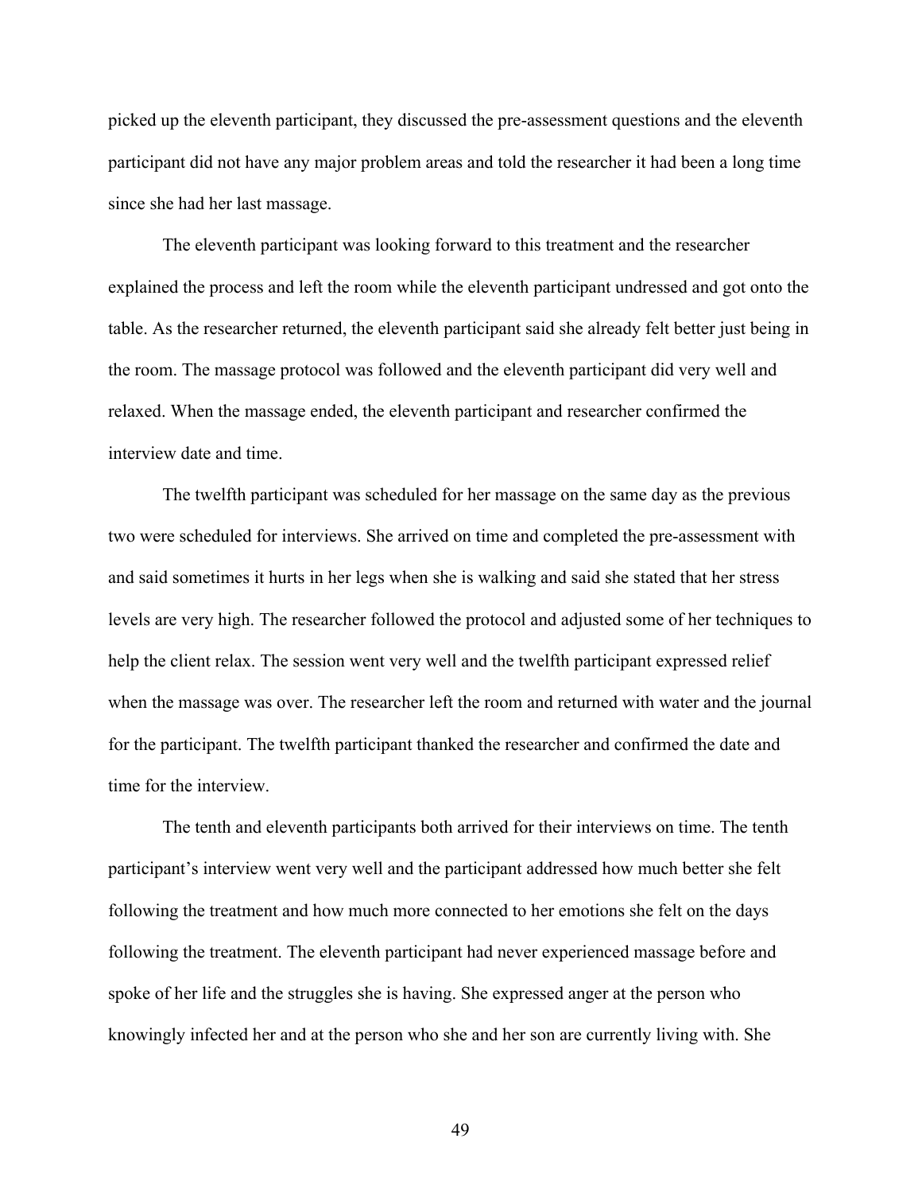picked up the eleventh participant, they discussed the pre-assessment questions and the eleventh participant did not have any major problem areas and told the researcher it had been a long time since she had her last massage.

The eleventh participant was looking forward to this treatment and the researcher explained the process and left the room while the eleventh participant undressed and got onto the table. As the researcher returned, the eleventh participant said she already felt better just being in the room. The massage protocol was followed and the eleventh participant did very well and relaxed. When the massage ended, the eleventh participant and researcher confirmed the interview date and time.

The twelfth participant was scheduled for her massage on the same day as the previous two were scheduled for interviews. She arrived on time and completed the pre-assessment with and said sometimes it hurts in her legs when she is walking and said she stated that her stress levels are very high. The researcher followed the protocol and adjusted some of her techniques to help the client relax. The session went very well and the twelfth participant expressed relief when the massage was over. The researcher left the room and returned with water and the journal for the participant. The twelfth participant thanked the researcher and confirmed the date and time for the interview.

The tenth and eleventh participants both arrived for their interviews on time. The tenth participant's interview went very well and the participant addressed how much better she felt following the treatment and how much more connected to her emotions she felt on the days following the treatment. The eleventh participant had never experienced massage before and spoke of her life and the struggles she is having. She expressed anger at the person who knowingly infected her and at the person who she and her son are currently living with. She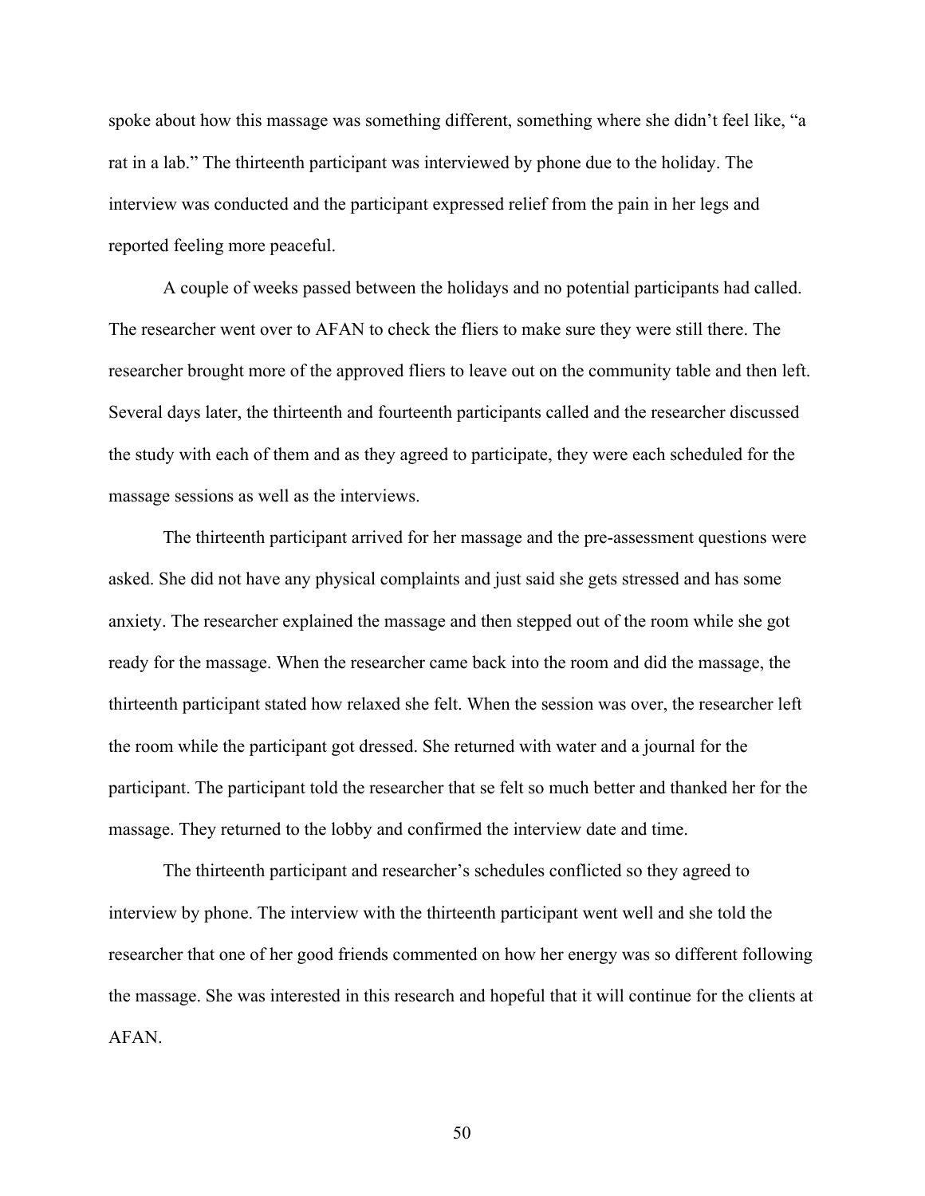spoke about how this massage was something different, something where she didn't feel like, "a rat in a lab." The thirteenth participant was interviewed by phone due to the holiday. The interview was conducted and the participant expressed relief from the pain in her legs and reported feeling more peaceful.

A couple of weeks passed between the holidays and no potential participants had called. The researcher went over to AFAN to check the fliers to make sure they were still there. The researcher brought more of the approved fliers to leave out on the community table and then left. Several days later, the thirteenth and fourteenth participants called and the researcher discussed the study with each of them and as they agreed to participate, they were each scheduled for the massage sessions as well as the interviews.

The thirteenth participant arrived for her massage and the pre-assessment questions were asked. She did not have any physical complaints and just said she gets stressed and has some anxiety. The researcher explained the massage and then stepped out of the room while she got ready for the massage. When the researcher came back into the room and did the massage, the thirteenth participant stated how relaxed she felt. When the session was over, the researcher left the room while the participant got dressed. She returned with water and a journal for the participant. The participant told the researcher that se felt so much better and thanked her for the massage. They returned to the lobby and confirmed the interview date and time.

The thirteenth participant and researcher's schedules conflicted so they agreed to interview by phone. The interview with the thirteenth participant went well and she told the researcher that one of her good friends commented on how her energy was so different following the massage. She was interested in this research and hopeful that it will continue for the clients at AFAN.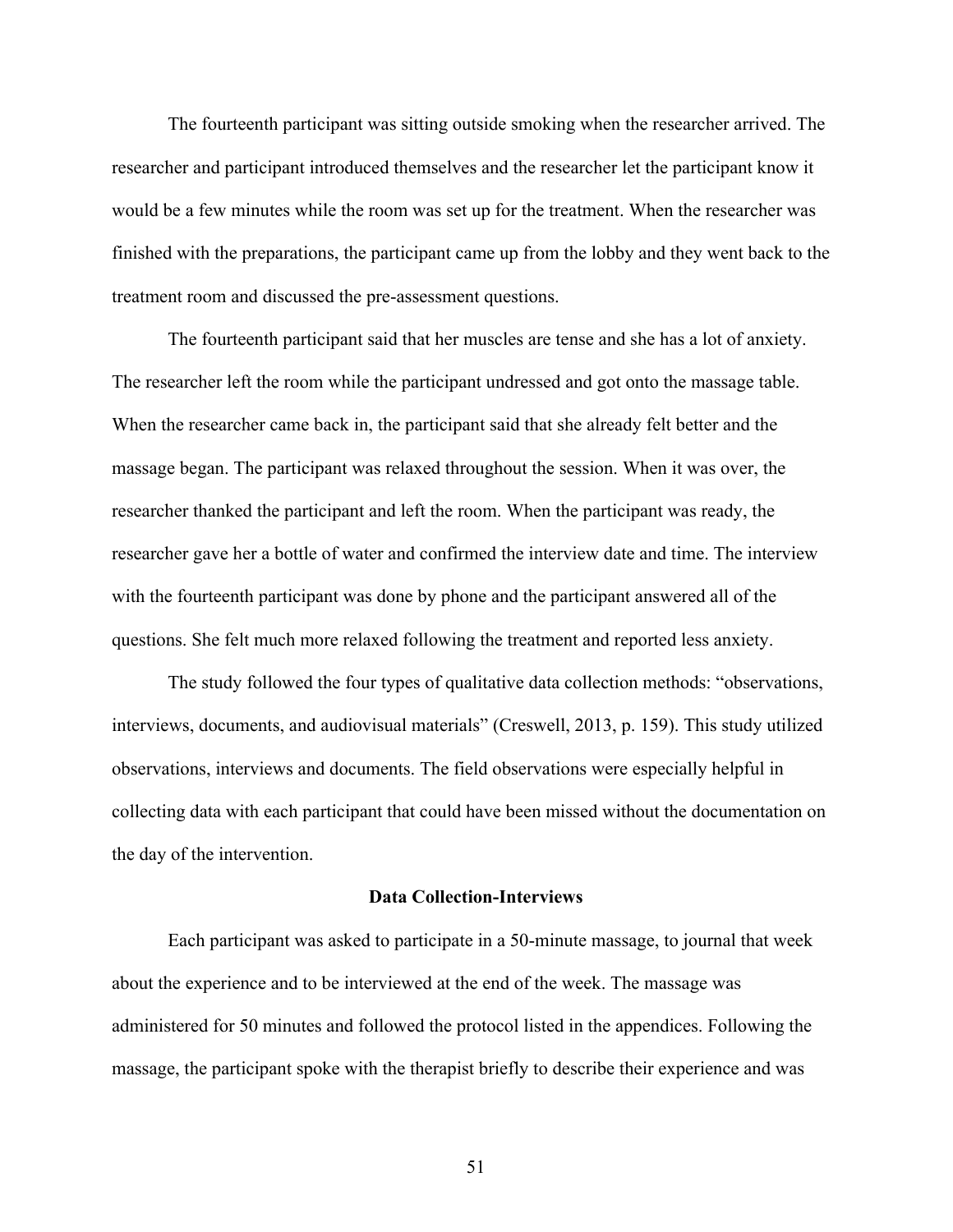The fourteenth participant was sitting outside smoking when the researcher arrived. The researcher and participant introduced themselves and the researcher let the participant know it would be a few minutes while the room was set up for the treatment. When the researcher was finished with the preparations, the participant came up from the lobby and they went back to the treatment room and discussed the pre-assessment questions.

The fourteenth participant said that her muscles are tense and she has a lot of anxiety. The researcher left the room while the participant undressed and got onto the massage table. When the researcher came back in, the participant said that she already felt better and the massage began. The participant was relaxed throughout the session. When it was over, the researcher thanked the participant and left the room. When the participant was ready, the researcher gave her a bottle of water and confirmed the interview date and time. The interview with the fourteenth participant was done by phone and the participant answered all of the questions. She felt much more relaxed following the treatment and reported less anxiety.

The study followed the four types of qualitative data collection methods: "observations, interviews, documents, and audiovisual materials" (Creswell, 2013, p. 159). This study utilized observations, interviews and documents. The field observations were especially helpful in collecting data with each participant that could have been missed without the documentation on the day of the intervention.

## Data Collection-Interviews

Each participant was asked to participate in a 50-minute massage, to journal that week about the experience and to be interviewed at the end of the week. The massage was administered for 50 minutes and followed the protocol listed in the appendices. Following the massage, the participant spoke with the therapist briefly to describe their experience and was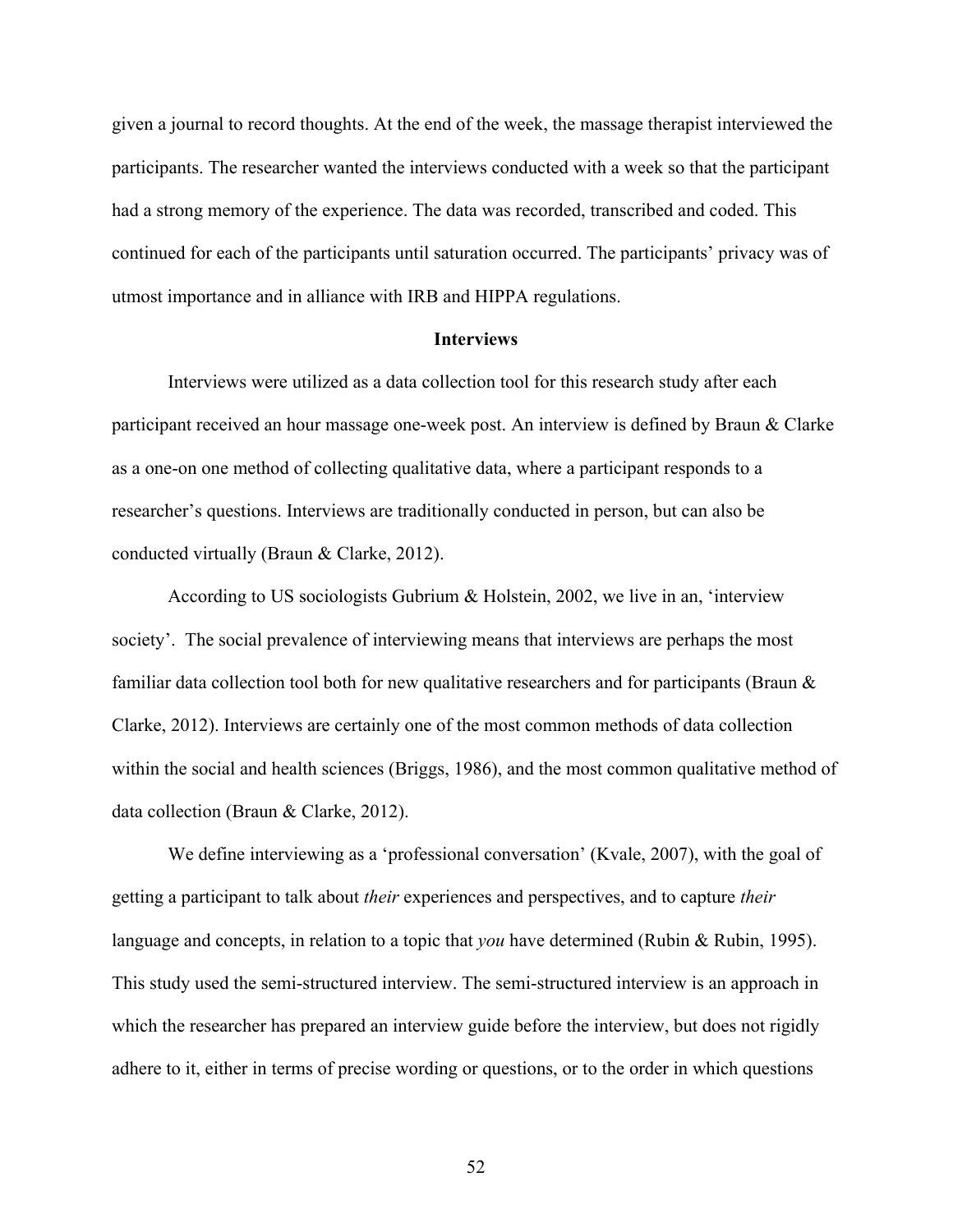given a journal to record thoughts. At the end of the week, the massage therapist interviewed the participants. The researcher wanted the interviews conducted with a week so that the participant had a strong memory of the experience. The data was recorded, transcribed and coded. This continued for each of the participants until saturation occurred. The participants' privacy was of utmost importance and in alliance with IRB and HIPPA regulations.

## Interviews

Interviews were utilized as a data collection tool for this research study after each participant received an hour massage one-week post. An interview is defined by Braun & Clarke as a one-on one method of collecting qualitative data, where a participant responds to a researcher's questions. Interviews are traditionally conducted in person, but can also be conducted virtually (Braun & Clarke, 2012).

According to US sociologists Gubrium & Holstein, 2002, we live in an, 'interview society'. The social prevalence of interviewing means that interviews are perhaps the most familiar data collection tool both for new qualitative researchers and for participants (Braun & Clarke, 2012). Interviews are certainly one of the most common methods of data collection within the social and health sciences (Briggs, 1986), and the most common qualitative method of data collection (Braun & Clarke, 2012).

We define interviewing as a 'professional conversation' (Kvale, 2007), with the goal of getting a participant to talk about *their* experiences and perspectives, and to capture *their* language and concepts, in relation to a topic that *you* have determined (Rubin & Rubin, 1995). This study used the semi-structured interview. The semi-structured interview is an approach in which the researcher has prepared an interview guide before the interview, but does not rigidly adhere to it, either in terms of precise wording or questions, or to the order in which questions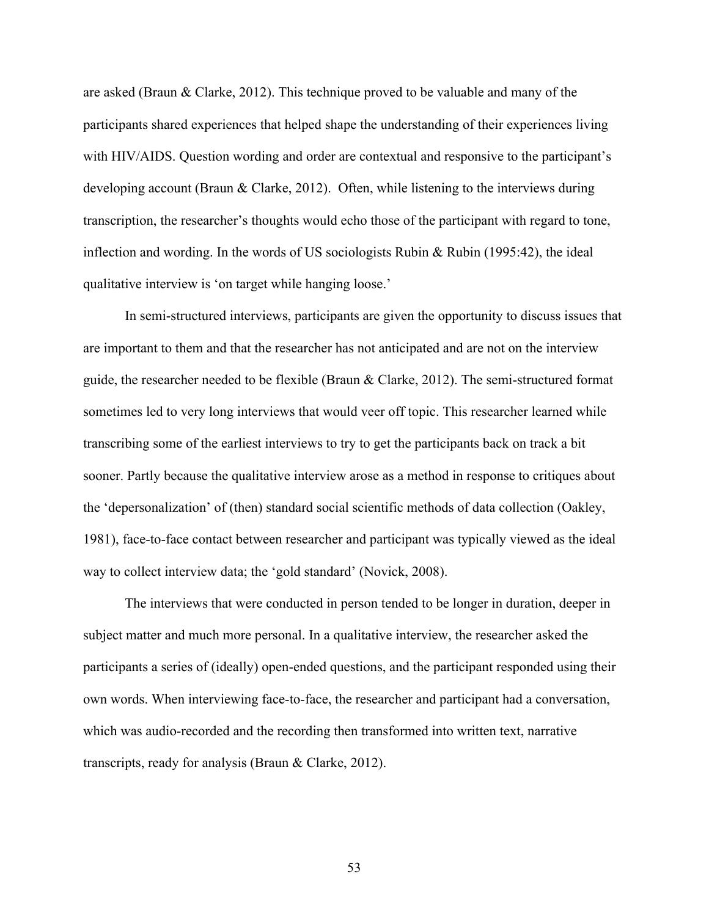are asked (Braun & Clarke, 2012). This technique proved to be valuable and many of the participants shared experiences that helped shape the understanding of their experiences living with HIV/AIDS. Question wording and order are contextual and responsive to the participant's developing account (Braun & Clarke, 2012). Often, while listening to the interviews during transcription, the researcher's thoughts would echo those of the participant with regard to tone, inflection and wording. In the words of US sociologists Rubin & Rubin (1995:42), the ideal qualitative interview is 'on target while hanging loose.'

In semi-structured interviews, participants are given the opportunity to discuss issues that are important to them and that the researcher has not anticipated and are not on the interview guide, the researcher needed to be flexible (Braun & Clarke, 2012). The semi-structured format sometimes led to very long interviews that would veer off topic. This researcher learned while transcribing some of the earliest interviews to try to get the participants back on track a bit sooner. Partly because the qualitative interview arose as a method in response to critiques about the 'depersonalization' of (then) standard social scientific methods of data collection (Oakley, 1981), face-to-face contact between researcher and participant was typically viewed as the ideal way to collect interview data; the 'gold standard' (Novick, 2008).

The interviews that were conducted in person tended to be longer in duration, deeper in subject matter and much more personal. In a qualitative interview, the researcher asked the participants a series of (ideally) open-ended questions, and the participant responded using their own words. When interviewing face-to-face, the researcher and participant had a conversation, which was audio-recorded and the recording then transformed into written text, narrative transcripts, ready for analysis (Braun & Clarke, 2012).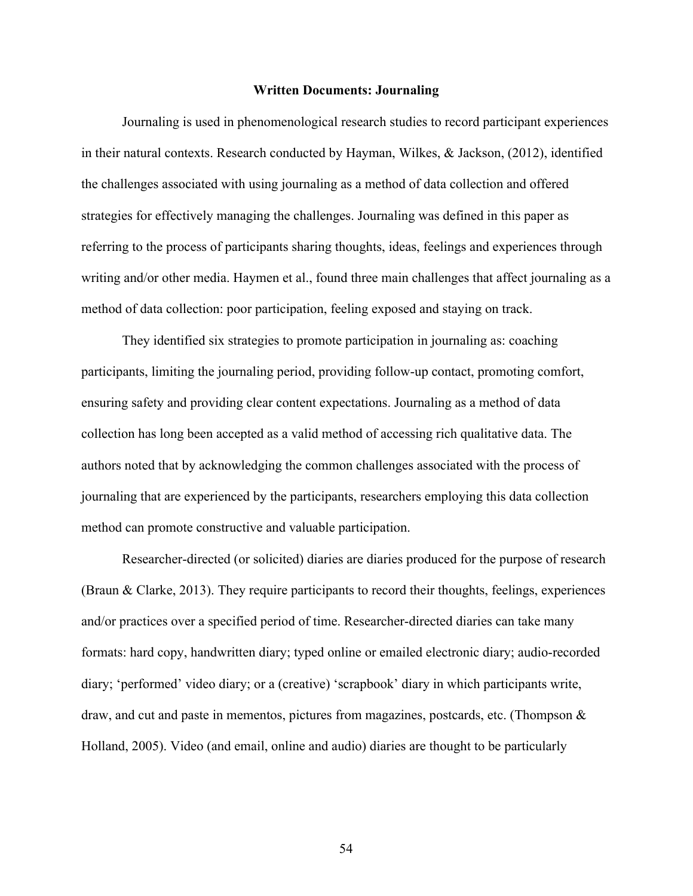### Written Documents: Journaling

Journaling is used in phenomenological research studies to record participant experiences in their natural contexts. Research conducted by Hayman, Wilkes, & Jackson, (2012), identified the challenges associated with using journaling as a method of data collection and offered strategies for effectively managing the challenges. Journaling was defined in this paper as referring to the process of participants sharing thoughts, ideas, feelings and experiences through writing and/or other media. Haymen et al., found three main challenges that affect journaling as a method of data collection: poor participation, feeling exposed and staying on track.

They identified six strategies to promote participation in journaling as: coaching participants, limiting the journaling period, providing follow-up contact, promoting comfort, ensuring safety and providing clear content expectations. Journaling as a method of data collection has long been accepted as a valid method of accessing rich qualitative data. The authors noted that by acknowledging the common challenges associated with the process of journaling that are experienced by the participants, researchers employing this data collection method can promote constructive and valuable participation.

Researcher-directed (or solicited) diaries are diaries produced for the purpose of research (Braun & Clarke, 2013). They require participants to record their thoughts, feelings, experiences and/or practices over a specified period of time. Researcher-directed diaries can take many formats: hard copy, handwritten diary; typed online or emailed electronic diary; audio-recorded diary; 'performed' video diary; or a (creative) 'scrapbook' diary in which participants write, draw, and cut and paste in mementos, pictures from magazines, postcards, etc. (Thompson & Holland, 2005). Video (and email, online and audio) diaries are thought to be particularly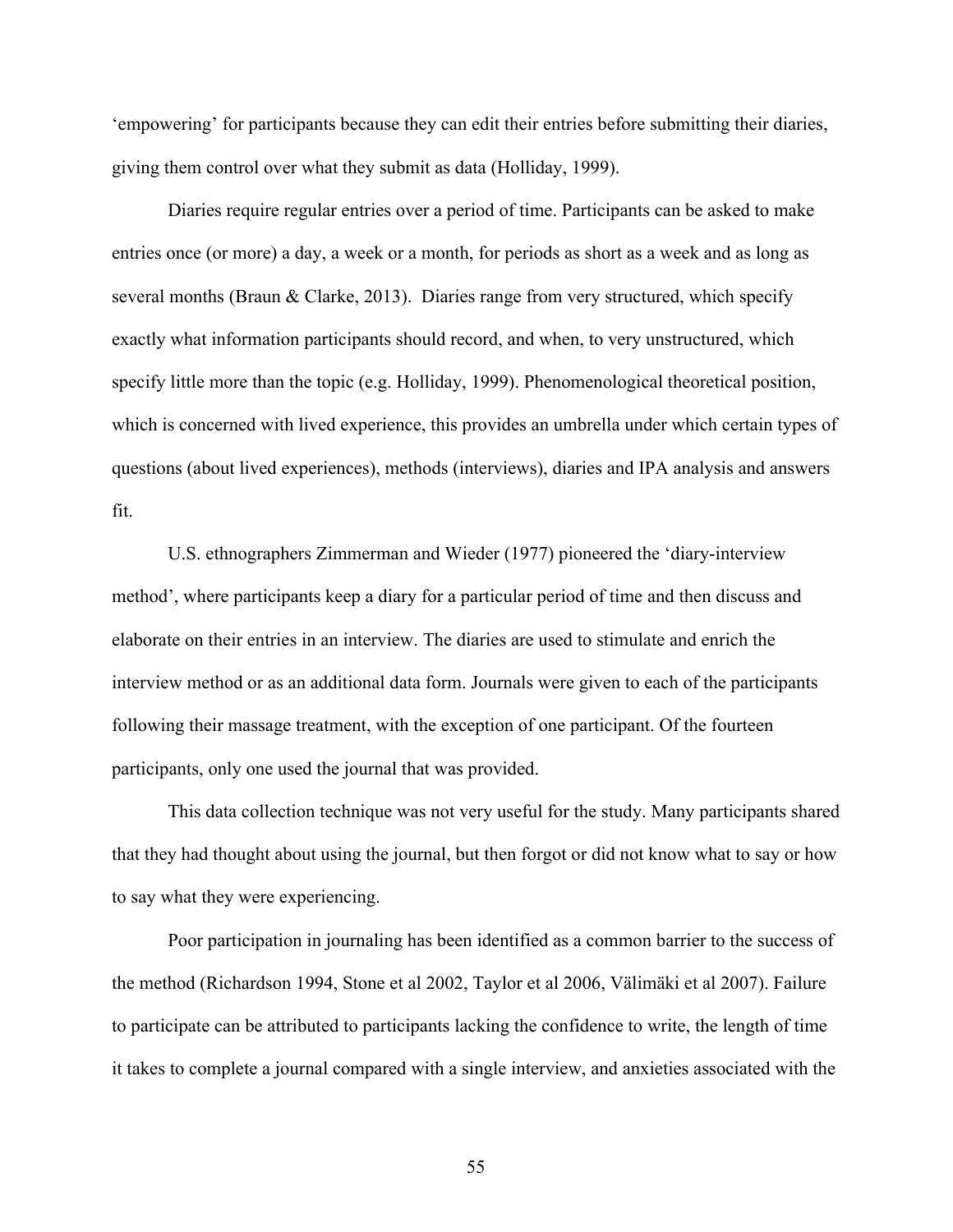'empowering' for participants because they can edit their entries before submitting their diaries, giving them control over what they submit as data (Holliday, 1999).

Diaries require regular entries over a period of time. Participants can be asked to make entries once (or more) a day, a week or a month, for periods as short as a week and as long as several months (Braun & Clarke, 2013). Diaries range from very structured, which specify exactly what information participants should record, and when, to very unstructured, which specify little more than the topic (e.g. Holliday, 1999). Phenomenological theoretical position, which is concerned with lived experience, this provides an umbrella under which certain types of questions (about lived experiences), methods (interviews), diaries and IPA analysis and answers fit.

U.S. ethnographers Zimmerman and Wieder (1977) pioneered the 'diary-interview method', where participants keep a diary for a particular period of time and then discuss and elaborate on their entries in an interview. The diaries are used to stimulate and enrich the interview method or as an additional data form. Journals were given to each of the participants following their massage treatment, with the exception of one participant. Of the fourteen participants, only one used the journal that was provided.

This data collection technique was not very useful for the study. Many participants shared that they had thought about using the journal, but then forgot or did not know what to say or how to say what they were experiencing.

Poor participation in journaling has been identified as a common barrier to the success of the method (Richardson 1994, Stone et al 2002, Taylor et al 2006, Välimäki et al 2007). Failure to participate can be attributed to participants lacking the confidence to write, the length of time it takes to complete a journal compared with a single interview, and anxieties associated with the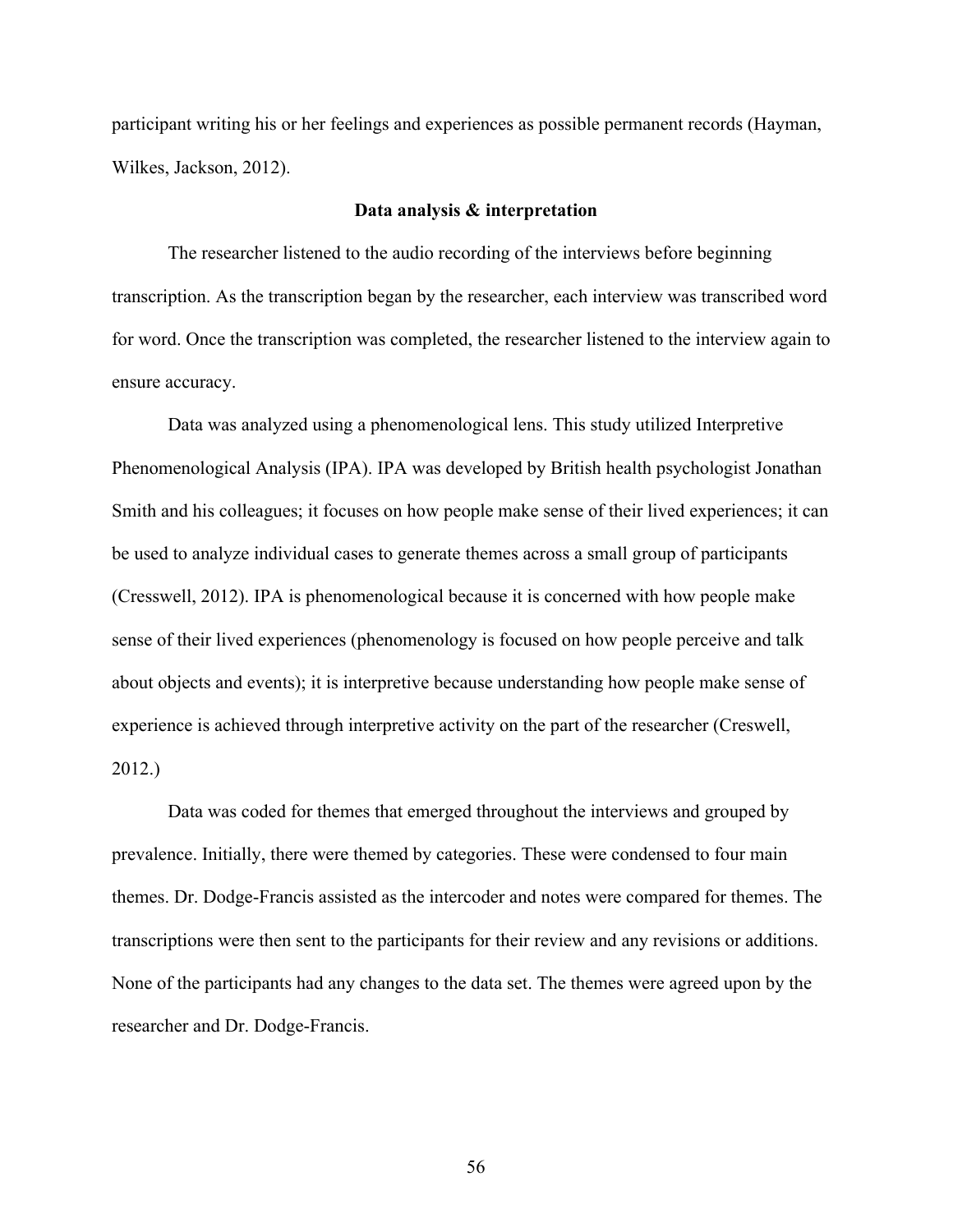participant writing his or her feelings and experiences as possible permanent records (Hayman, Wilkes, Jackson, 2012).

## Data analysis & interpretation

The researcher listened to the audio recording of the interviews before beginning transcription. As the transcription began by the researcher, each interview was transcribed word for word. Once the transcription was completed, the researcher listened to the interview again to ensure accuracy.

Data was analyzed using a phenomenological lens. This study utilized Interpretive Phenomenological Analysis (IPA). IPA was developed by British health psychologist Jonathan Smith and his colleagues; it focuses on how people make sense of their lived experiences; it can be used to analyze individual cases to generate themes across a small group of participants (Cresswell, 2012). IPA is phenomenological because it is concerned with how people make sense of their lived experiences (phenomenology is focused on how people perceive and talk about objects and events); it is interpretive because understanding how people make sense of experience is achieved through interpretive activity on the part of the researcher (Creswell, 2012.)

Data was coded for themes that emerged throughout the interviews and grouped by prevalence. Initially, there were themed by categories. These were condensed to four main themes. Dr. Dodge-Francis assisted as the intercoder and notes were compared for themes. The transcriptions were then sent to the participants for their review and any revisions or additions. None of the participants had any changes to the data set. The themes were agreed upon by the researcher and Dr. Dodge-Francis.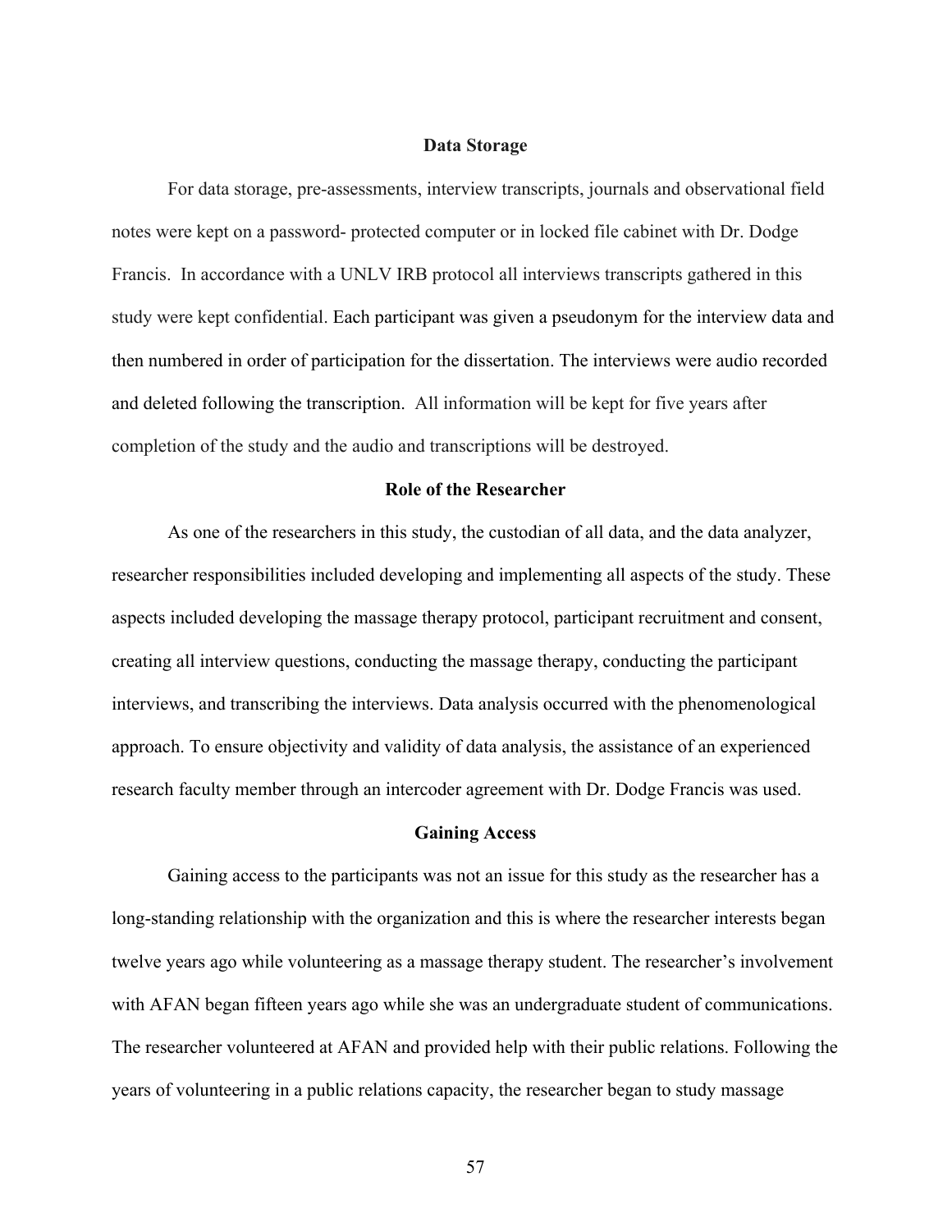## Data Storage

For data storage, pre-assessments, interview transcripts, journals and observational field notes were kept on a password- protected computer or in locked file cabinet with Dr. Dodge Francis. In accordance with a UNLV IRB protocol all interviews transcripts gathered in this study were kept confidential. Each participant was given a pseudonym for the interview data and then numbered in order of participation for the dissertation. The interviews were audio recorded and deleted following the transcription. All information will be kept for five years after completion of the study and the audio and transcriptions will be destroyed.

## Role of the Researcher

As one of the researchers in this study, the custodian of all data, and the data analyzer, researcher responsibilities included developing and implementing all aspects of the study. These aspects included developing the massage therapy protocol, participant recruitment and consent, creating all interview questions, conducting the massage therapy, conducting the participant interviews, and transcribing the interviews. Data analysis occurred with the phenomenological approach. To ensure objectivity and validity of data analysis, the assistance of an experienced research faculty member through an intercoder agreement with Dr. Dodge Francis was used.

## Gaining Access

Gaining access to the participants was not an issue for this study as the researcher has a long-standing relationship with the organization and this is where the researcher interests began twelve years ago while volunteering as a massage therapy student. The researcher's involvement with AFAN began fifteen years ago while she was an undergraduate student of communications. The researcher volunteered at AFAN and provided help with their public relations. Following the years of volunteering in a public relations capacity, the researcher began to study massage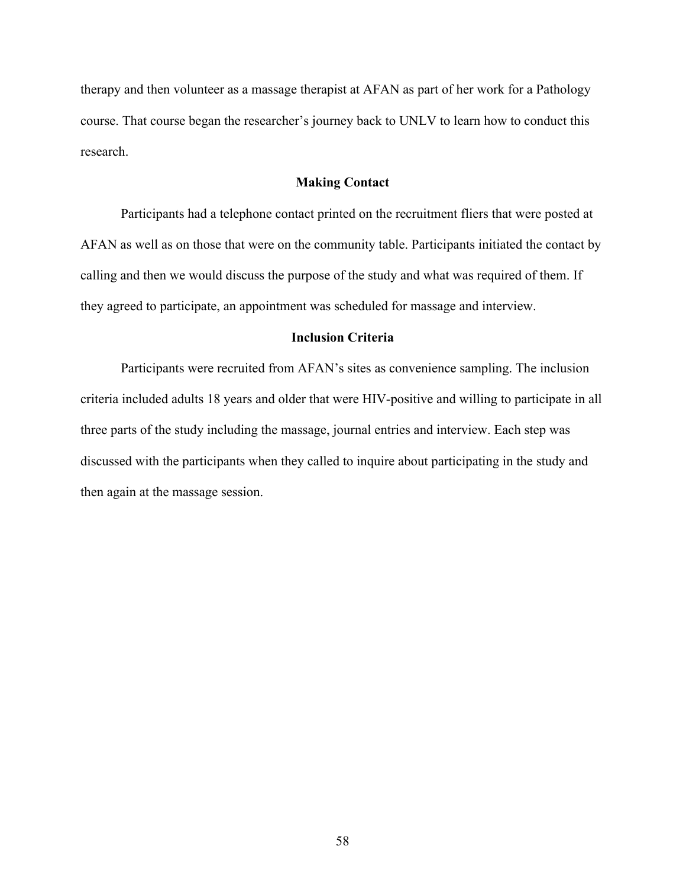therapy and then volunteer as a massage therapist at AFAN as part of her work for a Pathology course. That course began the researcher's journey back to UNLV to learn how to conduct this research.

## Making Contact

Participants had a telephone contact printed on the recruitment fliers that were posted at AFAN as well as on those that were on the community table. Participants initiated the contact by calling and then we would discuss the purpose of the study and what was required of them. If they agreed to participate, an appointment was scheduled for massage and interview.

## Inclusion Criteria

Participants were recruited from AFAN's sites as convenience sampling. The inclusion criteria included adults 18 years and older that were HIV-positive and willing to participate in all three parts of the study including the massage, journal entries and interview. Each step was discussed with the participants when they called to inquire about participating in the study and then again at the massage session.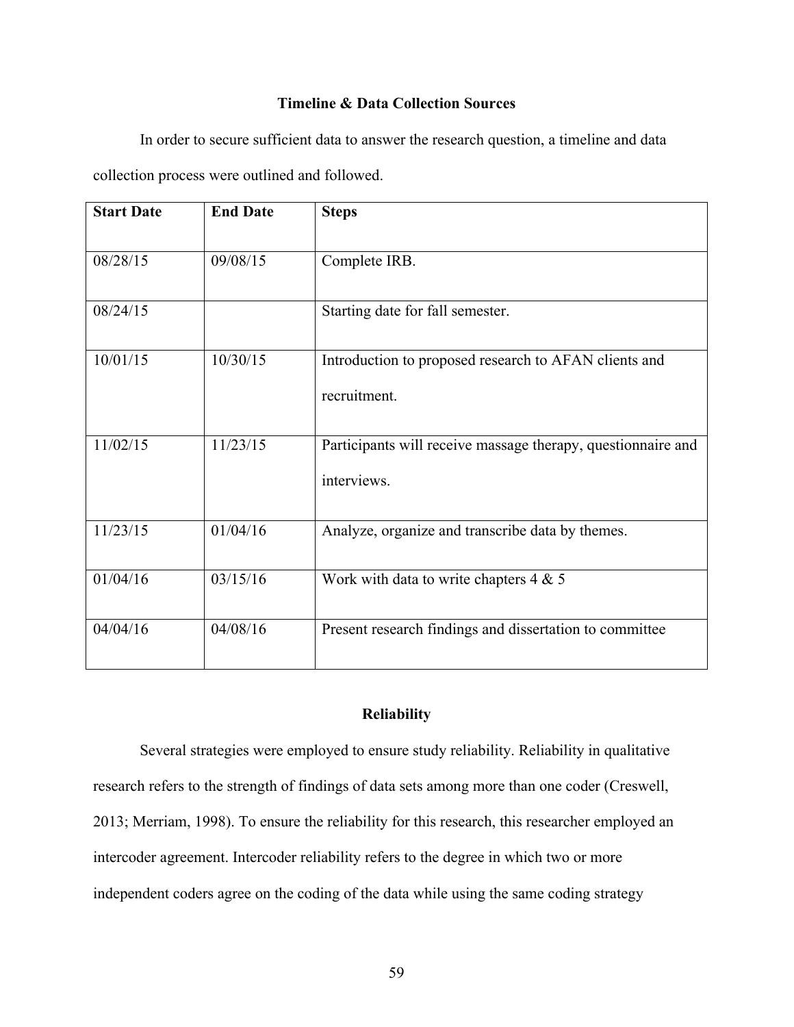## Timeline & Data Collection Sources

In order to secure sufficient data to answer the research question, a timeline and data collection process were outlined and followed.

| Start Date | End Date | Steps |
|---|---|---|
| 08/28/15 | 09/08/15 | Complete IRB. |
| 08/24/15 | | Starting date for fall semester. |
| 10/01/15 | 10/30/15 | Introduction to proposed research to AFAN clients and recruitment. |
| 11/02/15 | 11/23/15 | Participants will receive massage therapy, questionnaire and interviews. |
| 11/23/15 | 01/04/16 | Analyze, organize and transcribe data by themes. |
| 01/04/16 | 03/15/16 | Work with data to write chapters 4 & 5 |
| 04/04/16 | 04/08/16 | Present research findings and dissertation to committee |

## Reliability

Several strategies were employed to ensure study reliability. Reliability in qualitative research refers to the strength of findings of data sets among more than one coder (Creswell, 2013; Merriam, 1998). To ensure the reliability for this research, this researcher employed an intercoder agreement. Intercoder reliability refers to the degree in which two or more independent coders agree on the coding of the data while using the same coding strategy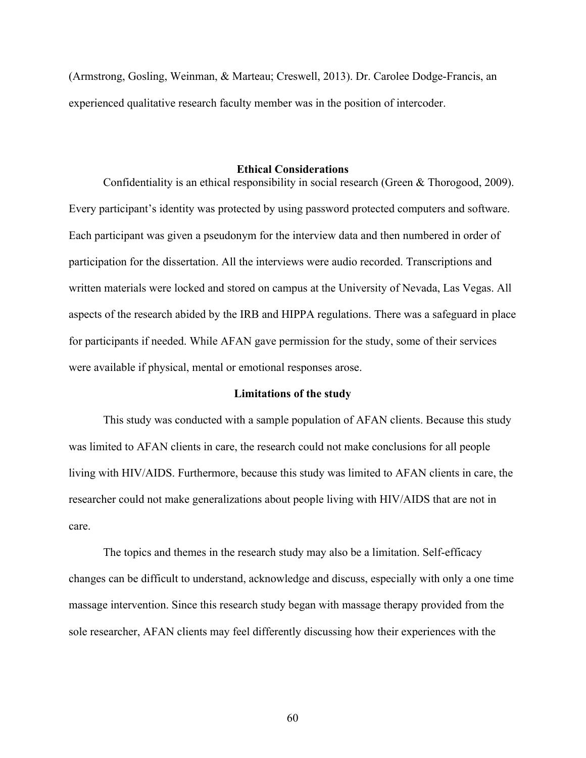(Armstrong, Gosling, Weinman, & Marteau; Creswell, 2013). Dr. Carolee Dodge-Francis, an experienced qualitative research faculty member was in the position of intercoder.

## Ethical Considerations

Confidentiality is an ethical responsibility in social research (Green & Thorogood, 2009). Every participant's identity was protected by using password protected computers and software. Each participant was given a pseudonym for the interview data and then numbered in order of participation for the dissertation. All the interviews were audio recorded. Transcriptions and written materials were locked and stored on campus at the University of Nevada, Las Vegas. All aspects of the research abided by the IRB and HIPPA regulations. There was a safeguard in place for participants if needed. While AFAN gave permission for the study, some of their services were available if physical, mental or emotional responses arose.

## Limitations of the study

This study was conducted with a sample population of AFAN clients. Because this study was limited to AFAN clients in care, the research could not make conclusions for all people living with HIV/AIDS. Furthermore, because this study was limited to AFAN clients in care, the researcher could not make generalizations about people living with HIV/AIDS that are not in care.

The topics and themes in the research study may also be a limitation. Self-efficacy changes can be difficult to understand, acknowledge and discuss, especially with only a one time massage intervention. Since this research study began with massage therapy provided from the sole researcher, AFAN clients may feel differently discussing how their experiences with the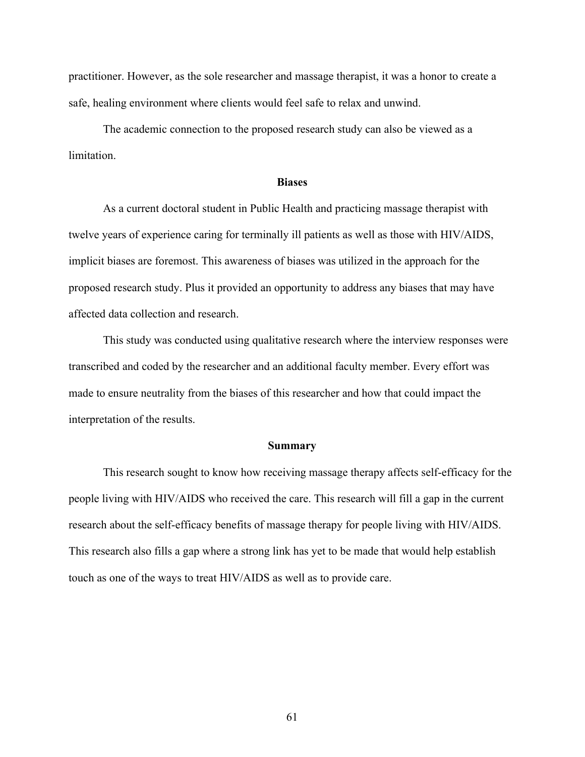practitioner. However, as the sole researcher and massage therapist, it was a honor to create a safe, healing environment where clients would feel safe to relax and unwind.

The academic connection to the proposed research study can also be viewed as a limitation.

## Biases

As a current doctoral student in Public Health and practicing massage therapist with twelve years of experience caring for terminally ill patients as well as those with HIV/AIDS, implicit biases are foremost. This awareness of biases was utilized in the approach for the proposed research study. Plus it provided an opportunity to address any biases that may have affected data collection and research.

This study was conducted using qualitative research where the interview responses were transcribed and coded by the researcher and an additional faculty member. Every effort was made to ensure neutrality from the biases of this researcher and how that could impact the interpretation of the results.

## Summary

This research sought to know how receiving massage therapy affects self-efficacy for the people living with HIV/AIDS who received the care. This research will fill a gap in the current research about the self-efficacy benefits of massage therapy for people living with HIV/AIDS. This research also fills a gap where a strong link has yet to be made that would help establish touch as one of the ways to treat HIV/AIDS as well as to provide care.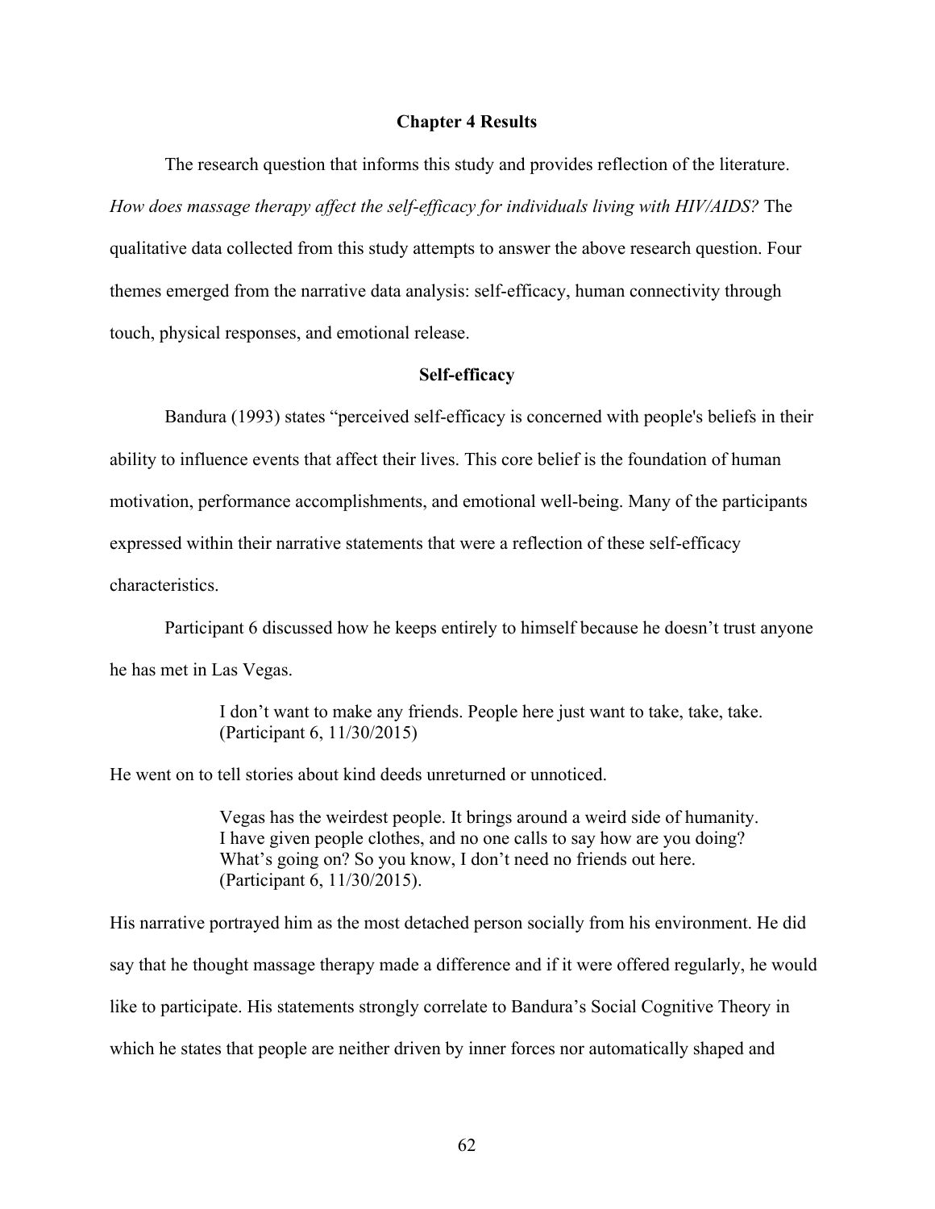# Chapter 4 Results

The research question that informs this study and provides reflection of the literature. *How does massage therapy affect the self-efficacy for individuals living with HIV/AIDS?* The qualitative data collected from this study attempts to answer the above research question. Four themes emerged from the narrative data analysis: self-efficacy, human connectivity through touch, physical responses, and emotional release.

## Self-efficacy

Bandura (1993) states "perceived self-efficacy is concerned with people's beliefs in their ability to influence events that affect their lives. This core belief is the foundation of human motivation, performance accomplishments, and emotional well-being. Many of the participants expressed within their narrative statements that were a reflection of these self-efficacy characteristics.

Participant 6 discussed how he keeps entirely to himself because he doesn't trust anyone he has met in Las Vegas.

> I don't want to make any friends. People here just want to take, take, take. (Participant 6, 11/30/2015)

He went on to tell stories about kind deeds unreturned or unnoticed.

> Vegas has the weirdest people. It brings around a weird side of humanity. I have given people clothes, and no one calls to say how are you doing? What's going on? So you know, I don't need no friends out here. (Participant 6, 11/30/2015).

His narrative portrayed him as the most detached person socially from his environment. He did say that he thought massage therapy made a difference and if it were offered regularly, he would like to participate. His statements strongly correlate to Bandura's Social Cognitive Theory in which he states that people are neither driven by inner forces nor automatically shaped and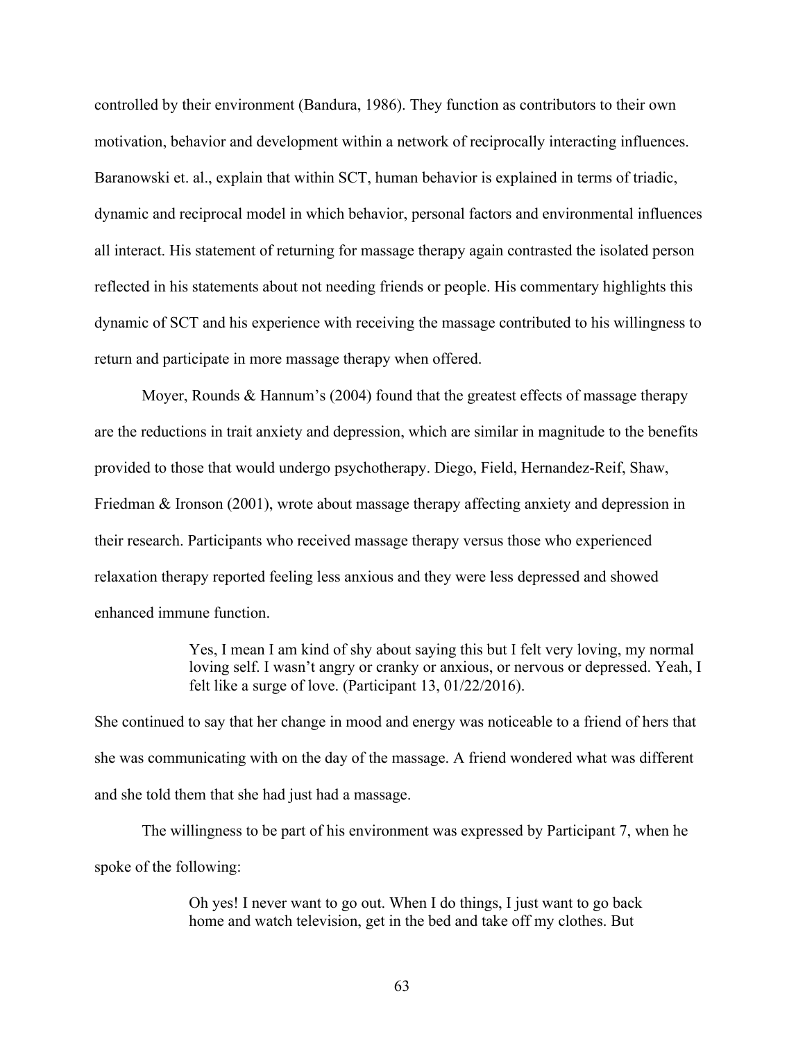controlled by their environment (Bandura, 1986). They function as contributors to their own motivation, behavior and development within a network of reciprocally interacting influences. Baranowski et. al., explain that within SCT, human behavior is explained in terms of triadic, dynamic and reciprocal model in which behavior, personal factors and environmental influences all interact. His statement of returning for massage therapy again contrasted the isolated person reflected in his statements about not needing friends or people. His commentary highlights this dynamic of SCT and his experience with receiving the massage contributed to his willingness to return and participate in more massage therapy when offered.

Moyer, Rounds & Hannum's (2004) found that the greatest effects of massage therapy are the reductions in trait anxiety and depression, which are similar in magnitude to the benefits provided to those that would undergo psychotherapy. Diego, Field, Hernandez-Reif, Shaw, Friedman & Ironson (2001), wrote about massage therapy affecting anxiety and depression in their research. Participants who received massage therapy versus those who experienced relaxation therapy reported feeling less anxious and they were less depressed and showed enhanced immune function.

> Yes, I mean I am kind of shy about saying this but I felt very loving, my normal loving self. I wasn't angry or cranky or anxious, or nervous or depressed. Yeah, I felt like a surge of love. (Participant 13, 01/22/2016).

She continued to say that her change in mood and energy was noticeable to a friend of hers that she was communicating with on the day of the massage. A friend wondered what was different and she told them that she had just had a massage.

The willingness to be part of his environment was expressed by Participant 7, when he spoke of the following:

> Oh yes! I never want to go out. When I do things, I just want to go back home and watch television, get in the bed and take off my clothes. But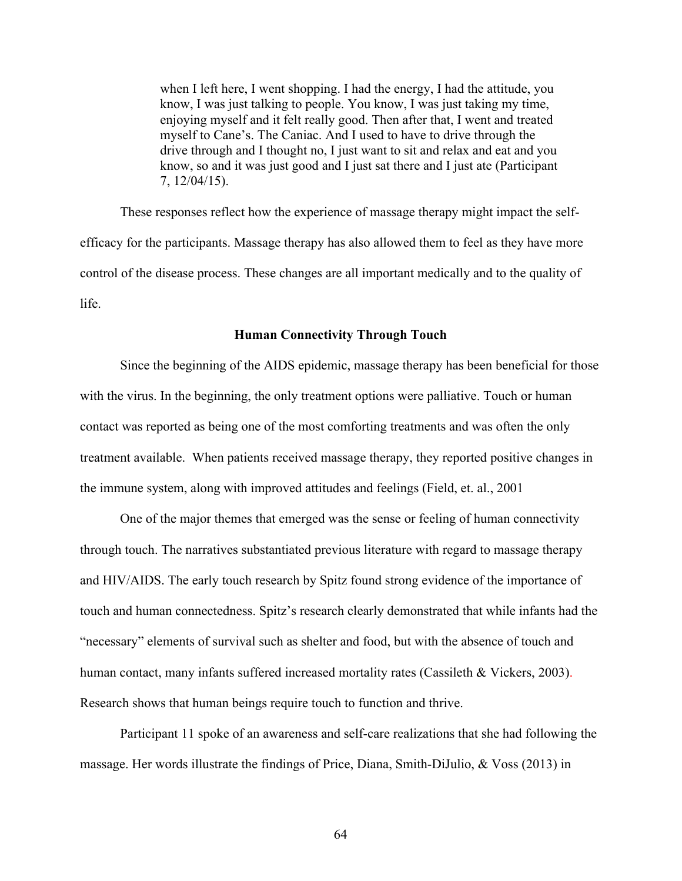> when I left here, I went shopping. I had the energy, I had the attitude, you know, I was just talking to people. You know, I was just taking my time, enjoying myself and it felt really good. Then after that, I went and treated myself to Cane's. The Caniac. And I used to have to drive through the drive through and I thought no, I just want to sit and relax and eat and you know, so and it was just good and I just sat there and I just ate (Participant 7, 12/04/15).

These responses reflect how the experience of massage therapy might impact the self-efficacy for the participants. Massage therapy has also allowed them to feel as they have more control of the disease process. These changes are all important medically and to the quality of life.

### Human Connectivity Through Touch

Since the beginning of the AIDS epidemic, massage therapy has been beneficial for those with the virus. In the beginning, the only treatment options were palliative. Touch or human contact was reported as being one of the most comforting treatments and was often the only treatment available. When patients received massage therapy, they reported positive changes in the immune system, along with improved attitudes and feelings (Field, et. al., 2001

One of the major themes that emerged was the sense or feeling of human connectivity through touch. The narratives substantiated previous literature with regard to massage therapy and HIV/AIDS. The early touch research by Spitz found strong evidence of the importance of touch and human connectedness. Spitz's research clearly demonstrated that while infants had the "necessary" elements of survival such as shelter and food, but with the absence of touch and human contact, many infants suffered increased mortality rates (Cassileth & Vickers, 2003). Research shows that human beings require touch to function and thrive.

Participant 11 spoke of an awareness and self-care realizations that she had following the massage. Her words illustrate the findings of Price, Diana, Smith-DiJulio, & Voss (2013) in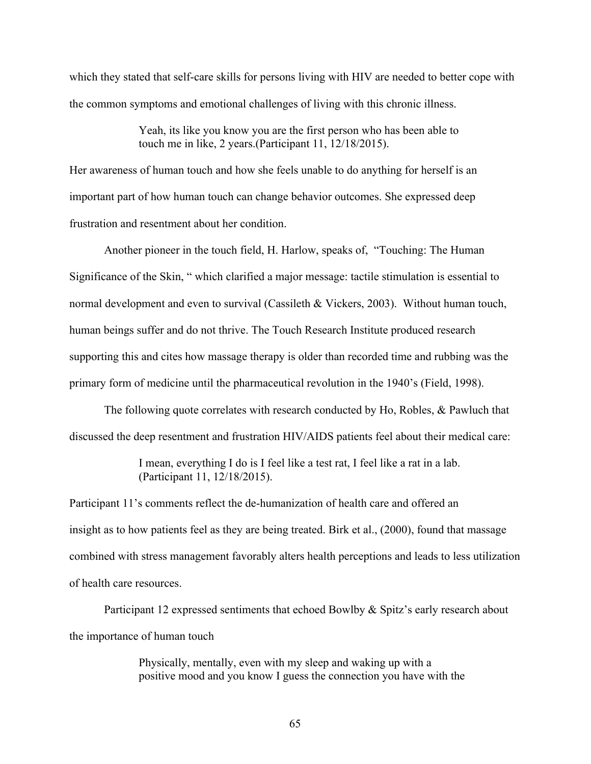which they stated that self-care skills for persons living with HIV are needed to better cope with the common symptoms and emotional challenges of living with this chronic illness.

> Yeah, its like you know you are the first person who has been able to touch me in like, 2 years.(Participant 11, 12/18/2015).

Her awareness of human touch and how she feels unable to do anything for herself is an important part of how human touch can change behavior outcomes. She expressed deep frustration and resentment about her condition.

Another pioneer in the touch field, H. Harlow, speaks of, "Touching: The Human Significance of the Skin, " which clarified a major message: tactile stimulation is essential to normal development and even to survival (Cassileth & Vickers, 2003). Without human touch, human beings suffer and do not thrive. The Touch Research Institute produced research supporting this and cites how massage therapy is older than recorded time and rubbing was the primary form of medicine until the pharmaceutical revolution in the 1940's (Field, 1998).

The following quote correlates with research conducted by Ho, Robles, & Pawluch that discussed the deep resentment and frustration HIV/AIDS patients feel about their medical care:

> I mean, everything I do is I feel like a test rat, I feel like a rat in a lab. (Participant 11, 12/18/2015).

Participant 11's comments reflect the de-humanization of health care and offered an insight as to how patients feel as they are being treated. Birk et al., (2000), found that massage combined with stress management favorably alters health perceptions and leads to less utilization of health care resources.

Participant 12 expressed sentiments that echoed Bowlby & Spitz's early research about the importance of human touch

> Physically, mentally, even with my sleep and waking up with a positive mood and you know I guess the connection you have with the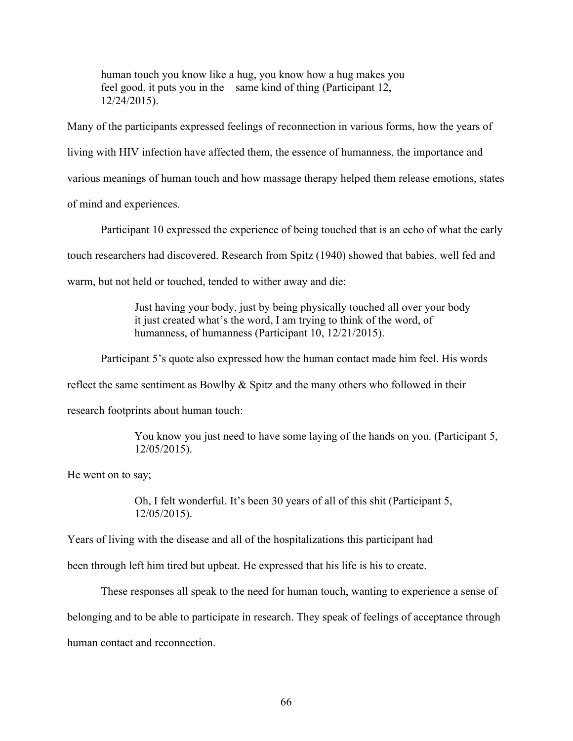> human touch you know like a hug, you know how a hug makes you feel good, it puts you in the same kind of thing (Participant 12, 12/24/2015).

Many of the participants expressed feelings of reconnection in various forms, how the years of living with HIV infection have affected them, the essence of humanness, the importance and various meanings of human touch and how massage therapy helped them release emotions, states of mind and experiences.

Participant 10 expressed the experience of being touched that is an echo of what the early touch researchers had discovered. Research from Spitz (1940) showed that babies, well fed and warm, but not held or touched, tended to wither away and die:

> Just having your body, just by being physically touched all over your body it just created what's the word, I am trying to think of the word, of humanness, of humanness (Participant 10, 12/21/2015).

Participant 5's quote also expressed how the human contact made him feel. His words reflect the same sentiment as Bowlby & Spitz and the many others who followed in their research footprints about human touch:

> You know you just need to have some laying of the hands on you. (Participant 5, 12/05/2015).

He went on to say;

> Oh, I felt wonderful. It's been 30 years of all of this shit (Participant 5, 12/05/2015).

Years of living with the disease and all of the hospitalizations this participant had been through left him tired but upbeat. He expressed that his life is his to create.

These responses all speak to the need for human touch, wanting to experience a sense of belonging and to be able to participate in research. They speak of feelings of acceptance through human contact and reconnection.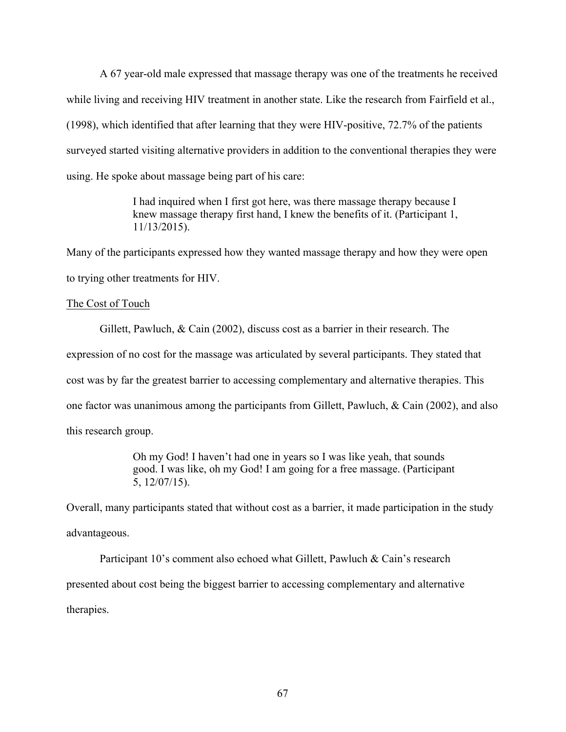A 67 year-old male expressed that massage therapy was one of the treatments he received while living and receiving HIV treatment in another state. Like the research from Fairfield et al., (1998), which identified that after learning that they were HIV-positive, 72.7% of the patients surveyed started visiting alternative providers in addition to the conventional therapies they were using. He spoke about massage being part of his care:

> I had inquired when I first got here, was there massage therapy because I knew massage therapy first hand, I knew the benefits of it. (Participant 1, 11/13/2015).

Many of the participants expressed how they wanted massage therapy and how they were open to trying other treatments for HIV.

<u>The Cost of Touch</u>

Gillett, Pawluch, & Cain (2002), discuss cost as a barrier in their research. The expression of no cost for the massage was articulated by several participants. They stated that cost was by far the greatest barrier to accessing complementary and alternative therapies. This one factor was unanimous among the participants from Gillett, Pawluch, & Cain (2002), and also this research group.

> Oh my God! I haven't had one in years so I was like yeah, that sounds good. I was like, oh my God! I am going for a free massage. (Participant 5, 12/07/15).

Overall, many participants stated that without cost as a barrier, it made participation in the study advantageous.

Participant 10's comment also echoed what Gillett, Pawluch & Cain's research presented about cost being the biggest barrier to accessing complementary and alternative therapies.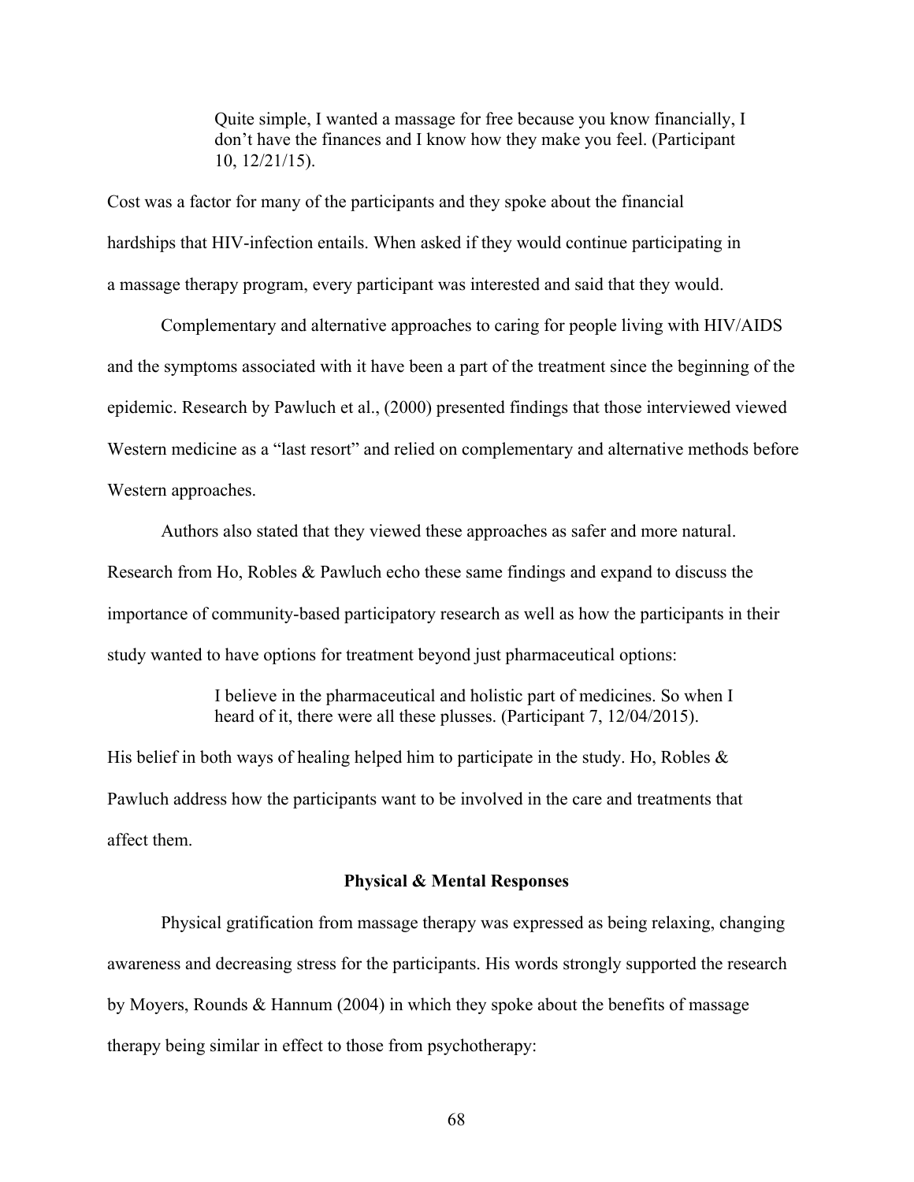> Quite simple, I wanted a massage for free because you know financially, I don't have the finances and I know how they make you feel. (Participant 10, 12/21/15).

Cost was a factor for many of the participants and they spoke about the financial hardships that HIV-infection entails. When asked if they would continue participating in a massage therapy program, every participant was interested and said that they would.

Complementary and alternative approaches to caring for people living with HIV/AIDS and the symptoms associated with it have been a part of the treatment since the beginning of the epidemic. Research by Pawluch et al., (2000) presented findings that those interviewed viewed Western medicine as a "last resort" and relied on complementary and alternative methods before Western approaches.

Authors also stated that they viewed these approaches as safer and more natural. Research from Ho, Robles & Pawluch echo these same findings and expand to discuss the importance of community-based participatory research as well as how the participants in their study wanted to have options for treatment beyond just pharmaceutical options:

> I believe in the pharmaceutical and holistic part of medicines. So when I heard of it, there were all these plusses. (Participant 7, 12/04/2015).

His belief in both ways of healing helped him to participate in the study. Ho, Robles & Pawluch address how the participants want to be involved in the care and treatments that affect them.

### Physical & Mental Responses

Physical gratification from massage therapy was expressed as being relaxing, changing awareness and decreasing stress for the participants. His words strongly supported the research by Moyers, Rounds & Hannum (2004) in which they spoke about the benefits of massage therapy being similar in effect to those from psychotherapy: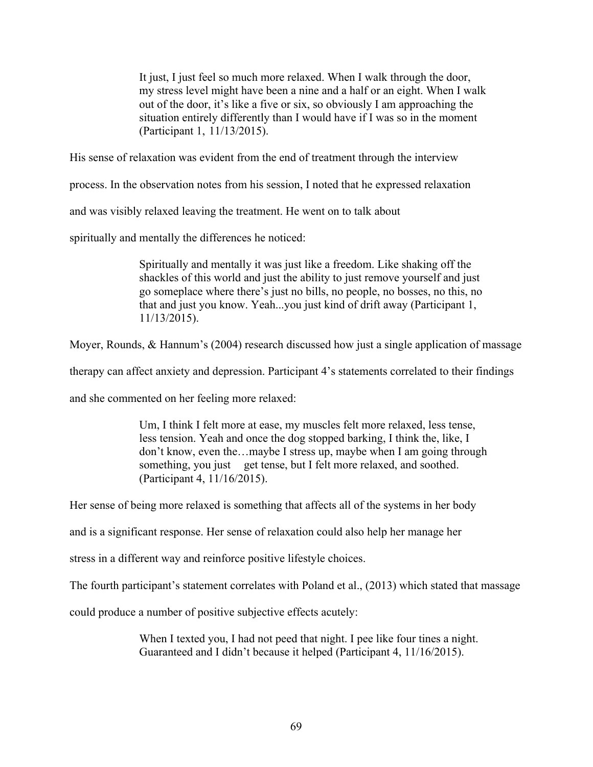> It just, I just feel so much more relaxed. When I walk through the door, my stress level might have been a nine and a half or an eight. When I walk out of the door, it's like a five or six, so obviously I am approaching the situation entirely differently than I would have if I was so in the moment (Participant 1, 11/13/2015).

His sense of relaxation was evident from the end of treatment through the interview process. In the observation notes from his session, I noted that he expressed relaxation and was visibly relaxed leaving the treatment. He went on to talk about spiritually and mentally the differences he noticed:

> Spiritually and mentally it was just like a freedom. Like shaking off the shackles of this world and just the ability to just remove yourself and just go someplace where there's just no bills, no people, no bosses, no this, no that and just you know. Yeah...you just kind of drift away (Participant 1, 11/13/2015).

Moyer, Rounds, & Hannum's (2004) research discussed how just a single application of massage therapy can affect anxiety and depression. Participant 4's statements correlated to their findings and she commented on her feeling more relaxed:

> Um, I think I felt more at ease, my muscles felt more relaxed, less tense, less tension. Yeah and once the dog stopped barking, I think the, like, I don't know, even the…maybe I stress up, maybe when I am going through something, you just get tense, but I felt more relaxed, and soothed. (Participant 4, 11/16/2015).

Her sense of being more relaxed is something that affects all of the systems in her body and is a significant response. Her sense of relaxation could also help her manage her stress in a different way and reinforce positive lifestyle choices.

The fourth participant's statement correlates with Poland et al., (2013) which stated that massage could produce a number of positive subjective effects acutely:

> When I texted you, I had not peed that night. I pee like four tines a night. Guaranteed and I didn't because it helped (Participant 4, 11/16/2015).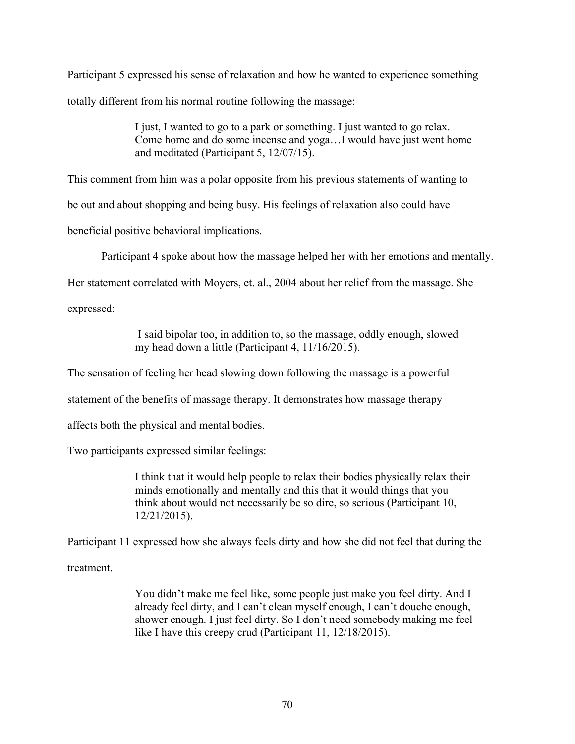Participant 5 expressed his sense of relaxation and how he wanted to experience something totally different from his normal routine following the massage:

> I just, I wanted to go to a park or something. I just wanted to go relax. Come home and do some incense and yoga…I would have just went home and meditated (Participant 5, 12/07/15).

This comment from him was a polar opposite from his previous statements of wanting to be out and about shopping and being busy. His feelings of relaxation also could have beneficial positive behavioral implications.

Participant 4 spoke about how the massage helped her with her emotions and mentally. Her statement correlated with Moyers, et. al., 2004 about her relief from the massage. She expressed:

> I said bipolar too, in addition to, so the massage, oddly enough, slowed my head down a little (Participant 4, 11/16/2015).

The sensation of feeling her head slowing down following the massage is a powerful statement of the benefits of massage therapy. It demonstrates how massage therapy affects both the physical and mental bodies.

Two participants expressed similar feelings:

> I think that it would help people to relax their bodies physically relax their minds emotionally and mentally and this that it would things that you think about would not necessarily be so dire, so serious (Participant 10, 12/21/2015).

Participant 11 expressed how she always feels dirty and how she did not feel that during the treatment.

> You didn't make me feel like, some people just make you feel dirty. And I already feel dirty, and I can't clean myself enough, I can't douche enough, shower enough. I just feel dirty. So I don't need somebody making me feel like I have this creepy crud (Participant 11, 12/18/2015).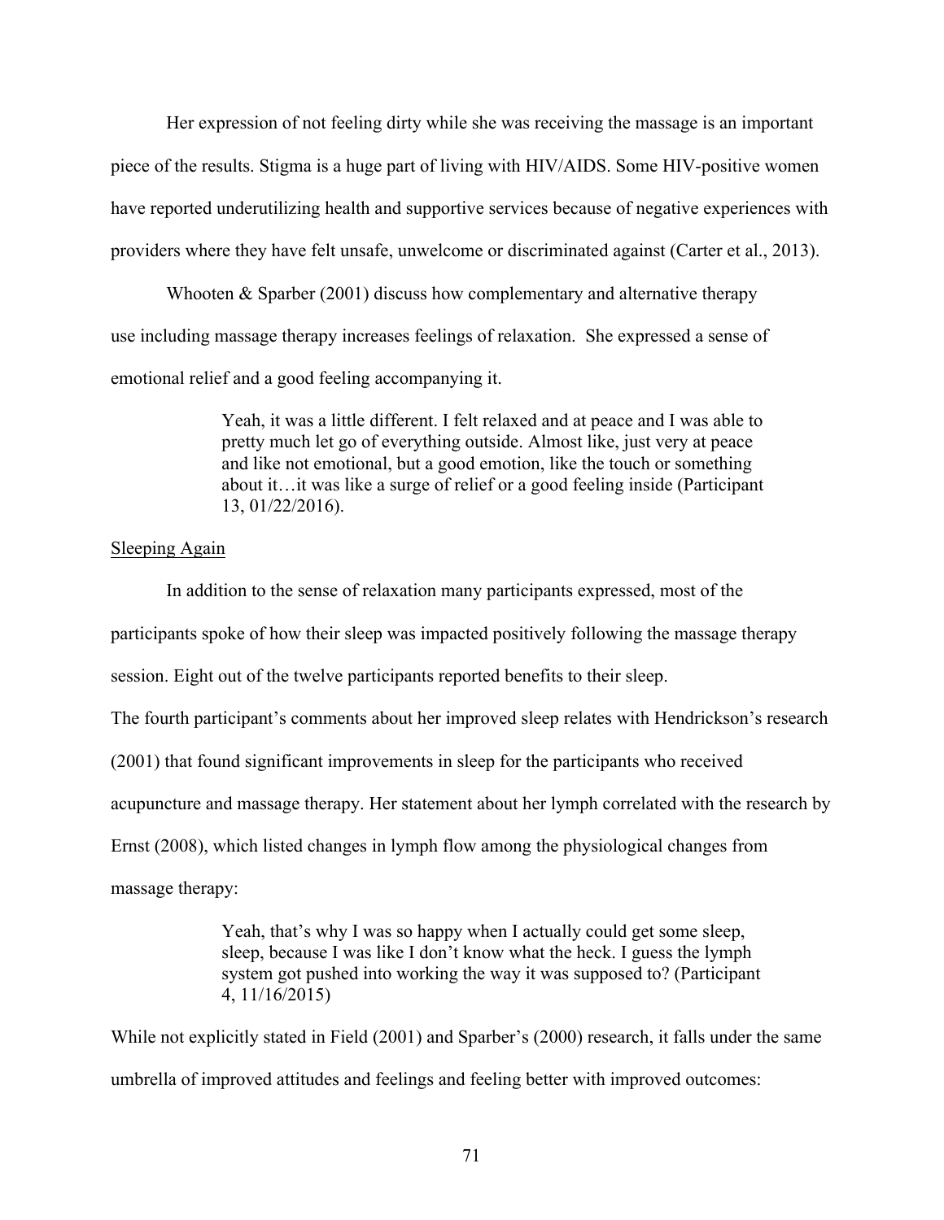Her expression of not feeling dirty while she was receiving the massage is an important piece of the results. Stigma is a huge part of living with HIV/AIDS. Some HIV-positive women have reported underutilizing health and supportive services because of negative experiences with providers where they have felt unsafe, unwelcome or discriminated against (Carter et al., 2013).

Whooten & Sparber (2001) discuss how complementary and alternative therapy use including massage therapy increases feelings of relaxation. She expressed a sense of emotional relief and a good feeling accompanying it.

> Yeah, it was a little different. I felt relaxed and at peace and I was able to pretty much let go of everything outside. Almost like, just very at peace and like not emotional, but a good emotion, like the touch or something about it…it was like a surge of relief or a good feeling inside (Participant 13, 01/22/2016).

<u>Sleeping Again</u>

In addition to the sense of relaxation many participants expressed, most of the participants spoke of how their sleep was impacted positively following the massage therapy session. Eight out of the twelve participants reported benefits to their sleep.

The fourth participant's comments about her improved sleep relates with Hendrickson's research (2001) that found significant improvements in sleep for the participants who received acupuncture and massage therapy. Her statement about her lymph correlated with the research by Ernst (2008), which listed changes in lymph flow among the physiological changes from massage therapy:

> Yeah, that's why I was so happy when I actually could get some sleep, sleep, because I was like I don't know what the heck. I guess the lymph system got pushed into working the way it was supposed to? (Participant 4, 11/16/2015)

While not explicitly stated in Field (2001) and Sparber's (2000) research, it falls under the same umbrella of improved attitudes and feelings and feeling better with improved outcomes: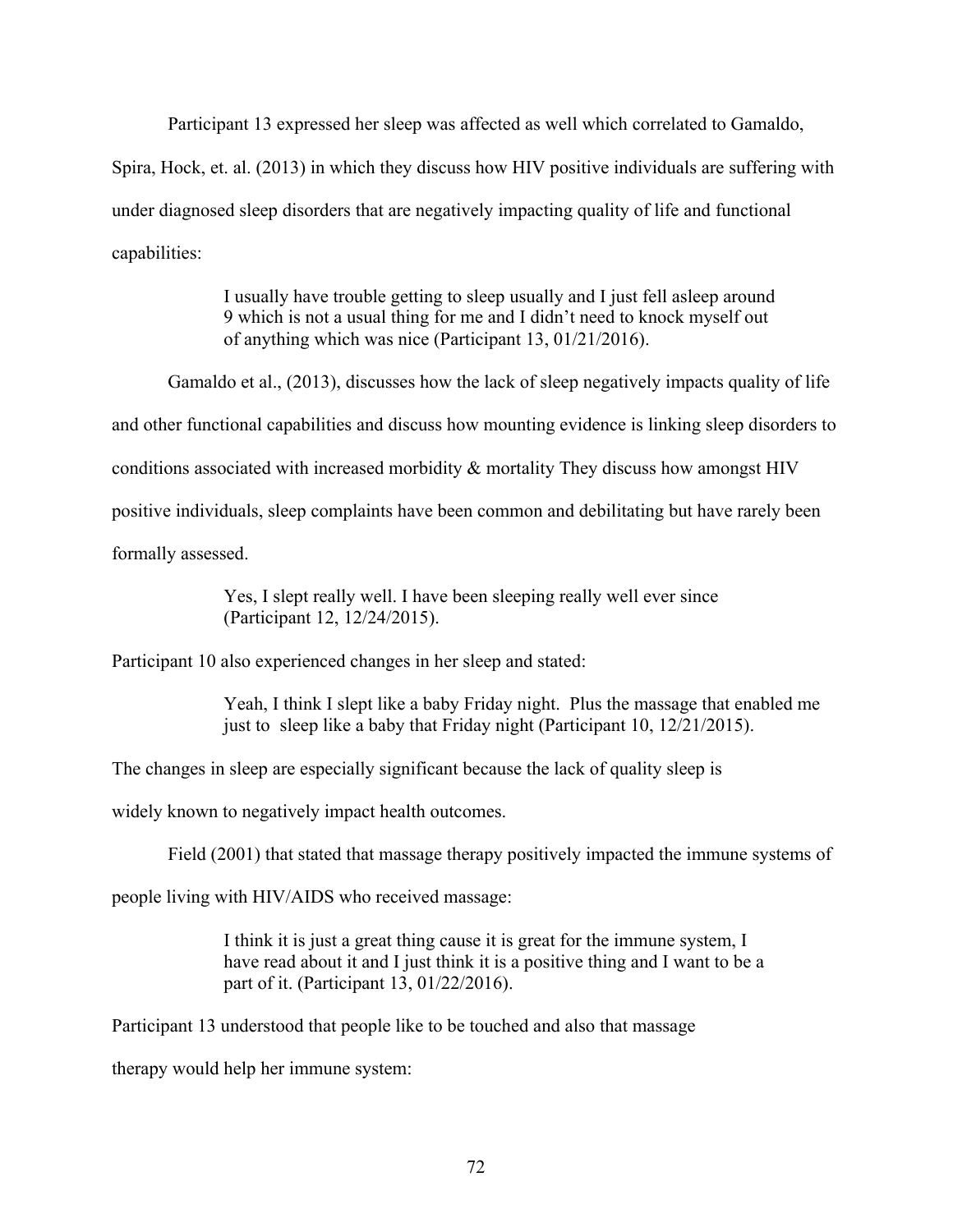Participant 13 expressed her sleep was affected as well which correlated to Gamaldo, Spira, Hock, et. al. (2013) in which they discuss how HIV positive individuals are suffering with under diagnosed sleep disorders that are negatively impacting quality of life and functional capabilities:

> I usually have trouble getting to sleep usually and I just fell asleep around 9 which is not a usual thing for me and I didn't need to knock myself out of anything which was nice (Participant 13, 01/21/2016).

Gamaldo et al., (2013), discusses how the lack of sleep negatively impacts quality of life and other functional capabilities and discuss how mounting evidence is linking sleep disorders to conditions associated with increased morbidity & mortality They discuss how amongst HIV positive individuals, sleep complaints have been common and debilitating but have rarely been formally assessed.

> Yes, I slept really well. I have been sleeping really well ever since (Participant 12, 12/24/2015).

Participant 10 also experienced changes in her sleep and stated:

> Yeah, I think I slept like a baby Friday night. Plus the massage that enabled me just to sleep like a baby that Friday night (Participant 10, 12/21/2015).

The changes in sleep are especially significant because the lack of quality sleep is widely known to negatively impact health outcomes.

Field (2001) that stated that massage therapy positively impacted the immune systems of people living with HIV/AIDS who received massage:

> I think it is just a great thing cause it is great for the immune system, I have read about it and I just think it is a positive thing and I want to be a part of it. (Participant 13, 01/22/2016).

Participant 13 understood that people like to be touched and also that massage therapy would help her immune system: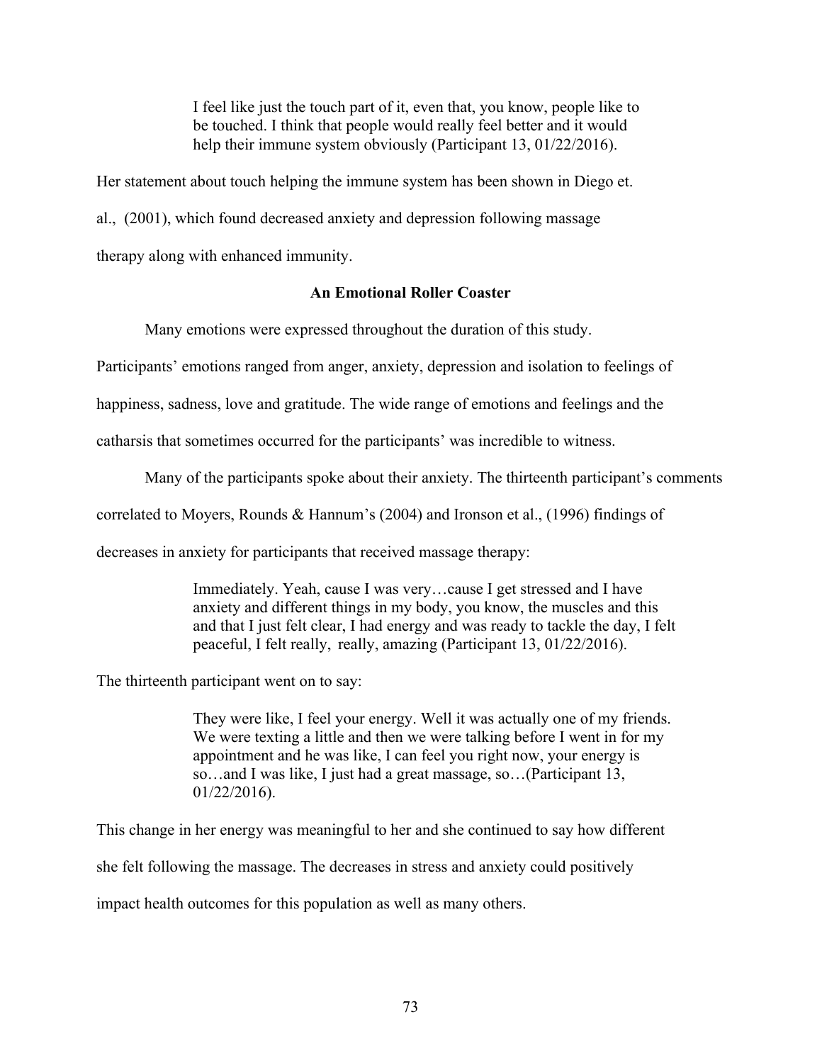> I feel like just the touch part of it, even that, you know, people like to be touched. I think that people would really feel better and it would help their immune system obviously (Participant 13, 01/22/2016).

Her statement about touch helping the immune system has been shown in Diego et. al., (2001), which found decreased anxiety and depression following massage therapy along with enhanced immunity.

### An Emotional Roller Coaster

Many emotions were expressed throughout the duration of this study. Participants' emotions ranged from anger, anxiety, depression and isolation to feelings of happiness, sadness, love and gratitude. The wide range of emotions and feelings and the catharsis that sometimes occurred for the participants' was incredible to witness.

Many of the participants spoke about their anxiety. The thirteenth participant's comments correlated to Moyers, Rounds & Hannum's (2004) and Ironson et al., (1996) findings of decreases in anxiety for participants that received massage therapy:

> Immediately. Yeah, cause I was very…cause I get stressed and I have anxiety and different things in my body, you know, the muscles and this and that I just felt clear, I had energy and was ready to tackle the day, I felt peaceful, I felt really, really, amazing (Participant 13, 01/22/2016).

The thirteenth participant went on to say:

> They were like, I feel your energy. Well it was actually one of my friends. We were texting a little and then we were talking before I went in for my appointment and he was like, I can feel you right now, your energy is so…and I was like, I just had a great massage, so…(Participant 13, 01/22/2016).

This change in her energy was meaningful to her and she continued to say how different she felt following the massage. The decreases in stress and anxiety could positively impact health outcomes for this population as well as many others.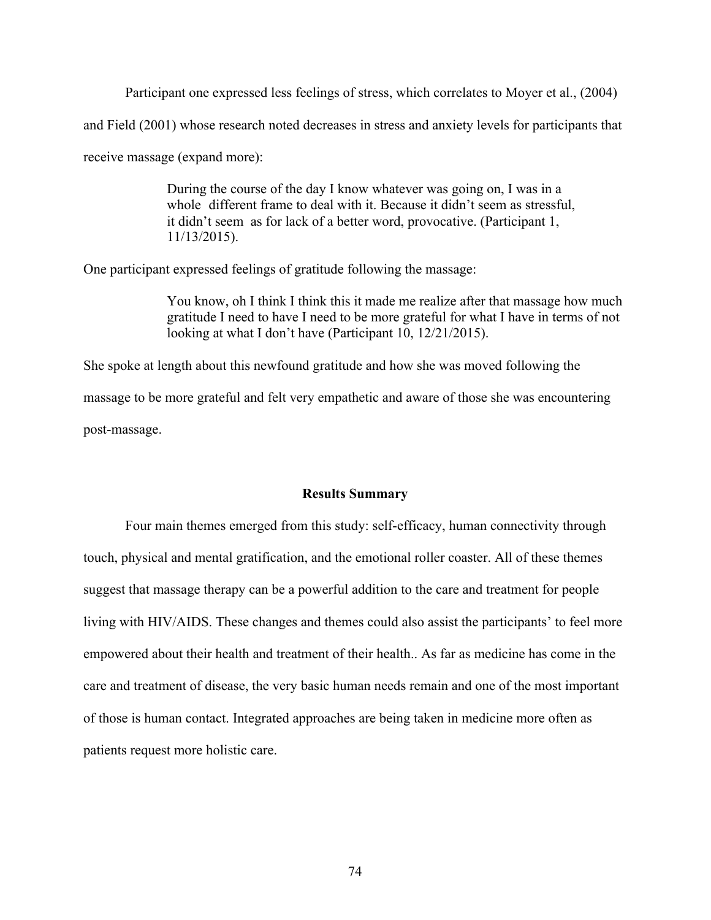Participant one expressed less feelings of stress, which correlates to Moyer et al., (2004) and Field (2001) whose research noted decreases in stress and anxiety levels for participants that receive massage (expand more):

> During the course of the day I know whatever was going on, I was in a whole different frame to deal with it. Because it didn't seem as stressful, it didn't seem as for lack of a better word, provocative. (Participant 1, 11/13/2015).

One participant expressed feelings of gratitude following the massage:

> You know, oh I think I think this it made me realize after that massage how much gratitude I need to have I need to be more grateful for what I have in terms of not looking at what I don't have (Participant 10, 12/21/2015).

She spoke at length about this newfound gratitude and how she was moved following the massage to be more grateful and felt very empathetic and aware of those she was encountering post-massage.

## Results Summary

Four main themes emerged from this study: self-efficacy, human connectivity through touch, physical and mental gratification, and the emotional roller coaster. All of these themes suggest that massage therapy can be a powerful addition to the care and treatment for people living with HIV/AIDS. These changes and themes could also assist the participants' to feel more empowered about their health and treatment of their health.. As far as medicine has come in the care and treatment of disease, the very basic human needs remain and one of the most important of those is human contact. Integrated approaches are being taken in medicine more often as patients request more holistic care.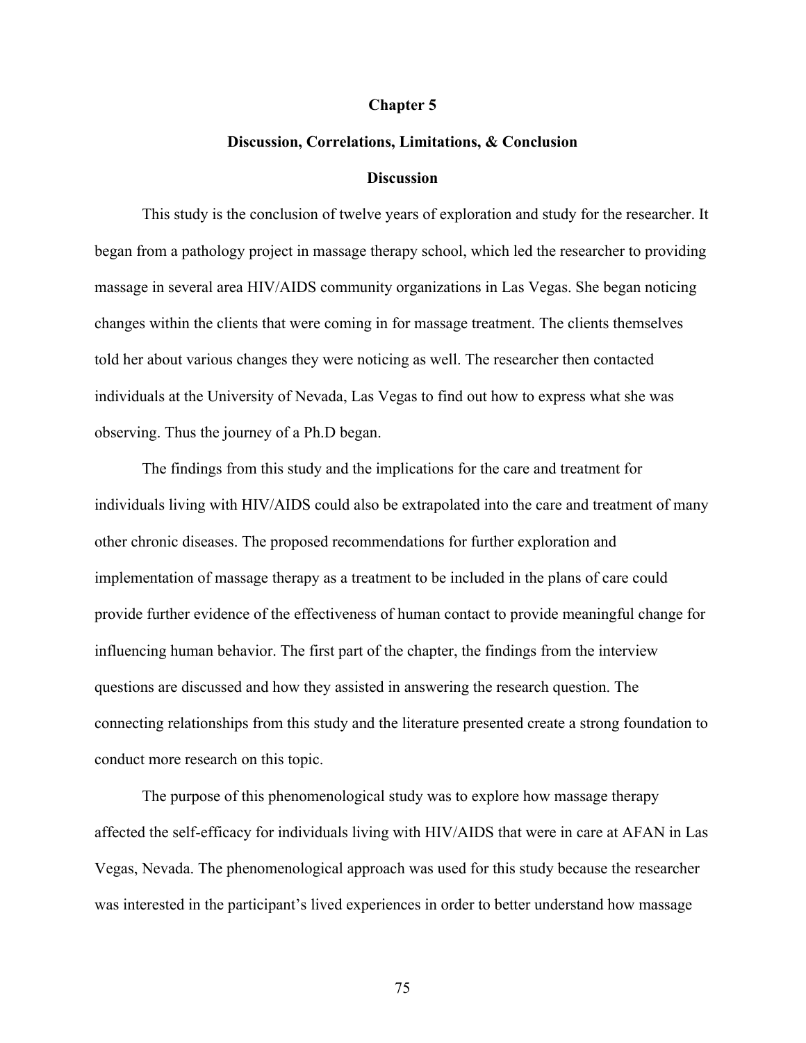# Chapter 5

## Discussion, Correlations, Limitations, & Conclusion

### Discussion

This study is the conclusion of twelve years of exploration and study for the researcher. It began from a pathology project in massage therapy school, which led the researcher to providing massage in several area HIV/AIDS community organizations in Las Vegas. She began noticing changes within the clients that were coming in for massage treatment. The clients themselves told her about various changes they were noticing as well. The researcher then contacted individuals at the University of Nevada, Las Vegas to find out how to express what she was observing. Thus the journey of a Ph.D began.

The findings from this study and the implications for the care and treatment for individuals living with HIV/AIDS could also be extrapolated into the care and treatment of many other chronic diseases. The proposed recommendations for further exploration and implementation of massage therapy as a treatment to be included in the plans of care could provide further evidence of the effectiveness of human contact to provide meaningful change for influencing human behavior. The first part of the chapter, the findings from the interview questions are discussed and how they assisted in answering the research question. The connecting relationships from this study and the literature presented create a strong foundation to conduct more research on this topic.

The purpose of this phenomenological study was to explore how massage therapy affected the self-efficacy for individuals living with HIV/AIDS that were in care at AFAN in Las Vegas, Nevada. The phenomenological approach was used for this study because the researcher was interested in the participant's lived experiences in order to better understand how massage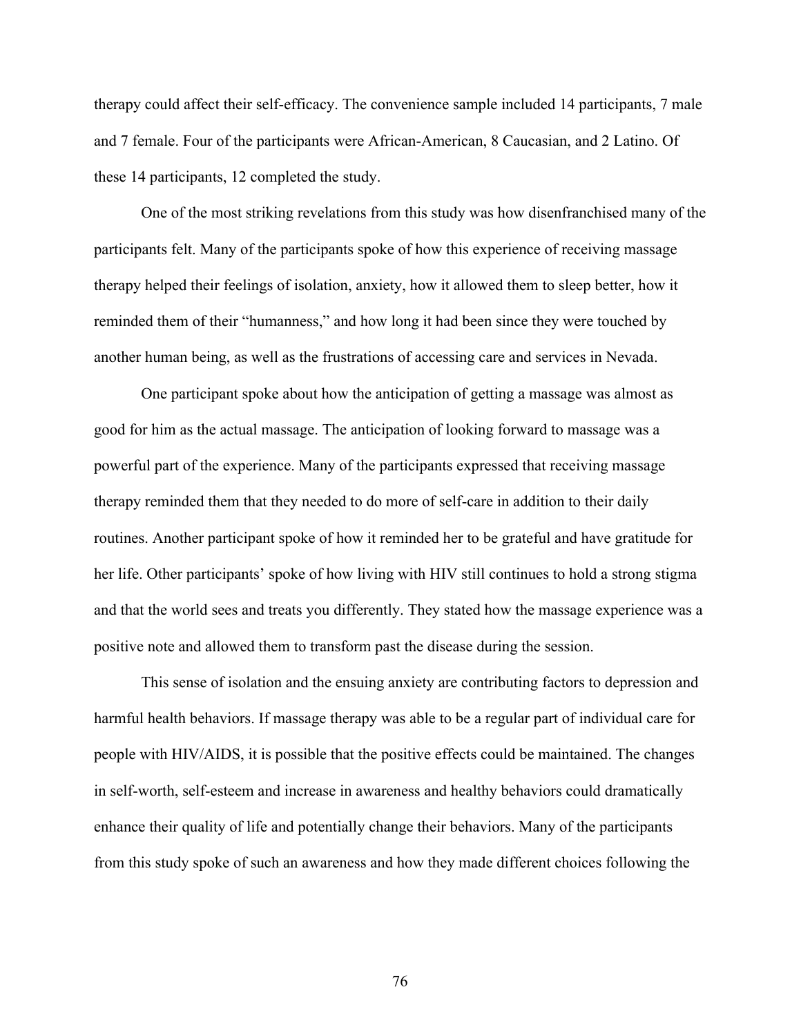therapy could affect their self-efficacy. The convenience sample included 14 participants, 7 male and 7 female. Four of the participants were African-American, 8 Caucasian, and 2 Latino. Of these 14 participants, 12 completed the study.

One of the most striking revelations from this study was how disenfranchised many of the participants felt. Many of the participants spoke of how this experience of receiving massage therapy helped their feelings of isolation, anxiety, how it allowed them to sleep better, how it reminded them of their "humanness," and how long it had been since they were touched by another human being, as well as the frustrations of accessing care and services in Nevada.

One participant spoke about how the anticipation of getting a massage was almost as good for him as the actual massage. The anticipation of looking forward to massage was a powerful part of the experience. Many of the participants expressed that receiving massage therapy reminded them that they needed to do more of self-care in addition to their daily routines. Another participant spoke of how it reminded her to be grateful and have gratitude for her life. Other participants' spoke of how living with HIV still continues to hold a strong stigma and that the world sees and treats you differently. They stated how the massage experience was a positive note and allowed them to transform past the disease during the session.

This sense of isolation and the ensuing anxiety are contributing factors to depression and harmful health behaviors. If massage therapy was able to be a regular part of individual care for people with HIV/AIDS, it is possible that the positive effects could be maintained. The changes in self-worth, self-esteem and increase in awareness and healthy behaviors could dramatically enhance their quality of life and potentially change their behaviors. Many of the participants from this study spoke of such an awareness and how they made different choices following the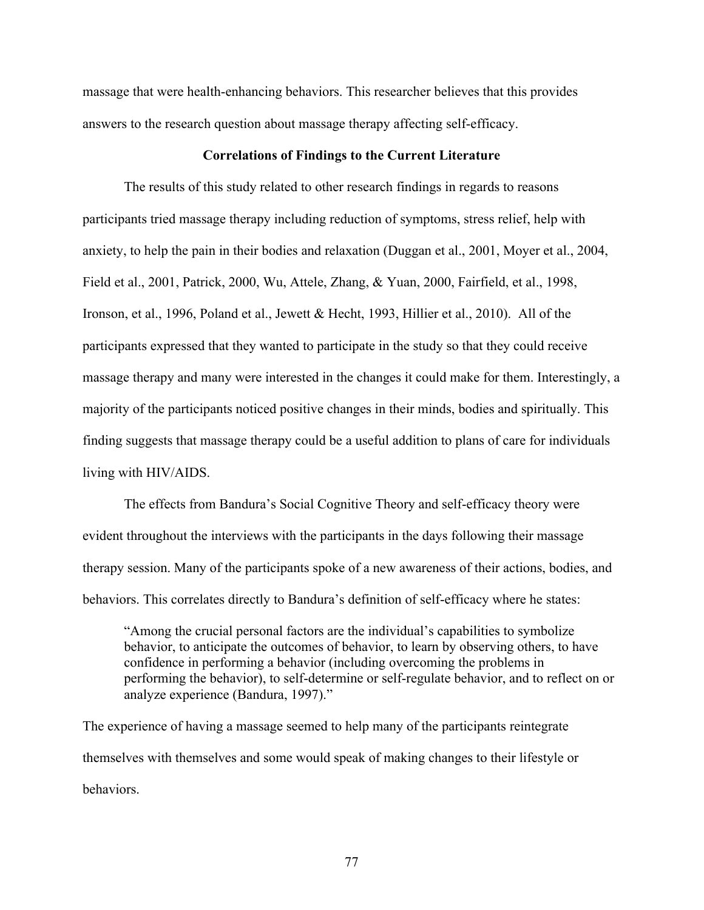massage that were health-enhancing behaviors. This researcher believes that this provides answers to the research question about massage therapy affecting self-efficacy.

### Correlations of Findings to the Current Literature

The results of this study related to other research findings in regards to reasons participants tried massage therapy including reduction of symptoms, stress relief, help with anxiety, to help the pain in their bodies and relaxation (Duggan et al., 2001, Moyer et al., 2004, Field et al., 2001, Patrick, 2000, Wu, Attele, Zhang, & Yuan, 2000, Fairfield, et al., 1998, Ironson, et al., 1996, Poland et al., Jewett & Hecht, 1993, Hillier et al., 2010). All of the participants expressed that they wanted to participate in the study so that they could receive massage therapy and many were interested in the changes it could make for them. Interestingly, a majority of the participants noticed positive changes in their minds, bodies and spiritually. This finding suggests that massage therapy could be a useful addition to plans of care for individuals living with HIV/AIDS.

The effects from Bandura's Social Cognitive Theory and self-efficacy theory were evident throughout the interviews with the participants in the days following their massage therapy session. Many of the participants spoke of a new awareness of their actions, bodies, and behaviors. This correlates directly to Bandura's definition of self-efficacy where he states:

> "Among the crucial personal factors are the individual's capabilities to symbolize behavior, to anticipate the outcomes of behavior, to learn by observing others, to have confidence in performing a behavior (including overcoming the problems in performing the behavior), to self-determine or self-regulate behavior, and to reflect on or analyze experience (Bandura, 1997)."

The experience of having a massage seemed to help many of the participants reintegrate themselves with themselves and some would speak of making changes to their lifestyle or behaviors.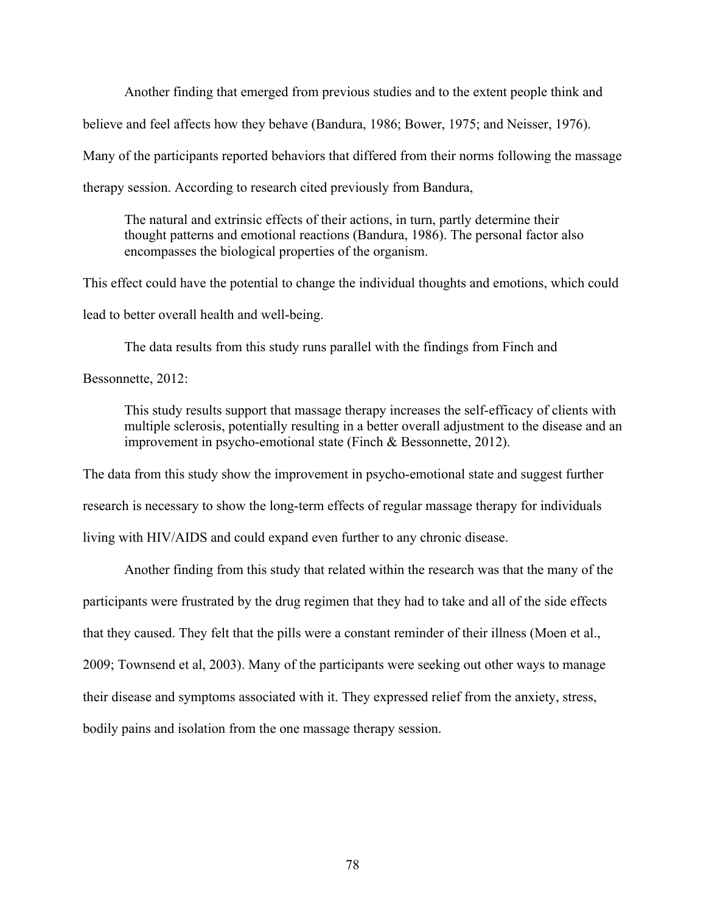Another finding that emerged from previous studies and to the extent people think and believe and feel affects how they behave (Bandura, 1986; Bower, 1975; and Neisser, 1976). Many of the participants reported behaviors that differed from their norms following the massage therapy session. According to research cited previously from Bandura,

> The natural and extrinsic effects of their actions, in turn, partly determine their thought patterns and emotional reactions (Bandura, 1986). The personal factor also encompasses the biological properties of the organism.

This effect could have the potential to change the individual thoughts and emotions, which could lead to better overall health and well-being.

The data results from this study runs parallel with the findings from Finch and Bessonnette, 2012:

> This study results support that massage therapy increases the self-efficacy of clients with multiple sclerosis, potentially resulting in a better overall adjustment to the disease and an improvement in psycho-emotional state (Finch & Bessonnette, 2012).

The data from this study show the improvement in psycho-emotional state and suggest further research is necessary to show the long-term effects of regular massage therapy for individuals living with HIV/AIDS and could expand even further to any chronic disease.

Another finding from this study that related within the research was that the many of the participants were frustrated by the drug regimen that they had to take and all of the side effects that they caused. They felt that the pills were a constant reminder of their illness (Moen et al., 2009; Townsend et al, 2003). Many of the participants were seeking out other ways to manage their disease and symptoms associated with it. They expressed relief from the anxiety, stress, bodily pains and isolation from the one massage therapy session.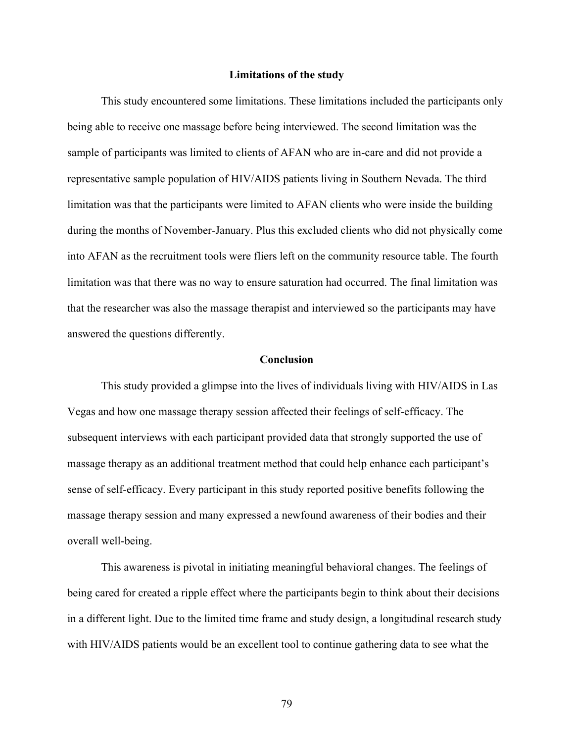## Limitations of the study

This study encountered some limitations. These limitations included the participants only being able to receive one massage before being interviewed. The second limitation was the sample of participants was limited to clients of AFAN who are in-care and did not provide a representative sample population of HIV/AIDS patients living in Southern Nevada. The third limitation was that the participants were limited to AFAN clients who were inside the building during the months of November-January. Plus this excluded clients who did not physically come into AFAN as the recruitment tools were fliers left on the community resource table. The fourth limitation was that there was no way to ensure saturation had occurred. The final limitation was that the researcher was also the massage therapist and interviewed so the participants may have answered the questions differently.

## Conclusion

This study provided a glimpse into the lives of individuals living with HIV/AIDS in Las Vegas and how one massage therapy session affected their feelings of self-efficacy. The subsequent interviews with each participant provided data that strongly supported the use of massage therapy as an additional treatment method that could help enhance each participant's sense of self-efficacy. Every participant in this study reported positive benefits following the massage therapy session and many expressed a newfound awareness of their bodies and their overall well-being.

This awareness is pivotal in initiating meaningful behavioral changes. The feelings of being cared for created a ripple effect where the participants begin to think about their decisions in a different light. Due to the limited time frame and study design, a longitudinal research study with HIV/AIDS patients would be an excellent tool to continue gathering data to see what the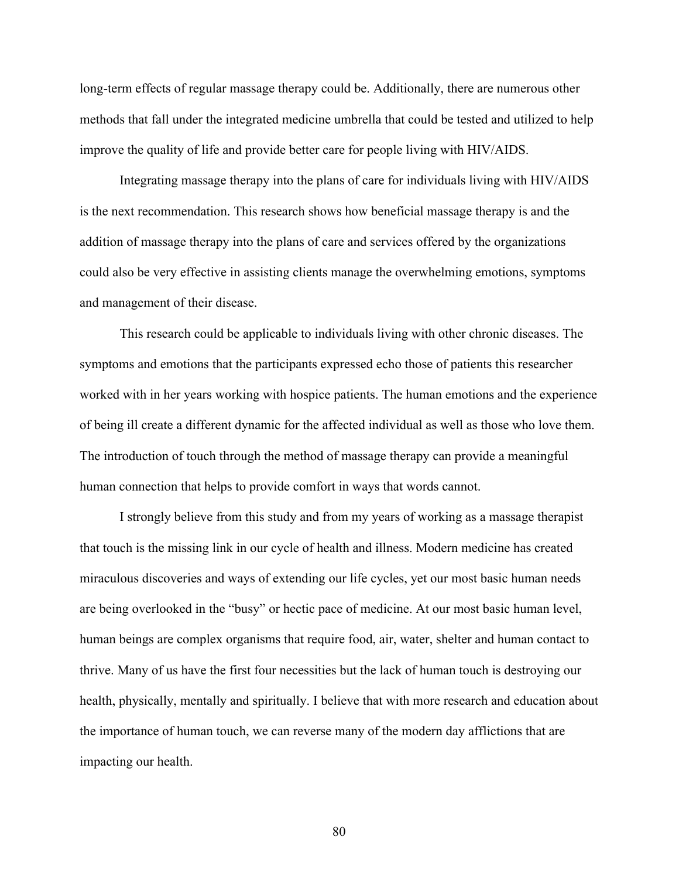long-term effects of regular massage therapy could be. Additionally, there are numerous other methods that fall under the integrated medicine umbrella that could be tested and utilized to help improve the quality of life and provide better care for people living with HIV/AIDS.

Integrating massage therapy into the plans of care for individuals living with HIV/AIDS is the next recommendation. This research shows how beneficial massage therapy is and the addition of massage therapy into the plans of care and services offered by the organizations could also be very effective in assisting clients manage the overwhelming emotions, symptoms and management of their disease.

This research could be applicable to individuals living with other chronic diseases. The symptoms and emotions that the participants expressed echo those of patients this researcher worked with in her years working with hospice patients. The human emotions and the experience of being ill create a different dynamic for the affected individual as well as those who love them. The introduction of touch through the method of massage therapy can provide a meaningful human connection that helps to provide comfort in ways that words cannot.

I strongly believe from this study and from my years of working as a massage therapist that touch is the missing link in our cycle of health and illness. Modern medicine has created miraculous discoveries and ways of extending our life cycles, yet our most basic human needs are being overlooked in the "busy" or hectic pace of medicine. At our most basic human level, human beings are complex organisms that require food, air, water, shelter and human contact to thrive. Many of us have the first four necessities but the lack of human touch is destroying our health, physically, mentally and spiritually. I believe that with more research and education about the importance of human touch, we can reverse many of the modern day afflictions that are impacting our health.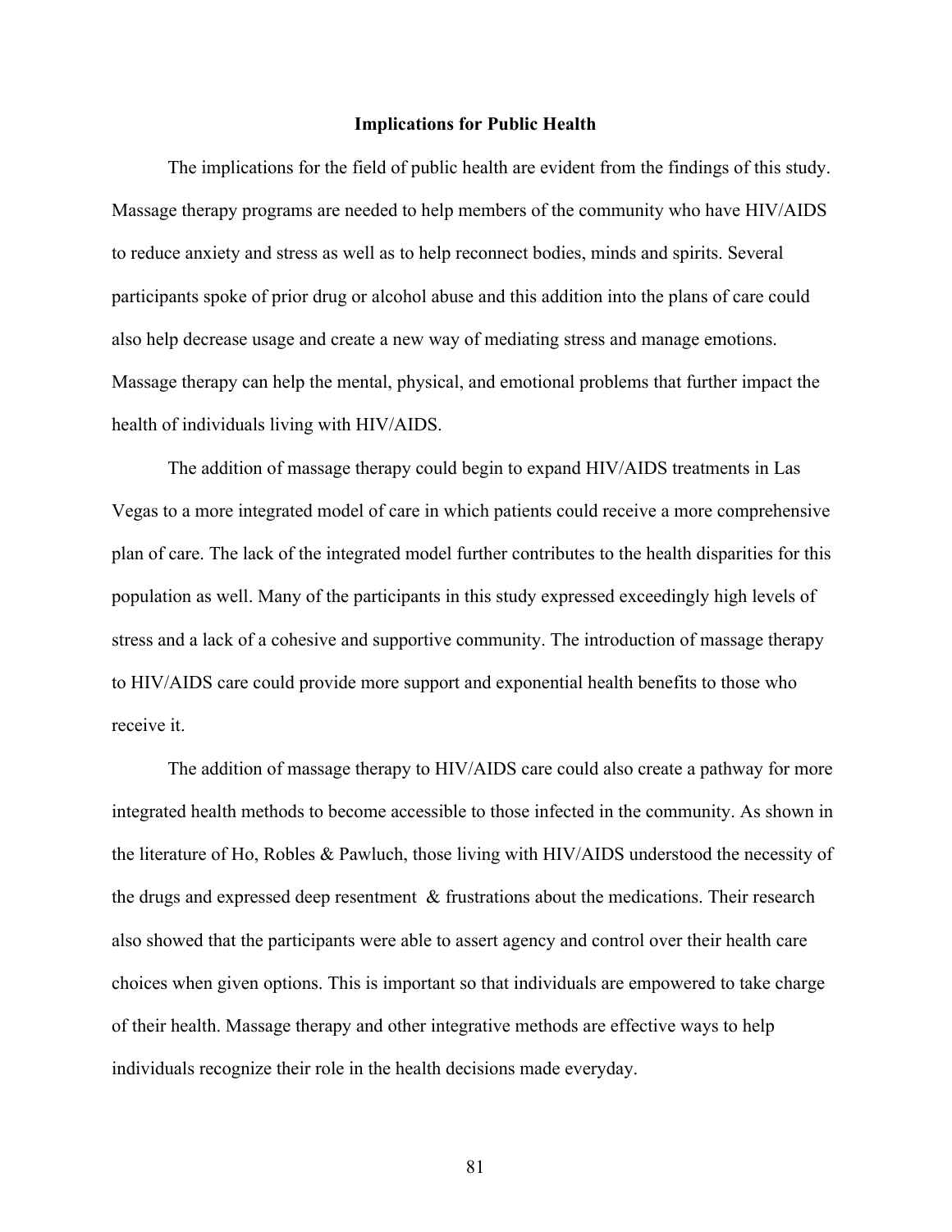### Implications for Public Health

The implications for the field of public health are evident from the findings of this study. Massage therapy programs are needed to help members of the community who have HIV/AIDS to reduce anxiety and stress as well as to help reconnect bodies, minds and spirits. Several participants spoke of prior drug or alcohol abuse and this addition into the plans of care could also help decrease usage and create a new way of mediating stress and manage emotions. Massage therapy can help the mental, physical, and emotional problems that further impact the health of individuals living with HIV/AIDS.

The addition of massage therapy could begin to expand HIV/AIDS treatments in Las Vegas to a more integrated model of care in which patients could receive a more comprehensive plan of care. The lack of the integrated model further contributes to the health disparities for this population as well. Many of the participants in this study expressed exceedingly high levels of stress and a lack of a cohesive and supportive community. The introduction of massage therapy to HIV/AIDS care could provide more support and exponential health benefits to those who receive it.

The addition of massage therapy to HIV/AIDS care could also create a pathway for more integrated health methods to become accessible to those infected in the community. As shown in the literature of Ho, Robles & Pawluch, those living with HIV/AIDS understood the necessity of the drugs and expressed deep resentment & frustrations about the medications. Their research also showed that the participants were able to assert agency and control over their health care choices when given options. This is important so that individuals are empowered to take charge of their health. Massage therapy and other integrative methods are effective ways to help individuals recognize their role in the health decisions made everyday.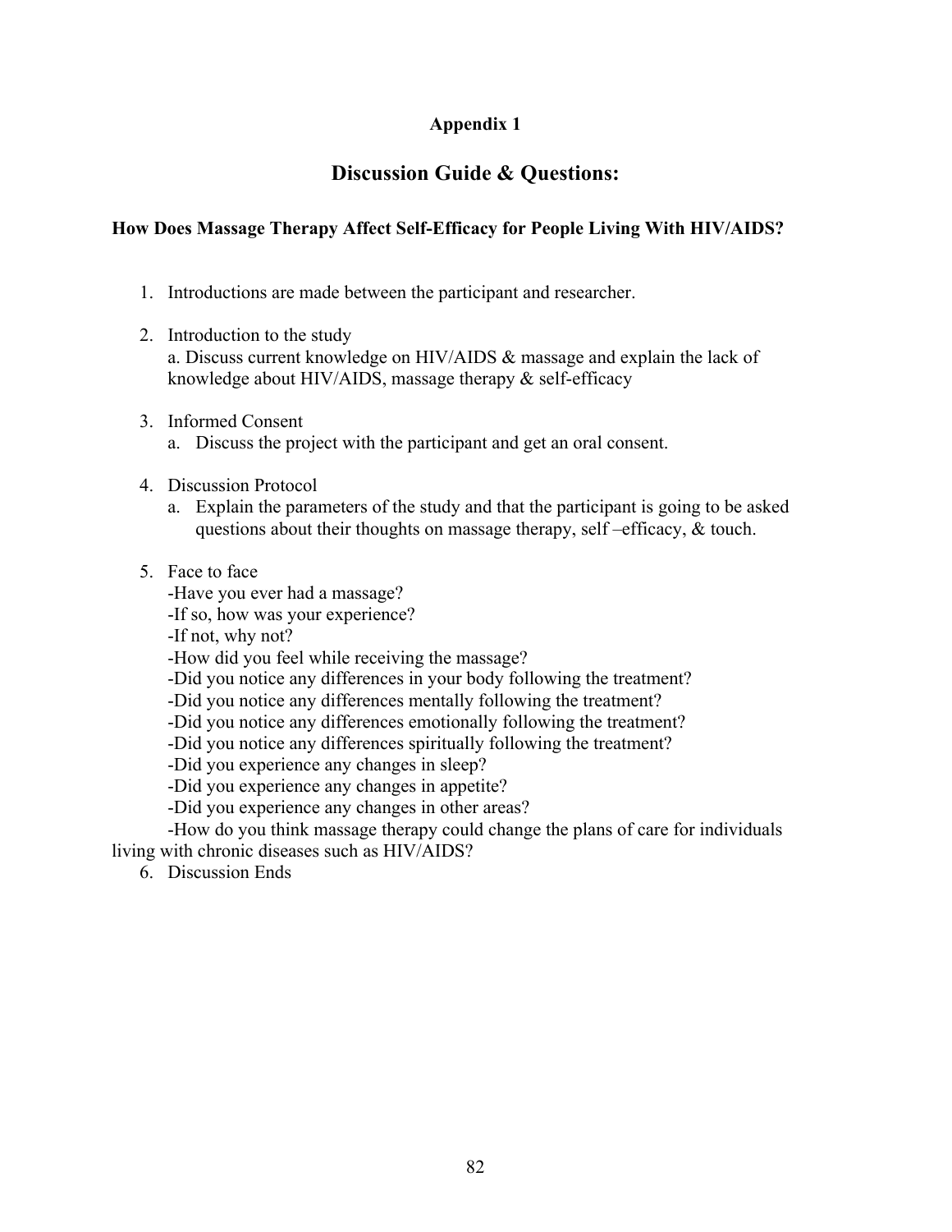# Appendix 1

## Discussion Guide & Questions:

### How Does Massage Therapy Affect Self-Efficacy for People Living With HIV/AIDS?

1. Introductions are made between the participant and researcher.

2. Introduction to the study
   a. Discuss current knowledge on HIV/AIDS & massage and explain the lack of knowledge about HIV/AIDS, massage therapy & self-efficacy

3. Informed Consent
   a. Discuss the project with the participant and get an oral consent.

4. Discussion Protocol
   a. Explain the parameters of the study and that the participant is going to be asked questions about their thoughts on massage therapy, self –efficacy, & touch.

5. Face to face
   -Have you ever had a massage?
   -If so, how was your experience?
   -If not, why not?
   -How did you feel while receiving the massage?
   -Did you notice any differences in your body following the treatment?
   -Did you notice any differences mentally following the treatment?
   -Did you notice any differences emotionally following the treatment?
   -Did you notice any differences spiritually following the treatment?
   -Did you experience any changes in sleep?
   -Did you experience any changes in appetite?
   -Did you experience any changes in other areas?
   -How do you think massage therapy could change the plans of care for individuals living with chronic diseases such as HIV/AIDS?

6. Discussion Ends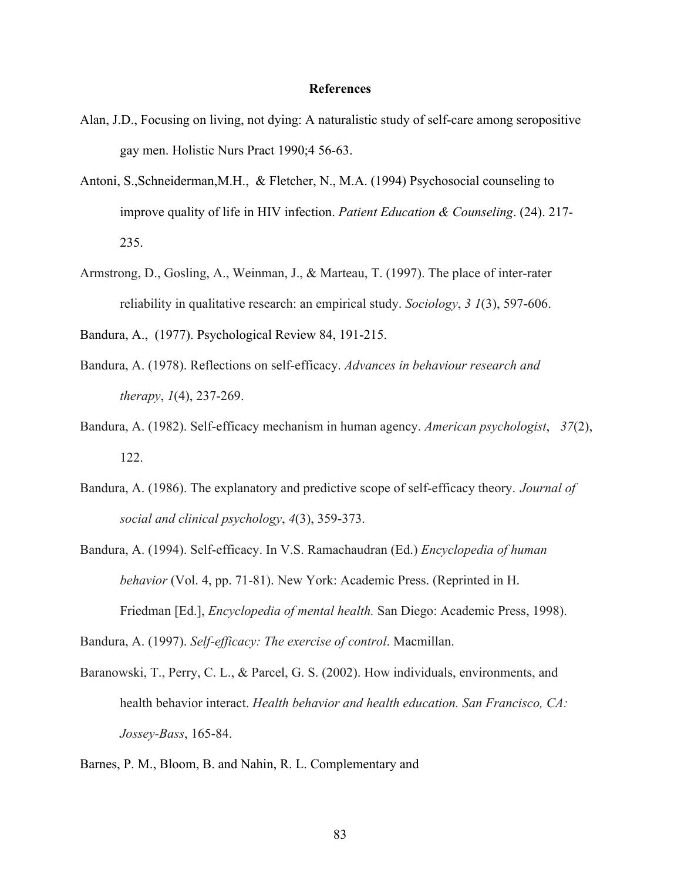**References**

Alan, J.D., Focusing on living, not dying: A naturalistic study of self-care among seropositive gay men. Holistic Nurs Pract 1990;4 56-63.

Antoni, S.,Schneiderman,M.H., & Fletcher, N., M.A. (1994) Psychosocial counseling to improve quality of life in HIV infection. *Patient Education & Counseling*. (24). 217-235.

Armstrong, D., Gosling, A., Weinman, J., & Marteau, T. (1997). The place of inter-rater reliability in qualitative research: an empirical study. *Sociology*, *3 1*(3), 597-606.

Bandura, A., (1977). Psychological Review 84, 191-215.

Bandura, A. (1978). Reflections on self-efficacy. *Advances in behaviour research and therapy*, *1*(4), 237-269.

Bandura, A. (1982). Self-efficacy mechanism in human agency. *American psychologist*, *37*(2), 122.

Bandura, A. (1986). The explanatory and predictive scope of self-efficacy theory. *Journal of social and clinical psychology*, *4*(3), 359-373.

Bandura, A. (1994). Self-efficacy. In V.S. Ramachaudran (Ed.) *Encyclopedia of human behavior* (Vol. 4, pp. 71-81). New York: Academic Press. (Reprinted in H. Friedman [Ed.], *Encyclopedia of mental health.* San Diego: Academic Press, 1998).

Bandura, A. (1997). *Self-efficacy: The exercise of control*. Macmillan.

Baranowski, T., Perry, C. L., & Parcel, G. S. (2002). How individuals, environments, and health behavior interact. *Health behavior and health education. San Francisco, CA: Jossey-Bass*, 165-84.

Barnes, P. M., Bloom, B. and Nahin, R. L. Complementary and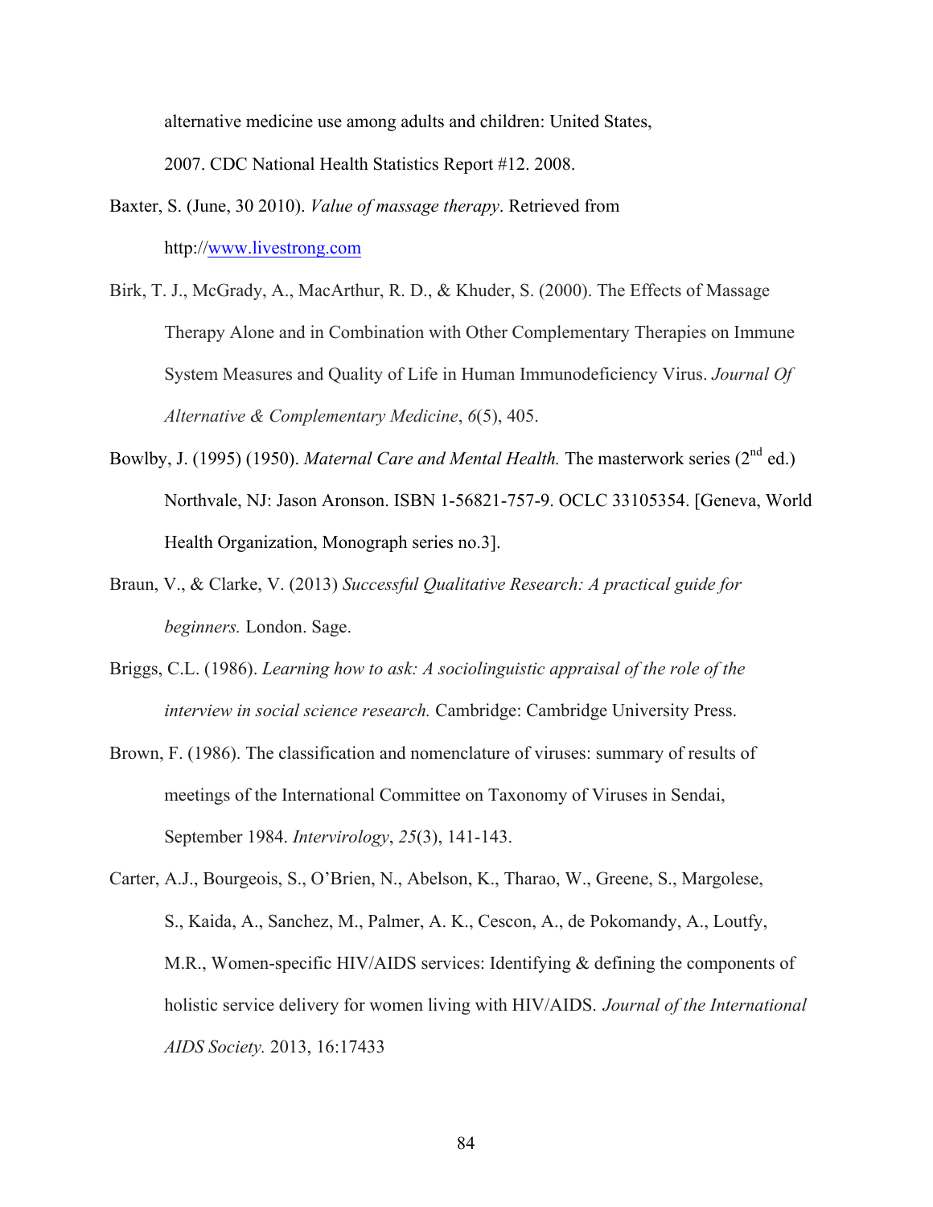alternative medicine use among adults and children: United States, 2007. CDC National Health Statistics Report #12. 2008.

Baxter, S. (June, 30 2010). *Value of massage therapy*. Retrieved from http://www.livestrong.com

Birk, T. J., McGrady, A., MacArthur, R. D., & Khuder, S. (2000). The Effects of Massage Therapy Alone and in Combination with Other Complementary Therapies on Immune System Measures and Quality of Life in Human Immunodeficiency Virus. *Journal Of Alternative & Complementary Medicine*, *6*(5), 405.

Bowlby, J. (1995) (1950). *Maternal Care and Mental Health.* The masterwork series (2nd ed.) Northvale, NJ: Jason Aronson. ISBN 1-56821-757-9. OCLC 33105354. [Geneva, World Health Organization, Monograph series no.3].

Braun, V., & Clarke, V. (2013) *Successful Qualitative Research: A practical guide for beginners.* London. Sage.

Briggs, C.L. (1986). *Learning how to ask: A sociolinguistic appraisal of the role of the interview in social science research.* Cambridge: Cambridge University Press.

Brown, F. (1986). The classification and nomenclature of viruses: summary of results of meetings of the International Committee on Taxonomy of Viruses in Sendai, September 1984. *Intervirology*, *25*(3), 141-143.

Carter, A.J., Bourgeois, S., O'Brien, N., Abelson, K., Tharao, W., Greene, S., Margolese, S., Kaida, A., Sanchez, M., Palmer, A. K., Cescon, A., de Pokomandy, A., Loutfy, M.R., Women-specific HIV/AIDS services: Identifying & defining the components of holistic service delivery for women living with HIV/AIDS. *Journal of the International AIDS Society.* 2013, 16:17433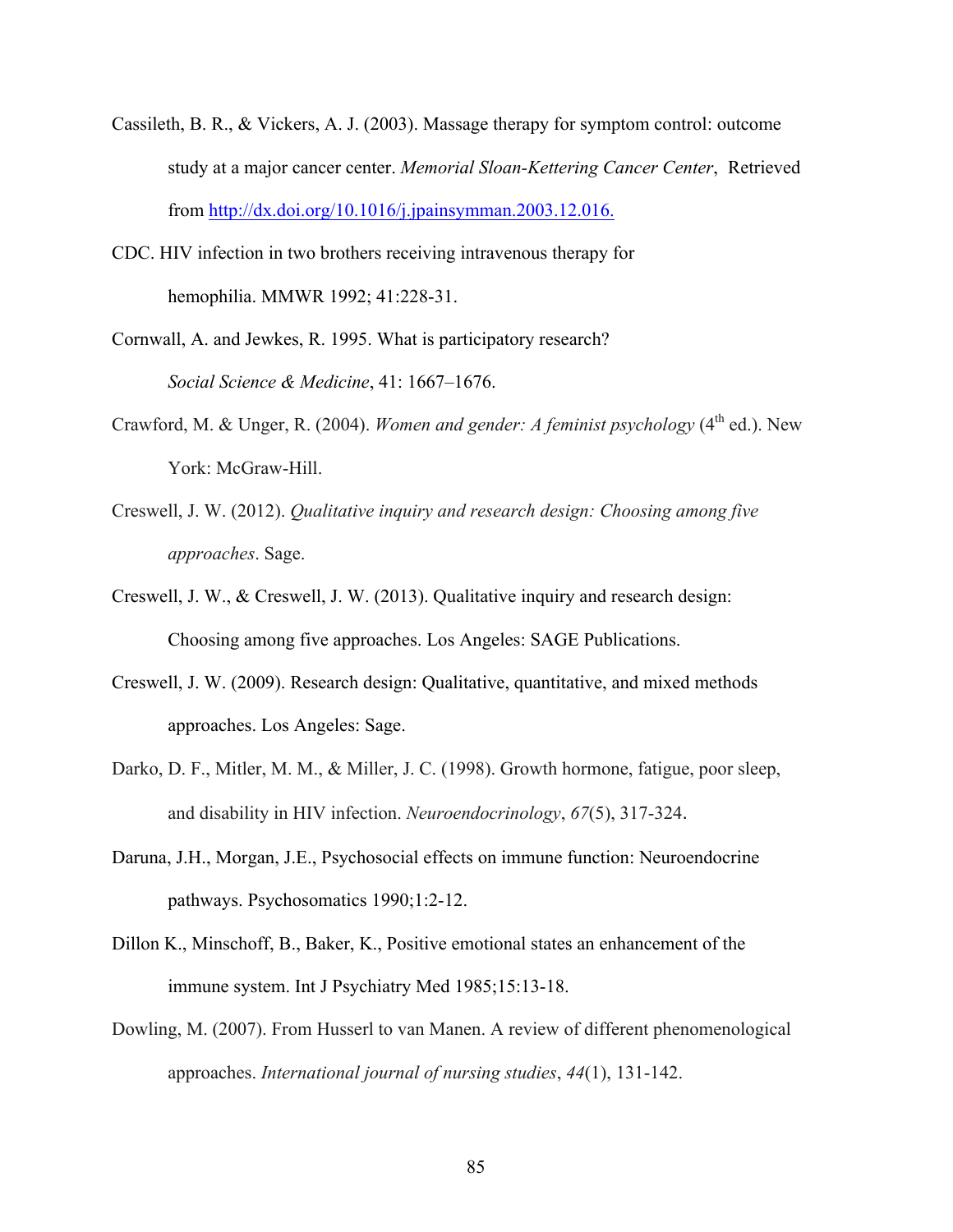Cassileth, B. R., & Vickers, A. J. (2003). Massage therapy for symptom control: outcome study at a major cancer center. *Memorial Sloan-Kettering Cancer Center*, Retrieved from http://dx.doi.org/10.1016/j.jpainsymman.2003.12.016.

CDC. HIV infection in two brothers receiving intravenous therapy for hemophilia. MMWR 1992; 41:228-31.

Cornwall, A. and Jewkes, R. 1995. What is participatory research? *Social Science & Medicine*, 41: 1667–1676.

Crawford, M. & Unger, R. (2004). *Women and gender: A feminist psychology* (4th ed.). New York: McGraw-Hill.

Creswell, J. W. (2012). *Qualitative inquiry and research design: Choosing among five approaches*. Sage.

Creswell, J. W., & Creswell, J. W. (2013). Qualitative inquiry and research design: Choosing among five approaches. Los Angeles: SAGE Publications.

Creswell, J. W. (2009). Research design: Qualitative, quantitative, and mixed methods approaches. Los Angeles: Sage.

Darko, D. F., Mitler, M. M., & Miller, J. C. (1998). Growth hormone, fatigue, poor sleep, and disability in HIV infection. *Neuroendocrinology*, *67*(5), 317-324.

Daruna, J.H., Morgan, J.E., Psychosocial effects on immune function: Neuroendocrine pathways. Psychosomatics 1990;1:2-12.

Dillon K., Minschoff, B., Baker, K., Positive emotional states an enhancement of the immune system. Int J Psychiatry Med 1985;15:13-18.

Dowling, M. (2007). From Husserl to van Manen. A review of different phenomenological approaches. *International journal of nursing studies*, *44*(1), 131-142.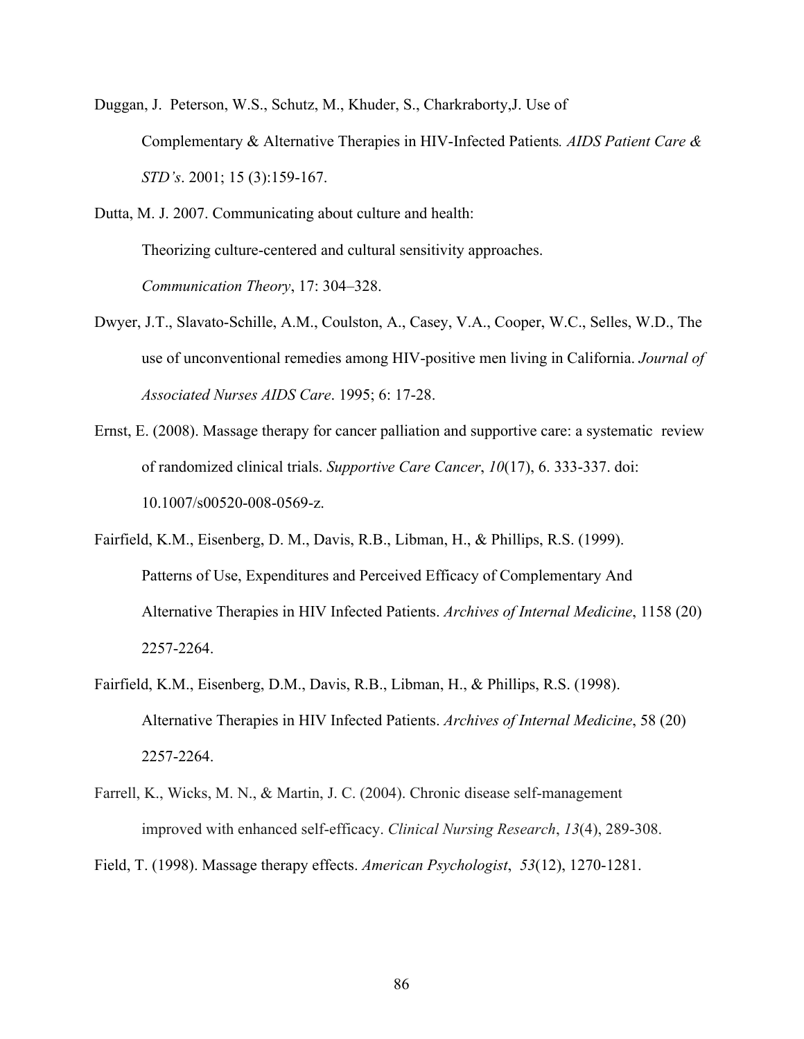Duggan, J. Peterson, W.S., Schutz, M., Khuder, S., Charkraborty,J. Use of Complementary & Alternative Therapies in HIV-Infected Patients*. AIDS Patient Care & STD's*. 2001; 15 (3):159-167.

Dutta, M. J. 2007. Communicating about culture and health: Theorizing culture-centered and cultural sensitivity approaches. *Communication Theory*, 17: 304–328.

Dwyer, J.T., Slavato-Schille, A.M., Coulston, A., Casey, V.A., Cooper, W.C., Selles, W.D., The use of unconventional remedies among HIV-positive men living in California. *Journal of Associated Nurses AIDS Care*. 1995; 6: 17-28.

Ernst, E. (2008). Massage therapy for cancer palliation and supportive care: a systematic review of randomized clinical trials. *Supportive Care Cancer*, *10*(17), 6. 333-337. doi: 10.1007/s00520-008-0569-z.

Fairfield, K.M., Eisenberg, D. M., Davis, R.B., Libman, H., & Phillips, R.S. (1999). Patterns of Use, Expenditures and Perceived Efficacy of Complementary And Alternative Therapies in HIV Infected Patients. *Archives of Internal Medicine*, 1158 (20) 2257-2264.

Fairfield, K.M., Eisenberg, D.M., Davis, R.B., Libman, H., & Phillips, R.S. (1998). Alternative Therapies in HIV Infected Patients. *Archives of Internal Medicine*, 58 (20) 2257-2264.

Farrell, K., Wicks, M. N., & Martin, J. C. (2004). Chronic disease self-management improved with enhanced self-efficacy. *Clinical Nursing Research*, *13*(4), 289-308.

Field, T. (1998). Massage therapy effects. *American Psychologist*, *53*(12), 1270-1281.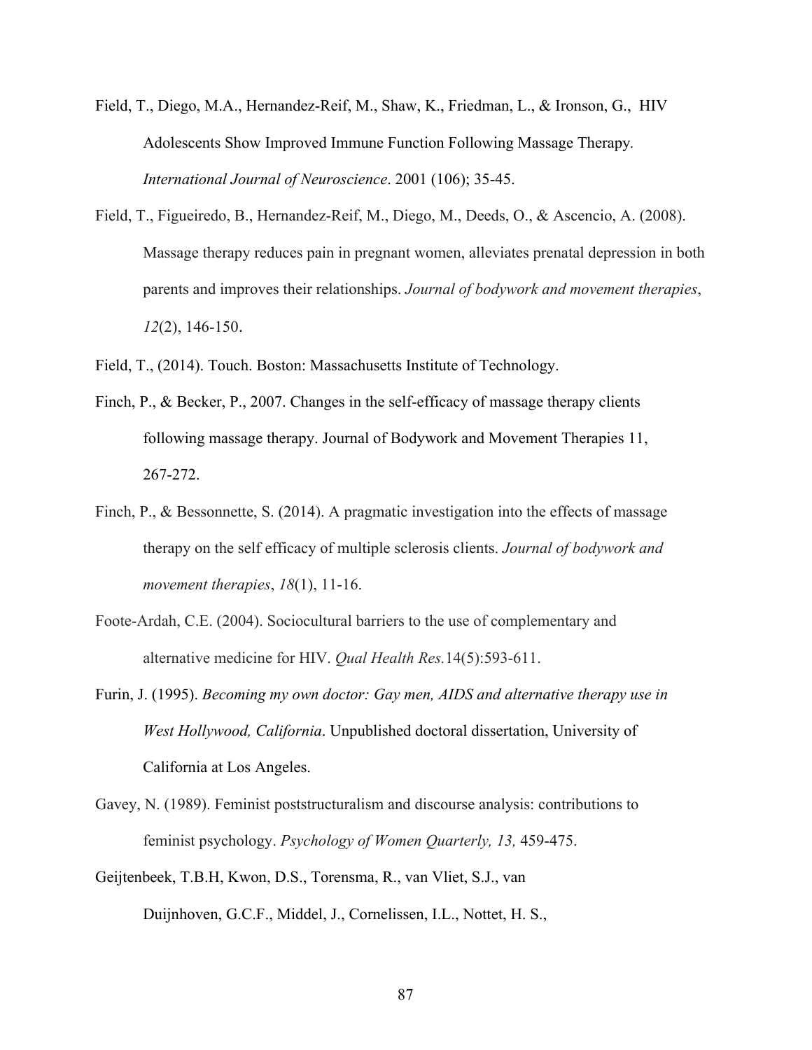Field, T., Diego, M.A., Hernandez-Reif, M., Shaw, K., Friedman, L., & Ironson, G., HIV Adolescents Show Improved Immune Function Following Massage Therapy. *International Journal of Neuroscience*. 2001 (106); 35-45.

Field, T., Figueiredo, B., Hernandez-Reif, M., Diego, M., Deeds, O., & Ascencio, A. (2008). Massage therapy reduces pain in pregnant women, alleviates prenatal depression in both parents and improves their relationships. *Journal of bodywork and movement therapies*, *12*(2), 146-150.

Field, T., (2014). Touch. Boston: Massachusetts Institute of Technology.

Finch, P., & Becker, P., 2007. Changes in the self-efficacy of massage therapy clients following massage therapy. Journal of Bodywork and Movement Therapies 11, 267-272.

Finch, P., & Bessonnette, S. (2014). A pragmatic investigation into the effects of massage therapy on the self efficacy of multiple sclerosis clients. *Journal of bodywork and movement therapies*, *18*(1), 11-16.

Foote-Ardah, C.E. (2004). Sociocultural barriers to the use of complementary and alternative medicine for HIV. *Qual Health Res.*14(5):593-611.

Furin, J. (1995). *Becoming my own doctor: Gay men, AIDS and alternative therapy use in West Hollywood, California*. Unpublished doctoral dissertation, University of California at Los Angeles.

Gavey, N. (1989). Feminist poststructuralism and discourse analysis: contributions to feminist psychology. *Psychology of Women Quarterly, 13,* 459-475.

Geijtenbeek, T.B.H, Kwon, D.S., Torensma, R., van Vliet, S.J., van Duijnhoven, G.C.F., Middel, J., Cornelissen, I.L., Nottet, H. S.,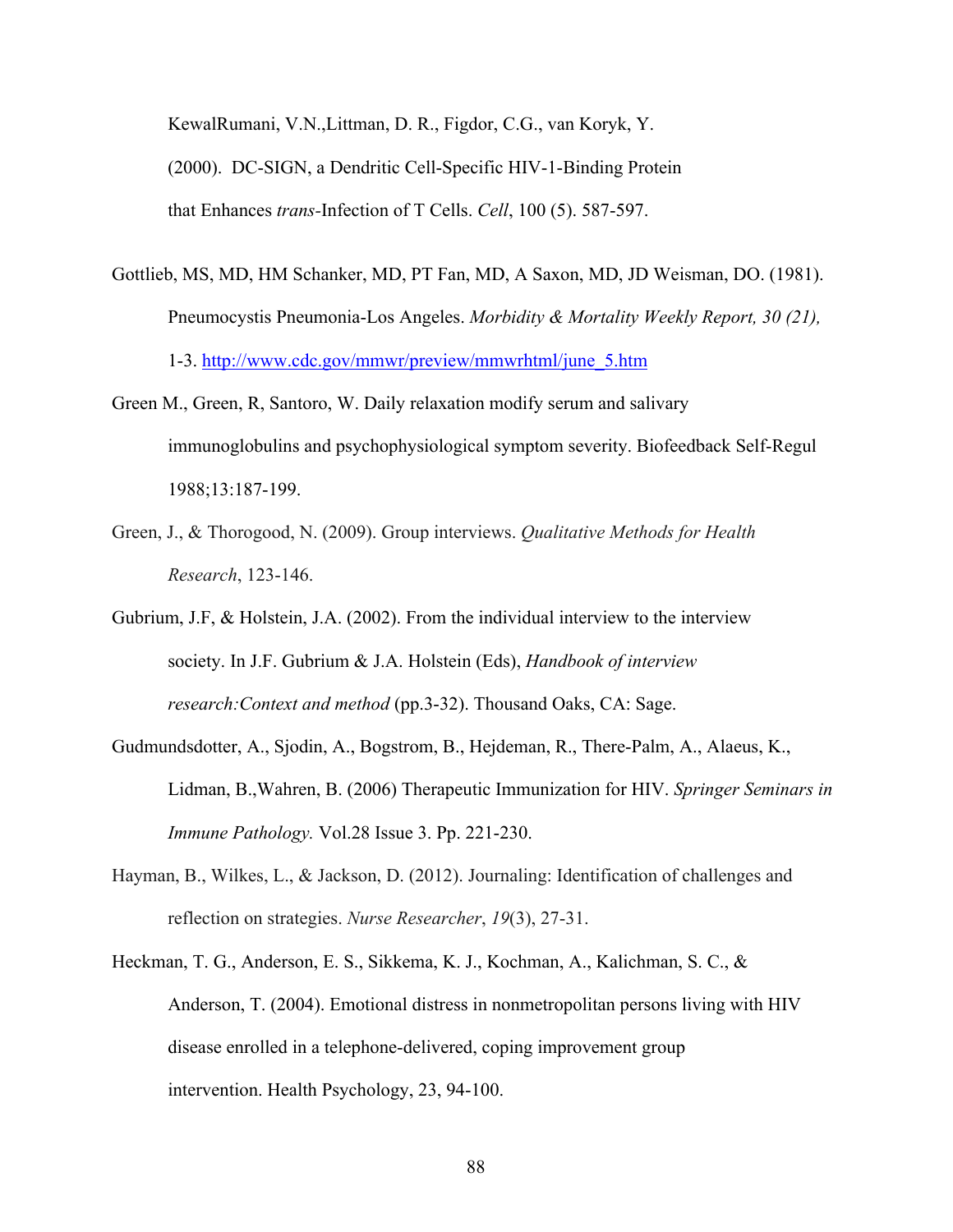KewalRumani, V.N.,Littman, D. R., Figdor, C.G., van Koryk, Y. (2000). DC-SIGN, a Dendritic Cell-Specific HIV-1-Binding Protein that Enhances *trans*-Infection of T Cells. *Cell*, 100 (5). 587-597.

Gottlieb, MS, MD, HM Schanker, MD, PT Fan, MD, A Saxon, MD, JD Weisman, DO. (1981). Pneumocystis Pneumonia-Los Angeles. *Morbidity & Mortality Weekly Report, 30 (21),* 1-3. http://www.cdc.gov/mmwr/preview/mmwrhtml/june_5.htm

Green M., Green, R, Santoro, W. Daily relaxation modify serum and salivary immunoglobulins and psychophysiological symptom severity. Biofeedback Self-Regul 1988;13:187-199.

Green, J., & Thorogood, N. (2009). Group interviews. *Qualitative Methods for Health Research*, 123-146.

Gubrium, J.F, & Holstein, J.A. (2002). From the individual interview to the interview society. In J.F. Gubrium & J.A. Holstein (Eds), *Handbook of interview research:Context and method* (pp.3-32). Thousand Oaks, CA: Sage.

Gudmundsdotter, A., Sjodin, A., Bogstrom, B., Hejdeman, R., There-Palm, A., Alaeus, K., Lidman, B.,Wahren, B. (2006) Therapeutic Immunization for HIV. *Springer Seminars in Immune Pathology.* Vol.28 Issue 3. Pp. 221-230.

Hayman, B., Wilkes, L., & Jackson, D. (2012). Journaling: Identification of challenges and reflection on strategies. *Nurse Researcher*, *19*(3), 27-31.

Heckman, T. G., Anderson, E. S., Sikkema, K. J., Kochman, A., Kalichman, S. C., & Anderson, T. (2004). Emotional distress in nonmetropolitan persons living with HIV disease enrolled in a telephone-delivered, coping improvement group intervention. Health Psychology, 23, 94-100.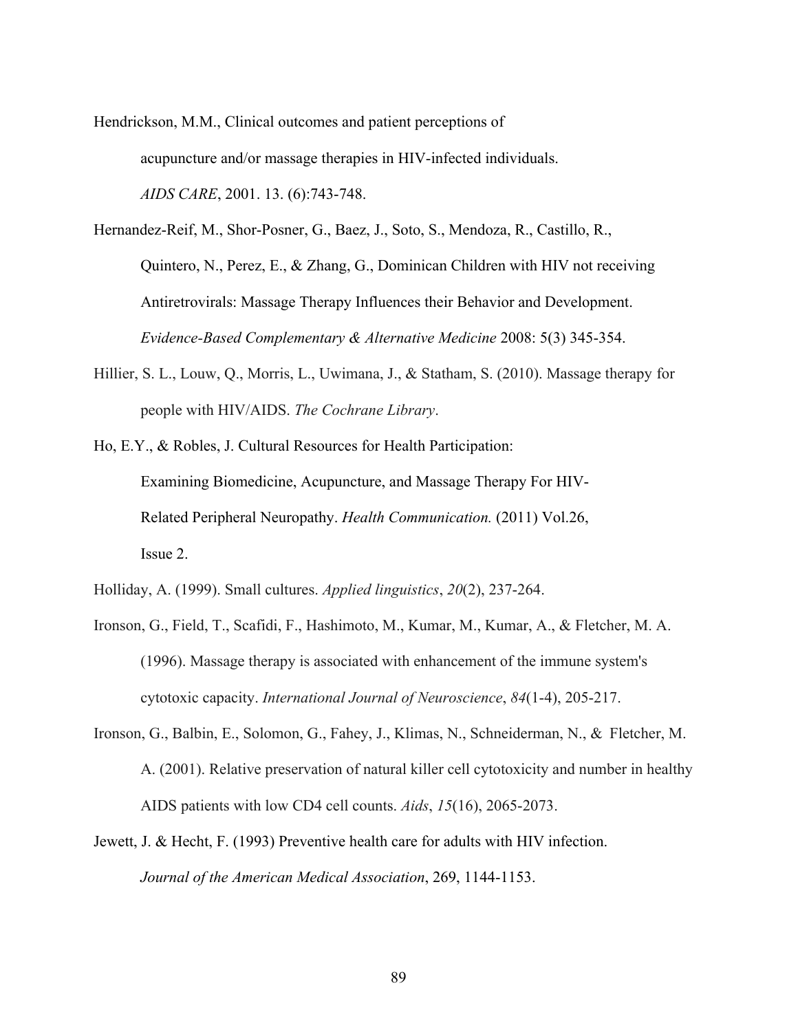Hendrickson, M.M., Clinical outcomes and patient perceptions of acupuncture and/or massage therapies in HIV-infected individuals. *AIDS CARE*, 2001. 13. (6):743-748.

Hernandez-Reif, M., Shor-Posner, G., Baez, J., Soto, S., Mendoza, R., Castillo, R., Quintero, N., Perez, E., & Zhang, G., Dominican Children with HIV not receiving Antiretrovirals: Massage Therapy Influences their Behavior and Development. *Evidence-Based Complementary & Alternative Medicine* 2008: 5(3) 345-354.

Hillier, S. L., Louw, Q., Morris, L., Uwimana, J., & Statham, S. (2010). Massage therapy for people with HIV/AIDS. *The Cochrane Library*.

Ho, E.Y., & Robles, J. Cultural Resources for Health Participation: Examining Biomedicine, Acupuncture, and Massage Therapy For HIV-Related Peripheral Neuropathy. *Health Communication.* (2011) Vol.26, Issue 2.

Holliday, A. (1999). Small cultures. *Applied linguistics*, *20*(2), 237-264.

Ironson, G., Field, T., Scafidi, F., Hashimoto, M., Kumar, M., Kumar, A., & Fletcher, M. A. (1996). Massage therapy is associated with enhancement of the immune system's cytotoxic capacity. *International Journal of Neuroscience*, *84*(1-4), 205-217.

Ironson, G., Balbin, E., Solomon, G., Fahey, J., Klimas, N., Schneiderman, N., & Fletcher, M. A. (2001). Relative preservation of natural killer cell cytotoxicity and number in healthy AIDS patients with low CD4 cell counts. *Aids*, *15*(16), 2065-2073.

Jewett, J. & Hecht, F. (1993) Preventive health care for adults with HIV infection. *Journal of the American Medical Association*, 269, 1144-1153.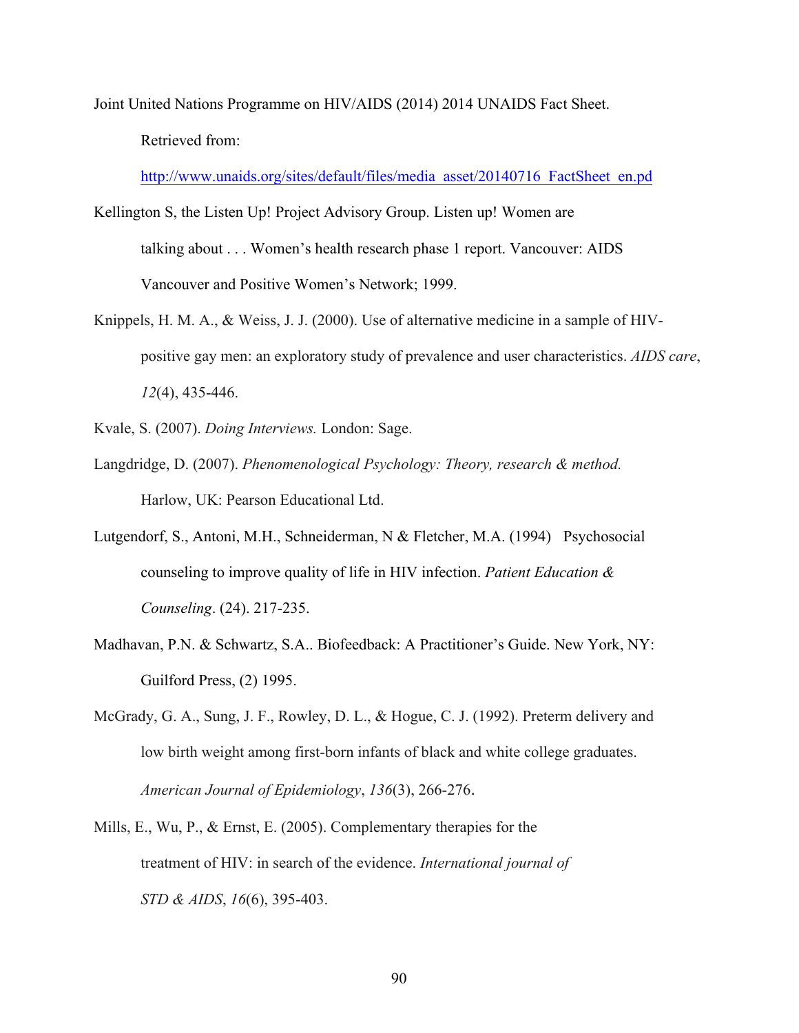Joint United Nations Programme on HIV/AIDS (2014) 2014 UNAIDS Fact Sheet. Retrieved from: http://www.unaids.org/sites/default/files/media_asset/20140716_FactSheet_en.pd

Kellington S, the Listen Up! Project Advisory Group. Listen up! Women are talking about . . . Women's health research phase 1 report. Vancouver: AIDS Vancouver and Positive Women's Network; 1999.

Knippels, H. M. A., & Weiss, J. J. (2000). Use of alternative medicine in a sample of HIV-positive gay men: an exploratory study of prevalence and user characteristics. *AIDS care*, *12*(4), 435-446.

Kvale, S. (2007). *Doing Interviews.* London: Sage.

Langdridge, D. (2007). *Phenomenological Psychology: Theory, research & method.* Harlow, UK: Pearson Educational Ltd.

Lutgendorf, S., Antoni, M.H., Schneiderman, N & Fletcher, M.A. (1994) Psychosocial counseling to improve quality of life in HIV infection. *Patient Education & Counseling*. (24). 217-235.

Madhavan, P.N. & Schwartz, S.A.. Biofeedback: A Practitioner's Guide. New York, NY: Guilford Press, (2) 1995.

McGrady, G. A., Sung, J. F., Rowley, D. L., & Hogue, C. J. (1992). Preterm delivery and low birth weight among first-born infants of black and white college graduates. *American Journal of Epidemiology*, *136*(3), 266-276.

Mills, E., Wu, P., & Ernst, E. (2005). Complementary therapies for the treatment of HIV: in search of the evidence. *International journal of STD & AIDS*, *16*(6), 395-403.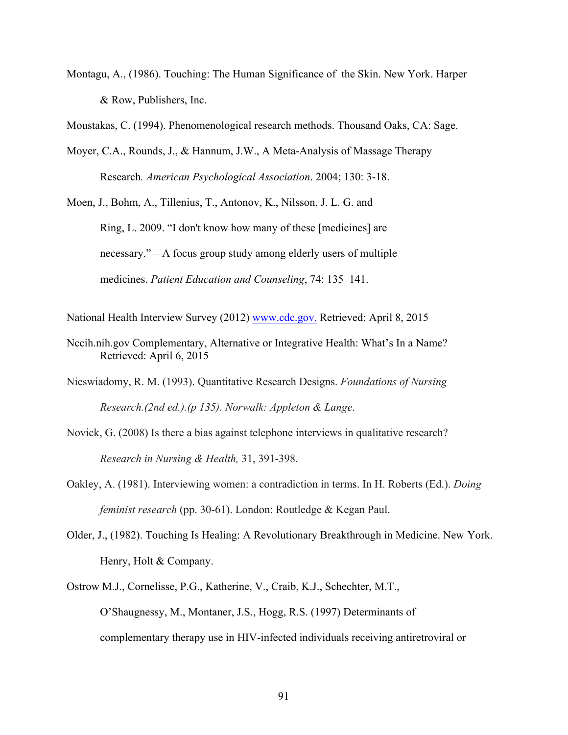Montagu, A., (1986). Touching: The Human Significance of  the Skin. New York. Harper & Row, Publishers, Inc.

Moustakas, C. (1994). Phenomenological research methods. Thousand Oaks, CA: Sage.

Moyer, C.A., Rounds, J., & Hannum, J.W., A Meta-Analysis of Massage Therapy Research*. American Psychological Association*. 2004; 130: 3-18.

Moen, J., Bohm, A., Tillenius, T., Antonov, K., Nilsson, J. L. G. and Ring, L. 2009. "I don't know how many of these [medicines] are necessary."—A focus group study among elderly users of multiple medicines. *Patient Education and Counseling*, 74: 135–141.

National Health Interview Survey (2012) www.cdc.gov. Retrieved: April 8, 2015

Nccih.nih.gov Complementary, Alternative or Integrative Health: What's In a Name? Retrieved: April 6, 2015

Nieswiadomy, R. M. (1993). Quantitative Research Designs. *Foundations of Nursing Research.(2nd ed.).(p 135). Norwalk: Appleton & Lange*.

Novick, G. (2008) Is there a bias against telephone interviews in qualitative research? *Research in Nursing & Health,* 31, 391-398.

Oakley, A. (1981). Interviewing women: a contradiction in terms. In H. Roberts (Ed.). *Doing feminist research* (pp. 30-61). London: Routledge & Kegan Paul.

Older, J., (1982). Touching Is Healing: A Revolutionary Breakthrough in Medicine. New York. Henry, Holt & Company.

Ostrow M.J., Cornelisse, P.G., Katherine, V., Craib, K.J., Schechter, M.T., O'Shaugnessy, M., Montaner, J.S., Hogg, R.S. (1997) Determinants of complementary therapy use in HIV-infected individuals receiving antiretroviral or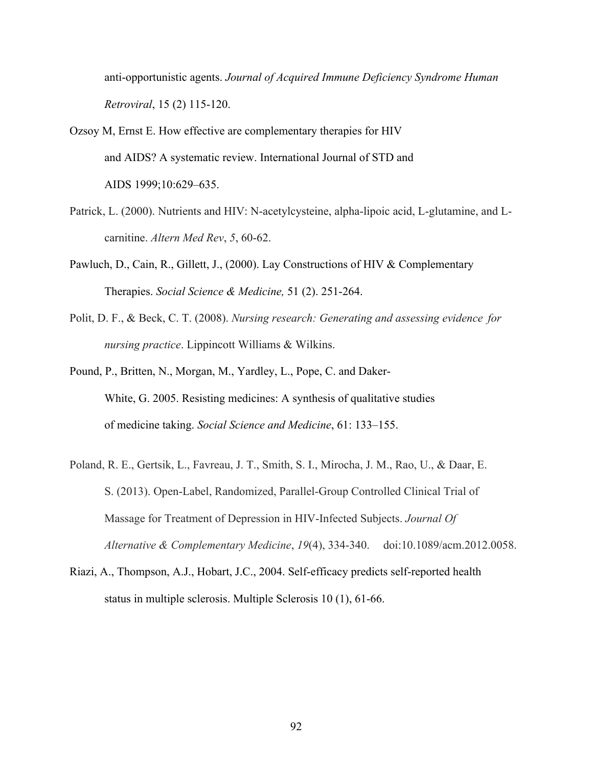anti-opportunistic agents. *Journal of Acquired Immune Deficiency Syndrome Human Retroviral*, 15 (2) 115-120.

Ozsoy M, Ernst E. How effective are complementary therapies for HIV and AIDS? A systematic review. International Journal of STD and AIDS 1999;10:629–635.

Patrick, L. (2000). Nutrients and HIV: N-acetylcysteine, alpha-lipoic acid, L-glutamine, and L-carnitine. *Altern Med Rev*, *5*, 60-62.

Pawluch, D., Cain, R., Gillett, J., (2000). Lay Constructions of HIV & Complementary Therapies. *Social Science & Medicine,* 51 (2). 251-264.

Polit, D. F., & Beck, C. T. (2008). *Nursing research: Generating and assessing evidence for nursing practice*. Lippincott Williams & Wilkins.

Pound, P., Britten, N., Morgan, M., Yardley, L., Pope, C. and Daker-White, G. 2005. Resisting medicines: A synthesis of qualitative studies of medicine taking. *Social Science and Medicine*, 61: 133–155.

Poland, R. E., Gertsik, L., Favreau, J. T., Smith, S. I., Mirocha, J. M., Rao, U., & Daar, E. S. (2013). Open-Label, Randomized, Parallel-Group Controlled Clinical Trial of Massage for Treatment of Depression in HIV-Infected Subjects. *Journal Of Alternative & Complementary Medicine*, *19*(4), 334-340. doi:10.1089/acm.2012.0058.

Riazi, A., Thompson, A.J., Hobart, J.C., 2004. Self-efficacy predicts self-reported health status in multiple sclerosis. Multiple Sclerosis 10 (1), 61-66.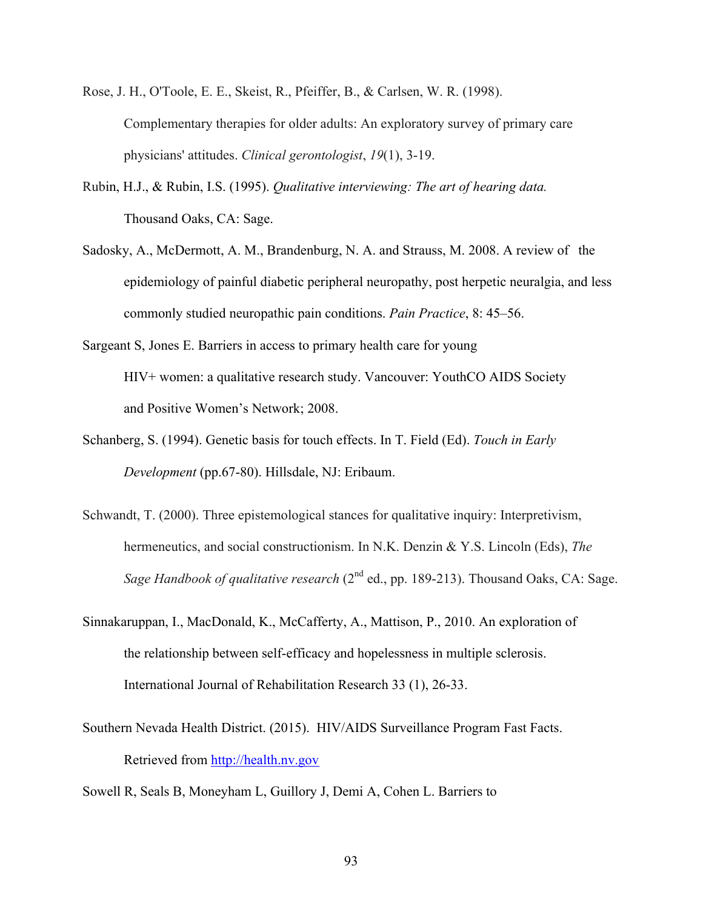Rose, J. H., O'Toole, E. E., Skeist, R., Pfeiffer, B., & Carlsen, W. R. (1998). Complementary therapies for older adults: An exploratory survey of primary care physicians' attitudes. *Clinical gerontologist*, *19*(1), 3-19.

Rubin, H.J., & Rubin, I.S. (1995). *Qualitative interviewing: The art of hearing data.* Thousand Oaks, CA: Sage.

Sadosky, A., McDermott, A. M., Brandenburg, N. A. and Strauss, M. 2008. A review of the epidemiology of painful diabetic peripheral neuropathy, post herpetic neuralgia, and less commonly studied neuropathic pain conditions. *Pain Practice*, 8: 45–56.

Sargeant S, Jones E. Barriers in access to primary health care for young HIV+ women: a qualitative research study. Vancouver: YouthCO AIDS Society and Positive Women's Network; 2008.

Schanberg, S. (1994). Genetic basis for touch effects. In T. Field (Ed). *Touch in Early Development* (pp.67-80). Hillsdale, NJ: Eribaum.

Schwandt, T. (2000). Three epistemological stances for qualitative inquiry: Interpretivism, hermeneutics, and social constructionism. In N.K. Denzin & Y.S. Lincoln (Eds), *The Sage Handbook of qualitative research* (2nd ed., pp. 189-213). Thousand Oaks, CA: Sage.

Sinnakaruppan, I., MacDonald, K., McCafferty, A., Mattison, P., 2010. An exploration of the relationship between self-efficacy and hopelessness in multiple sclerosis. International Journal of Rehabilitation Research 33 (1), 26-33.

Southern Nevada Health District. (2015). HIV/AIDS Surveillance Program Fast Facts. Retrieved from http://health.nv.gov

Sowell R, Seals B, Moneyham L, Guillory J, Demi A, Cohen L. Barriers to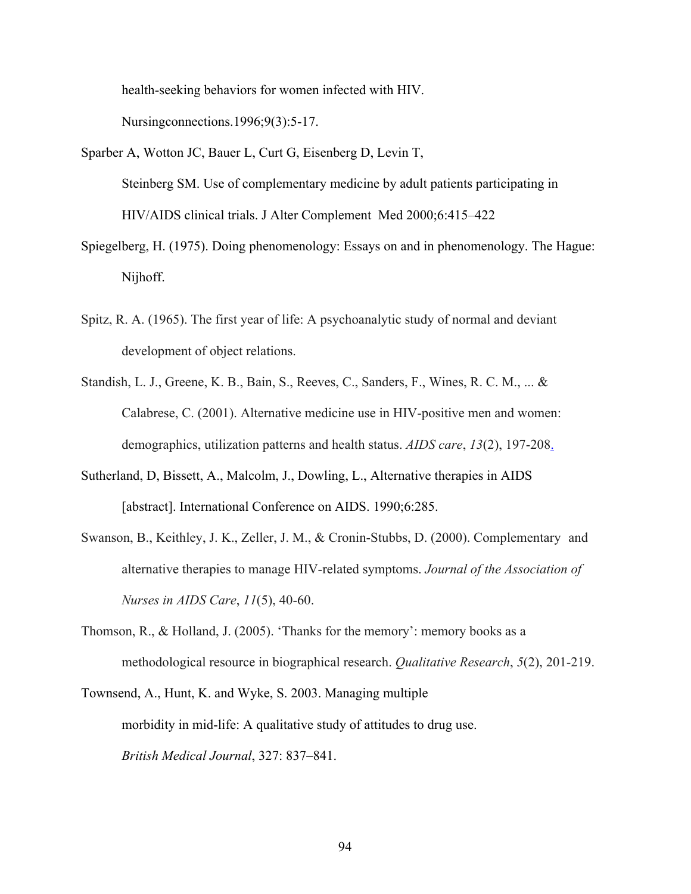health-seeking behaviors for women infected with HIV. Nursingconnections.1996;9(3):5-17.

Sparber A, Wotton JC, Bauer L, Curt G, Eisenberg D, Levin T, Steinberg SM. Use of complementary medicine by adult patients participating in HIV/AIDS clinical trials. J Alter Complement Med 2000;6:415–422

Spiegelberg, H. (1975). Doing phenomenology: Essays on and in phenomenology. The Hague: Nijhoff.

Spitz, R. A. (1965). The first year of life: A psychoanalytic study of normal and deviant development of object relations.

Standish, L. J., Greene, K. B., Bain, S., Reeves, C., Sanders, F., Wines, R. C. M., ... & Calabrese, C. (2001). Alternative medicine use in HIV-positive men and women: demographics, utilization patterns and health status. *AIDS care*, *13*(2), 197-208.

Sutherland, D, Bissett, A., Malcolm, J., Dowling, L., Alternative therapies in AIDS [abstract]. International Conference on AIDS. 1990;6:285.

Swanson, B., Keithley, J. K., Zeller, J. M., & Cronin-Stubbs, D. (2000). Complementary and alternative therapies to manage HIV-related symptoms. *Journal of the Association of Nurses in AIDS Care*, *11*(5), 40-60.

Thomson, R., & Holland, J. (2005). 'Thanks for the memory': memory books as a methodological resource in biographical research. *Qualitative Research*, *5*(2), 201-219.

Townsend, A., Hunt, K. and Wyke, S. 2003. Managing multiple morbidity in mid-life: A qualitative study of attitudes to drug use. *British Medical Journal*, 327: 837–841.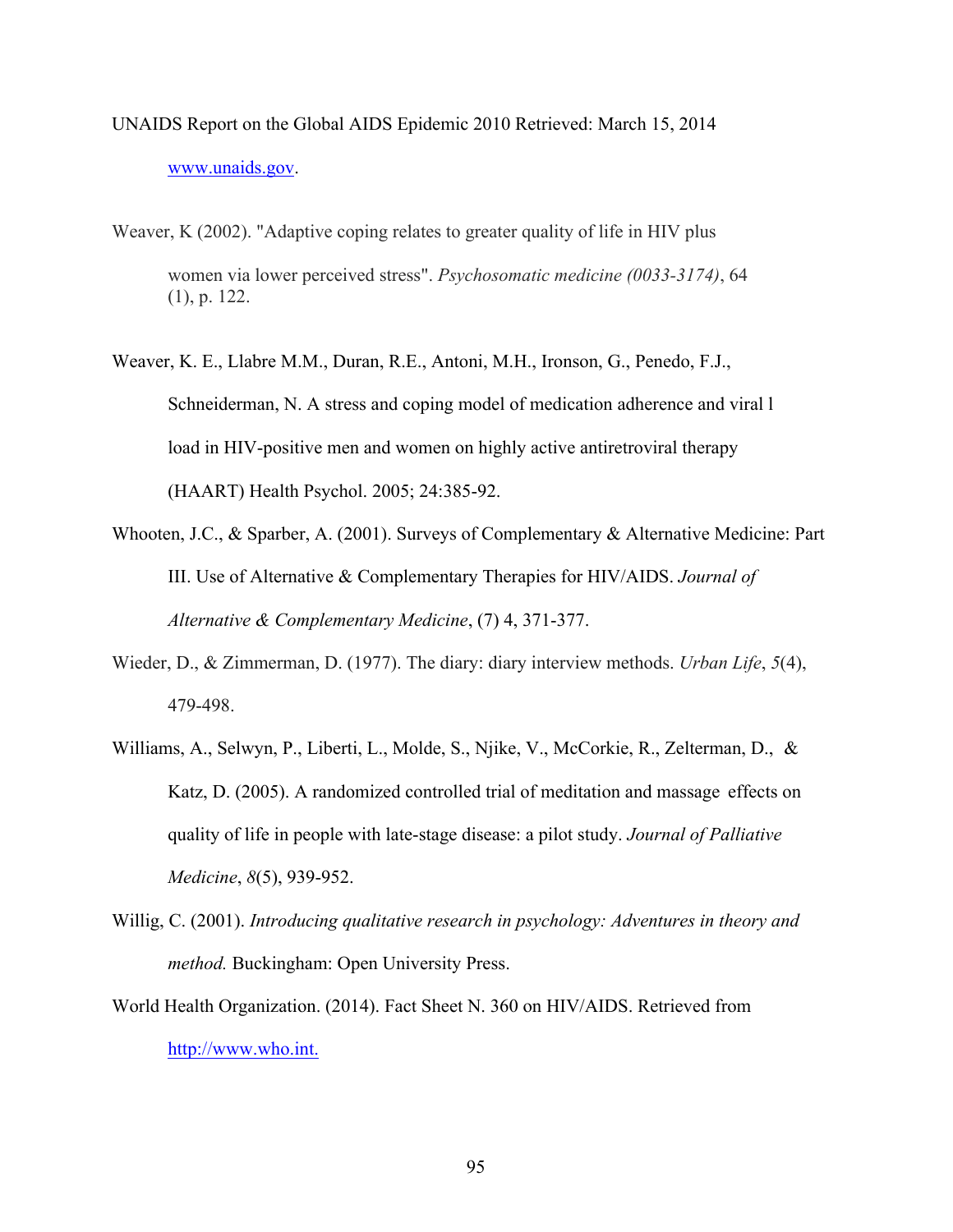UNAIDS Report on the Global AIDS Epidemic 2010 Retrieved: March 15, 2014 www.unaids.gov.

Weaver, K (2002). "Adaptive coping relates to greater quality of life in HIV plus women via lower perceived stress". *Psychosomatic medicine (0033-3174)*, 64 (1), p. 122.

Weaver, K. E., Llabre M.M., Duran, R.E., Antoni, M.H., Ironson, G., Penedo, F.J., Schneiderman, N. A stress and coping model of medication adherence and viral l load in HIV-positive men and women on highly active antiretroviral therapy (HAART) Health Psychol. 2005; 24:385-92.

Whooten, J.C., & Sparber, A. (2001). Surveys of Complementary & Alternative Medicine: Part III. Use of Alternative & Complementary Therapies for HIV/AIDS. *Journal of Alternative & Complementary Medicine*, (7) 4, 371-377.

Wieder, D., & Zimmerman, D. (1977). The diary: diary interview methods. *Urban Life*, *5*(4), 479-498.

Williams, A., Selwyn, P., Liberti, L., Molde, S., Njike, V., McCorkie, R., Zelterman, D., & Katz, D. (2005). A randomized controlled trial of meditation and massage effects on quality of life in people with late-stage disease: a pilot study. *Journal of Palliative Medicine*, *8*(5), 939-952.

Willig, C. (2001). *Introducing qualitative research in psychology: Adventures in theory and method.* Buckingham: Open University Press.

World Health Organization. (2014). Fact Sheet N. 360 on HIV/AIDS. Retrieved from http://www.who.int.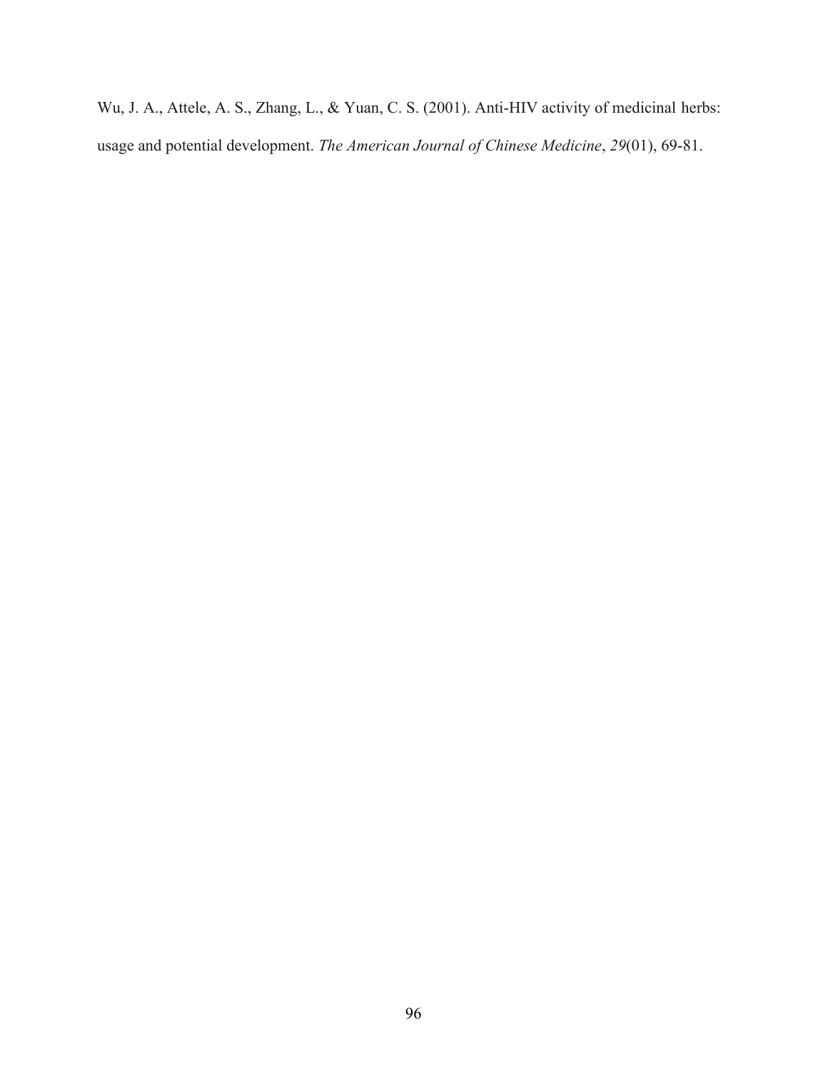Wu, J. A., Attele, A. S., Zhang, L., & Yuan, C. S. (2001). Anti-HIV activity of medicinal herbs: usage and potential development. *The American Journal of Chinese Medicine*, *29*(01), 69-81.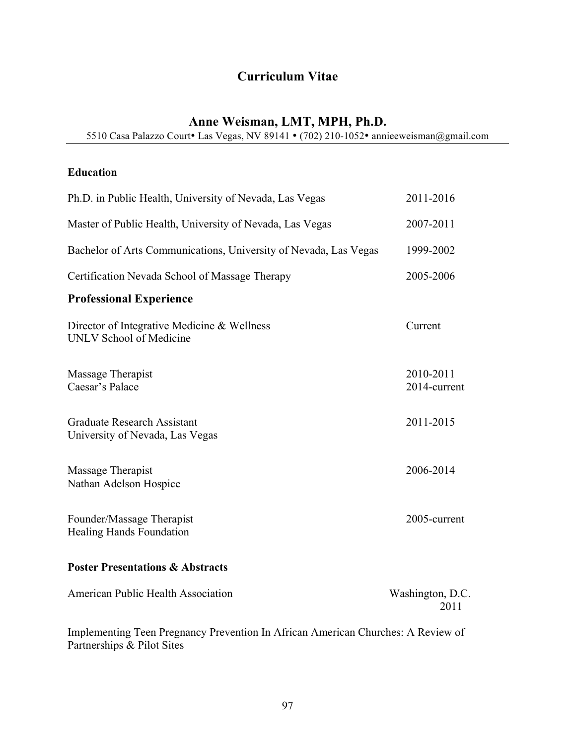# Curriculum Vitae

## Anne Weisman, LMT, MPH, Ph.D.

5510 Casa Palazzo Court• Las Vegas, NV 89141 • (702) 210-1052• annieeweisman@gmail.com

---

### Education

Ph.D. in Public Health, University of Nevada, Las Vegas — 2011-2016

Master of Public Health, University of Nevada, Las Vegas — 2007-2011

Bachelor of Arts Communications, University of Nevada, Las Vegas — 1999-2002

Certification Nevada School of Massage Therapy — 2005-2006

### Professional Experience

Director of Integrative Medicine & Wellness — Current
UNLV School of Medicine

Massage Therapist — 2010-2011, 2014-current
Caesar's Palace

Graduate Research Assistant — 2011-2015
University of Nevada, Las Vegas

Massage Therapist — 2006-2014
Nathan Adelson Hospice

Founder/Massage Therapist — 2005-current
Healing Hands Foundation

### Poster Presentations & Abstracts

American Public Health Association — Washington, D.C. 2011

Implementing Teen Pregnancy Prevention In African American Churches: A Review of Partnerships & Pilot Sites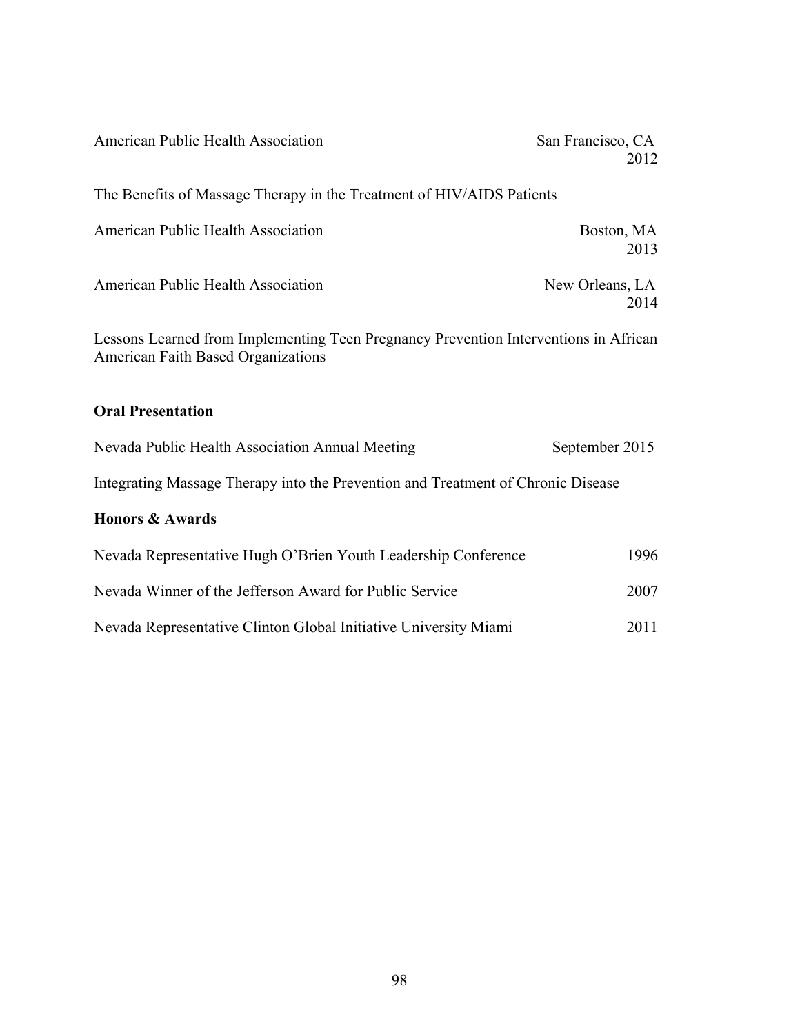American Public Health Association San Francisco, CA
2012

The Benefits of Massage Therapy in the Treatment of HIV/AIDS Patients

American Public Health Association Boston, MA
2013

American Public Health Association New Orleans, LA
2014

Lessons Learned from Implementing Teen Pregnancy Prevention Interventions in African American Faith Based Organizations

**Oral Presentation**

Nevada Public Health Association Annual Meeting September 2015

Integrating Massage Therapy into the Prevention and Treatment of Chronic Disease

**Honors & Awards**

Nevada Representative Hugh O'Brien Youth Leadership Conference 1996

Nevada Winner of the Jefferson Award for Public Service 2007

Nevada Representative Clinton Global Initiative University Miami 2011